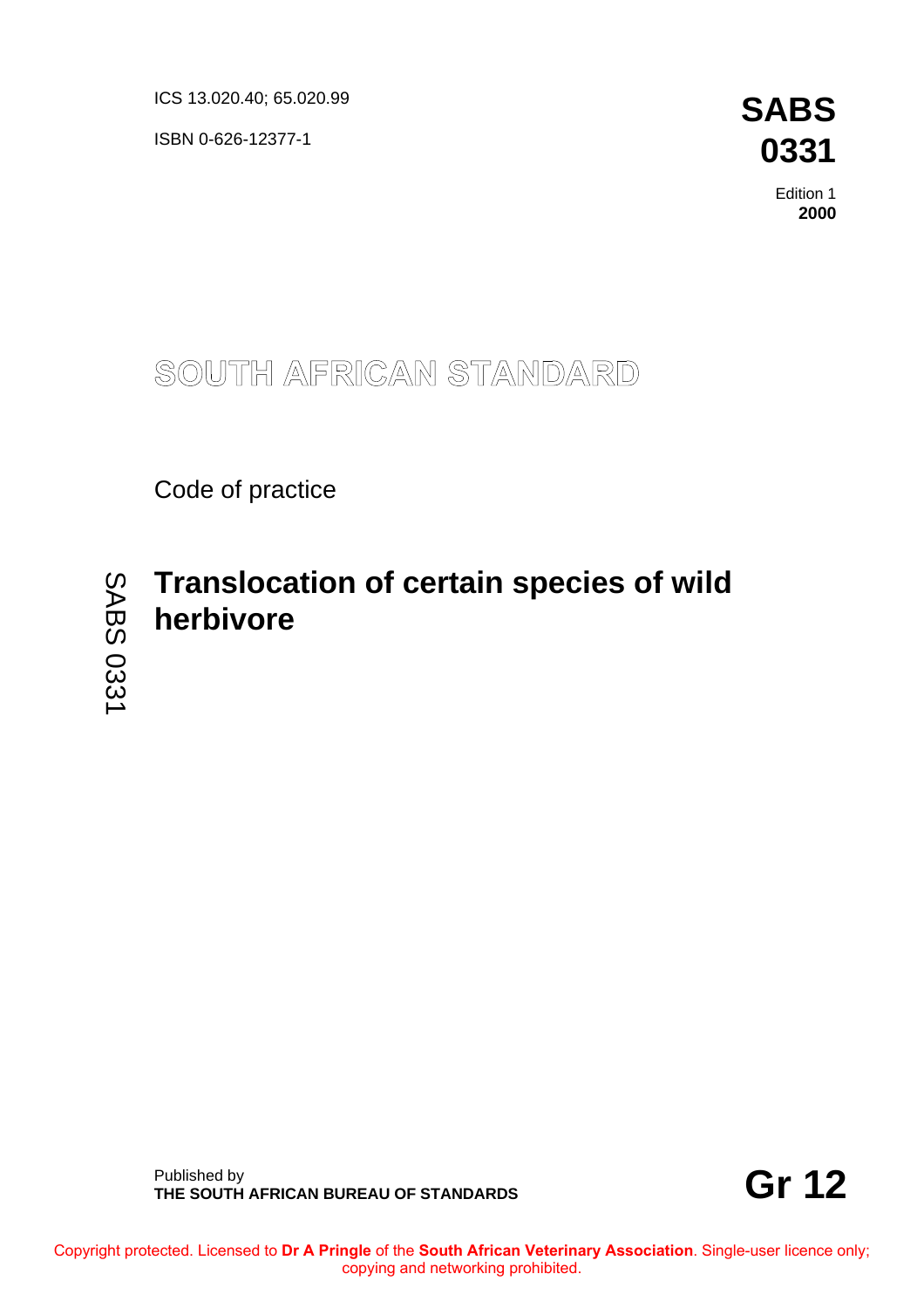ICS 13.020.40; 65.020.99

ISBN 0-626-12377-1

**SABS**
**0331**

Edition 1
**2000**

# SOUTH AFRICAN STANDARD

Code of practice

# Translocation of certain species of wild herbivore

Published by
**THE SOUTH AFRICAN BUREAU OF STANDARDS**

**Gr 12**

Copyright protected. Licensed to **Dr A Pringle** of the **South African Veterinary Association**. Single-user licence only; copying and networking prohibited.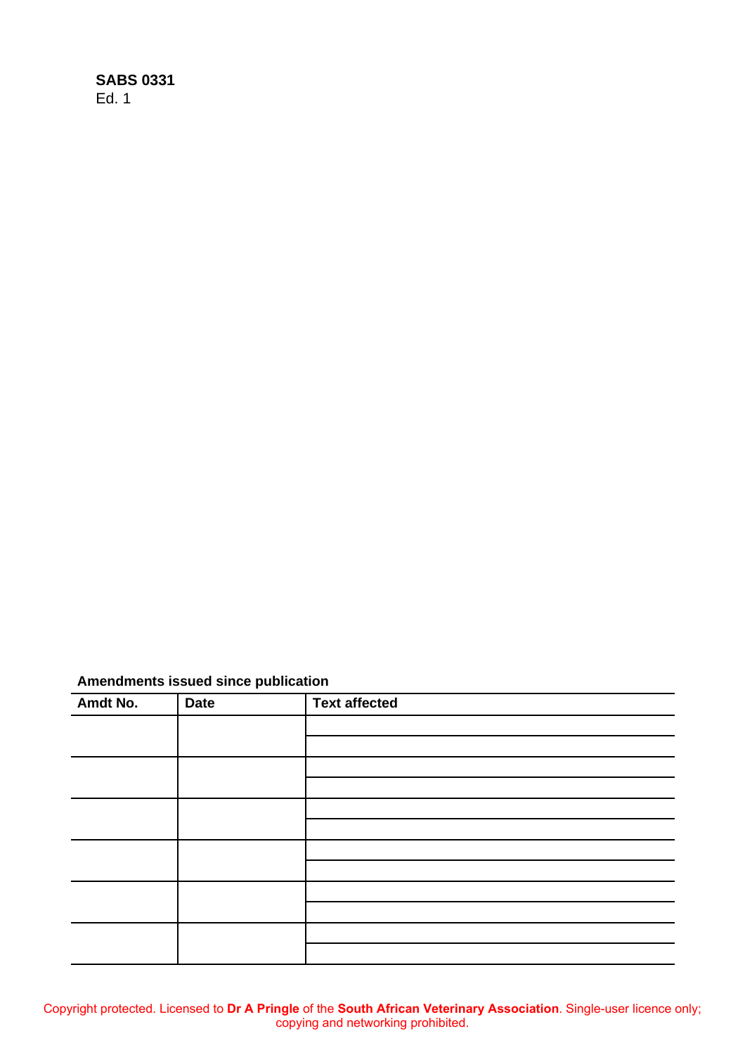**SABS 0331**
Ed. 1

**Amendments issued since publication**

| Amdt No. | Date | Text affected |
|---|---|---|
| | | |
| | | |
| | | |
| | | |
| | | |
| | | |

Copyright protected. Licensed to **Dr A Pringle** of the **South African Veterinary Association**. Single-user licence only; copying and networking prohibited.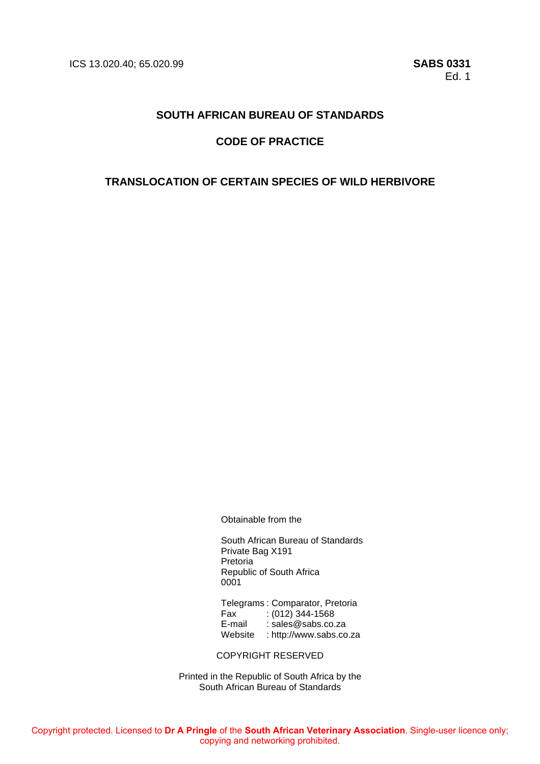ICS 13.020.40; 65.020.99

**SABS 0331**
Ed. 1

## SOUTH AFRICAN BUREAU OF STANDARDS

## CODE OF PRACTICE

# TRANSLOCATION OF CERTAIN SPECIES OF WILD HERBIVORE

Obtainable from the

South African Bureau of Standards
Private Bag X191
Pretoria
Republic of South Africa
0001

Telegrams : Comparator, Pretoria
Fax : (012) 344-1568
E-mail : sales@sabs.co.za
Website : http://www.sabs.co.za

COPYRIGHT RESERVED

Printed in the Republic of South Africa by the
South African Bureau of Standards

Copyright protected. Licensed to **Dr A Pringle** of the **South African Veterinary Association**. Single-user licence only; copying and networking prohibited.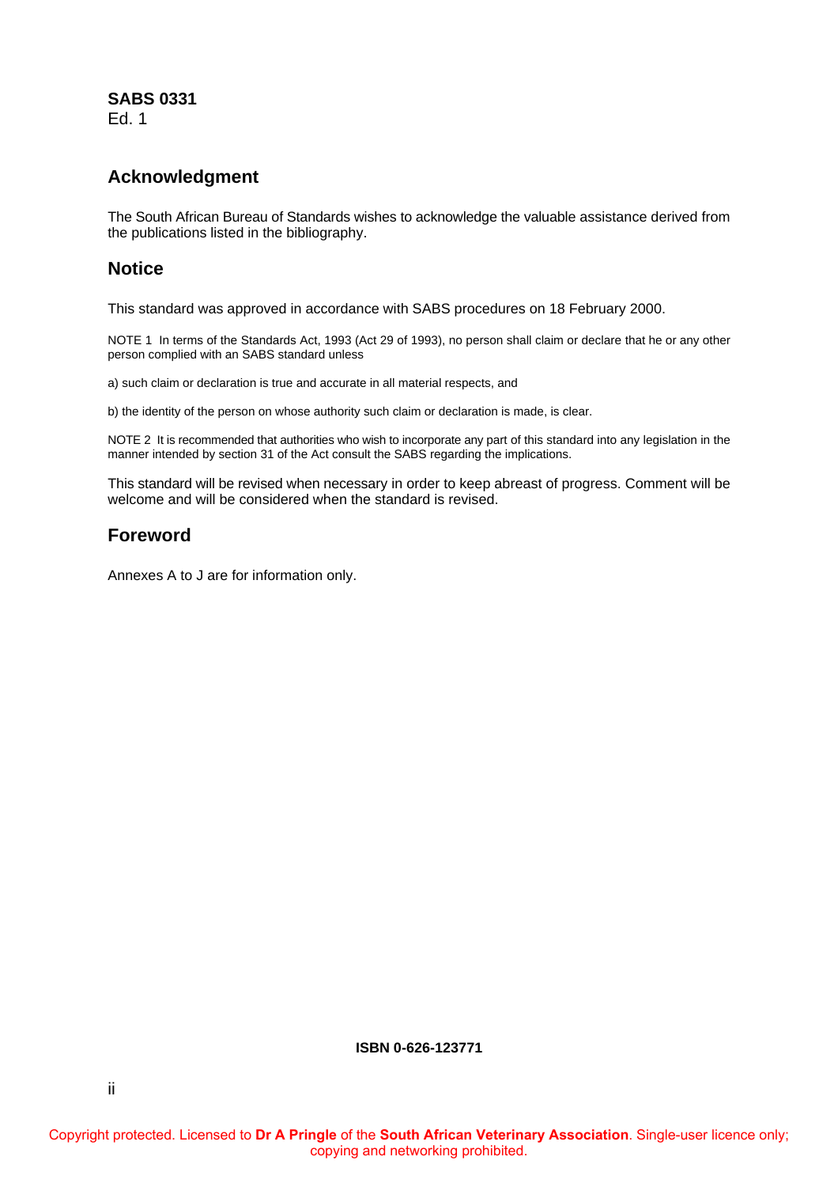**SABS 0331**
Ed. 1

## Acknowledgment

The South African Bureau of Standards wishes to acknowledge the valuable assistance derived from the publications listed in the bibliography.

## Notice

This standard was approved in accordance with SABS procedures on 18 February 2000.

NOTE 1 In terms of the Standards Act, 1993 (Act 29 of 1993), no person shall claim or declare that he or any other person complied with an SABS standard unless

a) such claim or declaration is true and accurate in all material respects, and

b) the identity of the person on whose authority such claim or declaration is made, is clear.

NOTE 2 It is recommended that authorities who wish to incorporate any part of this standard into any legislation in the manner intended by section 31 of the Act consult the SABS regarding the implications.

This standard will be revised when necessary in order to keep abreast of progress. Comment will be welcome and will be considered when the standard is revised.

## Foreword

Annexes A to J are for information only.

**ISBN 0-626-123771**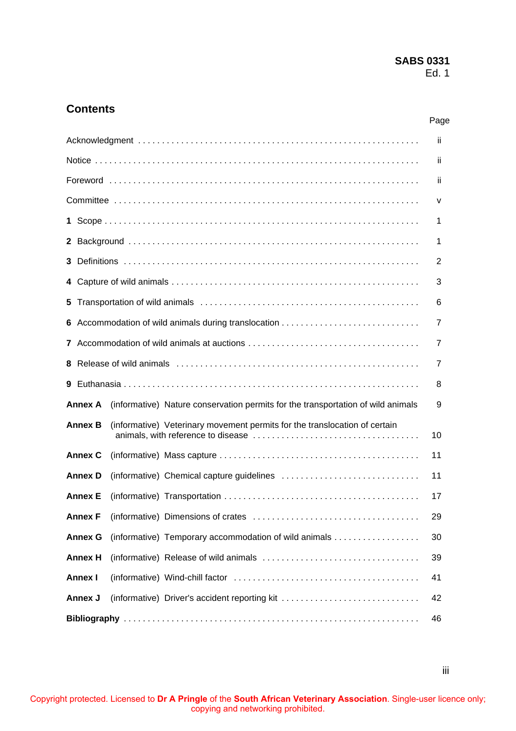## Contents

| | Page |
|---|---|
| Acknowledgment | ii |
| Notice | ii |
| Foreword | ii |
| Committee | v |
| **1** Scope | 1 |
| **2** Background | 1 |
| **3** Definitions | 2 |
| **4** Capture of wild animals | 3 |
| **5** Transportation of wild animals | 6 |
| **6** Accommodation of wild animals during translocation | 7 |
| **7** Accommodation of wild animals at auctions | 7 |
| **8** Release of wild animals | 7 |
| **9** Euthanasia | 8 |
| **Annex A** (informative) Nature conservation permits for the transportation of wild animals | 9 |
| **Annex B** (informative) Veterinary movement permits for the translocation of certain animals, with reference to disease | 10 |
| **Annex C** (informative) Mass capture | 11 |
| **Annex D** (informative) Chemical capture guidelines | 11 |
| **Annex E** (informative) Transportation | 17 |
| **Annex F** (informative) Dimensions of crates | 29 |
| **Annex G** (informative) Temporary accommodation of wild animals | 30 |
| **Annex H** (informative) Release of wild animals | 39 |
| **Annex I** (informative) Wind-chill factor | 41 |
| **Annex J** (informative) Driver's accident reporting kit | 42 |
| **Bibliography** | 46 |

Copyright protected. Licensed to **Dr A Pringle** of the **South African Veterinary Association**. Single-user licence only; copying and networking prohibited.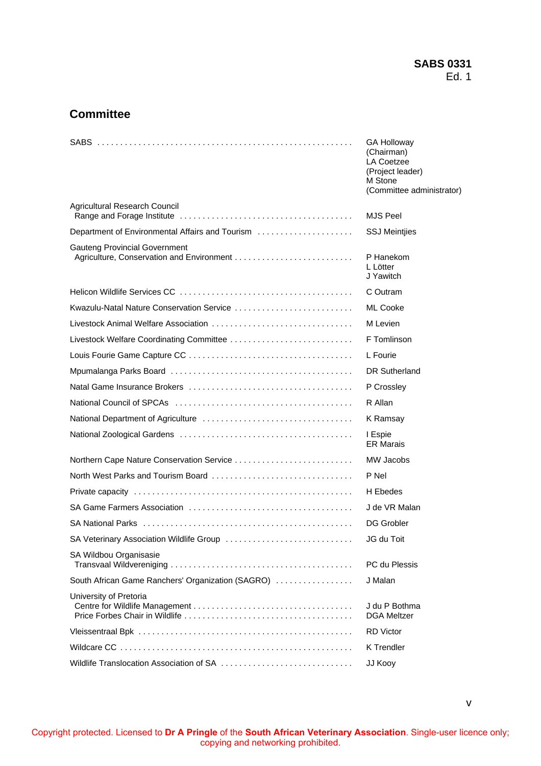## Committee

| | |
|---|---|
| SABS | GA Holloway (Chairman)<br>LA Coetzee (Project leader)<br>M Stone (Committee administrator) |
| Agricultural Research Council<br>Range and Forage Institute | MJS Peel |
| Department of Environmental Affairs and Tourism | SSJ Meintjies |
| Gauteng Provincial Government<br>Agriculture, Conservation and Environment | P Hanekom<br>L Lötter<br>J Yawitch |
| Helicon Wildlife Services CC | C Outram |
| Kwazulu-Natal Nature Conservation Service | ML Cooke |
| Livestock Animal Welfare Association | M Levien |
| Livestock Welfare Coordinating Committee | F Tomlinson |
| Louis Fourie Game Capture CC | L Fourie |
| Mpumalanga Parks Board | DR Sutherland |
| Natal Game Insurance Brokers | P Crossley |
| National Council of SPCAs | R Allan |
| National Department of Agriculture | K Ramsay |
| National Zoological Gardens | I Espie<br>ER Marais |
| Northern Cape Nature Conservation Service | MW Jacobs |
| North West Parks and Tourism Board | P Nel |
| Private capacity | H Ebedes |
| SA Game Farmers Association | J de VR Malan |
| SA National Parks | DG Grobler |
| SA Veterinary Association Wildlife Group | JG du Toit |
| SA Wildbou Organisasie<br>Transvaal Wildvereniging | PC du Plessis |
| South African Game Ranchers' Organization (SAGRO) | J Malan |
| University of Pretoria<br>Centre for Wildlife Management<br>Price Forbes Chair in Wildlife | <br>J du P Bothma<br>DGA Meltzer |
| Vleissentraal Bpk | RD Victor |
| Wildcare CC | K Trendler |
| Wildlife Translocation Association of SA | JJ Kooy |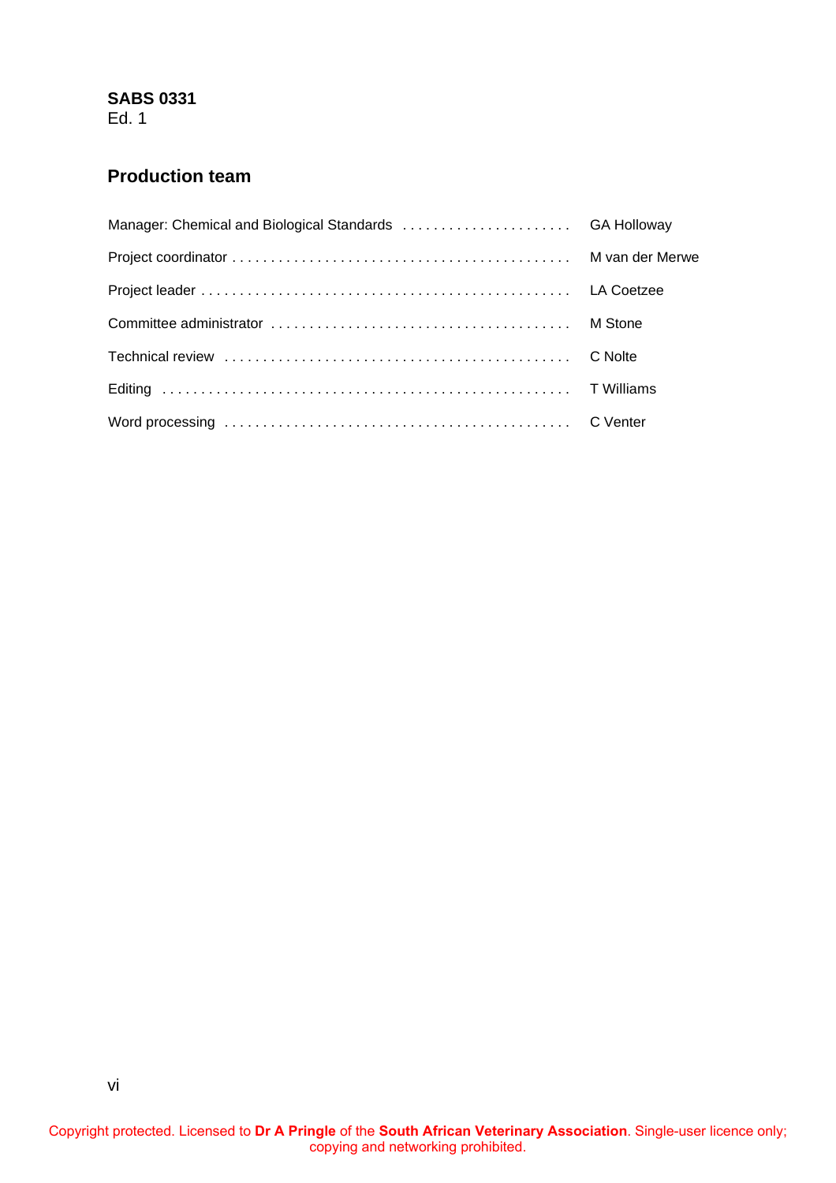## Production team

| | |
|---|---|
| Manager: Chemical and Biological Standards | GA Holloway |
| Project coordinator | M van der Merwe |
| Project leader | LA Coetzee |
| Committee administrator | M Stone |
| Technical review | C Nolte |
| Editing | T Williams |
| Word processing | C Venter |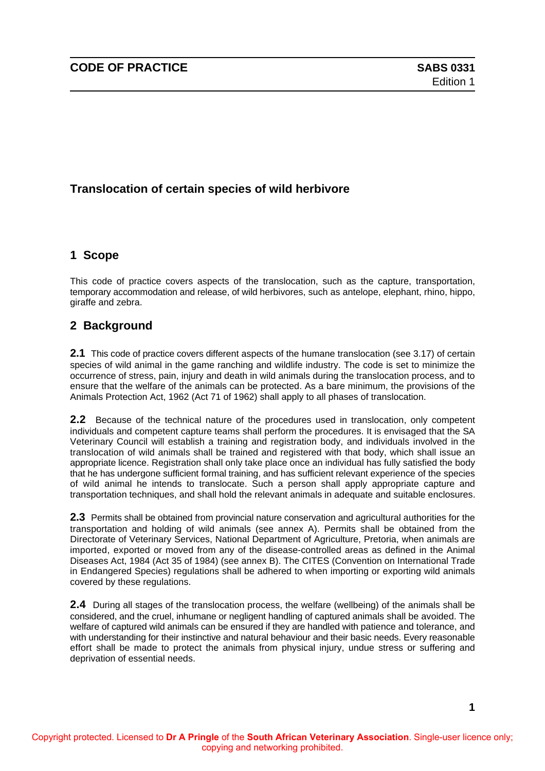**CODE OF PRACTICE** **SABS 0331**
Edition 1

## Translocation of certain species of wild herbivore

## 1 Scope

This code of practice covers aspects of the translocation, such as the capture, transportation, temporary accommodation and release, of wild herbivores, such as antelope, elephant, rhino, hippo, giraffe and zebra.

## 2 Background

**2.1** This code of practice covers different aspects of the humane translocation (see 3.17) of certain species of wild animal in the game ranching and wildlife industry. The code is set to minimize the occurrence of stress, pain, injury and death in wild animals during the translocation process, and to ensure that the welfare of the animals can be protected. As a bare minimum, the provisions of the Animals Protection Act, 1962 (Act 71 of 1962) shall apply to all phases of translocation.

**2.2** Because of the technical nature of the procedures used in translocation, only competent individuals and competent capture teams shall perform the procedures. It is envisaged that the SA Veterinary Council will establish a training and registration body, and individuals involved in the translocation of wild animals shall be trained and registered with that body, which shall issue an appropriate licence. Registration shall only take place once an individual has fully satisfied the body that he has undergone sufficient formal training, and has sufficient relevant experience of the species of wild animal he intends to translocate. Such a person shall apply appropriate capture and transportation techniques, and shall hold the relevant animals in adequate and suitable enclosures.

**2.3** Permits shall be obtained from provincial nature conservation and agricultural authorities for the transportation and holding of wild animals (see annex A). Permits shall be obtained from the Directorate of Veterinary Services, National Department of Agriculture, Pretoria, when animals are imported, exported or moved from any of the disease-controlled areas as defined in the Animal Diseases Act, 1984 (Act 35 of 1984) (see annex B). The CITES (Convention on International Trade in Endangered Species) regulations shall be adhered to when importing or exporting wild animals covered by these regulations.

**2.4** During all stages of the translocation process, the welfare (wellbeing) of the animals shall be considered, and the cruel, inhumane or negligent handling of captured animals shall be avoided. The welfare of captured wild animals can be ensured if they are handled with patience and tolerance, and with understanding for their instinctive and natural behaviour and their basic needs. Every reasonable effort shall be made to protect the animals from physical injury, undue stress or suffering and deprivation of essential needs.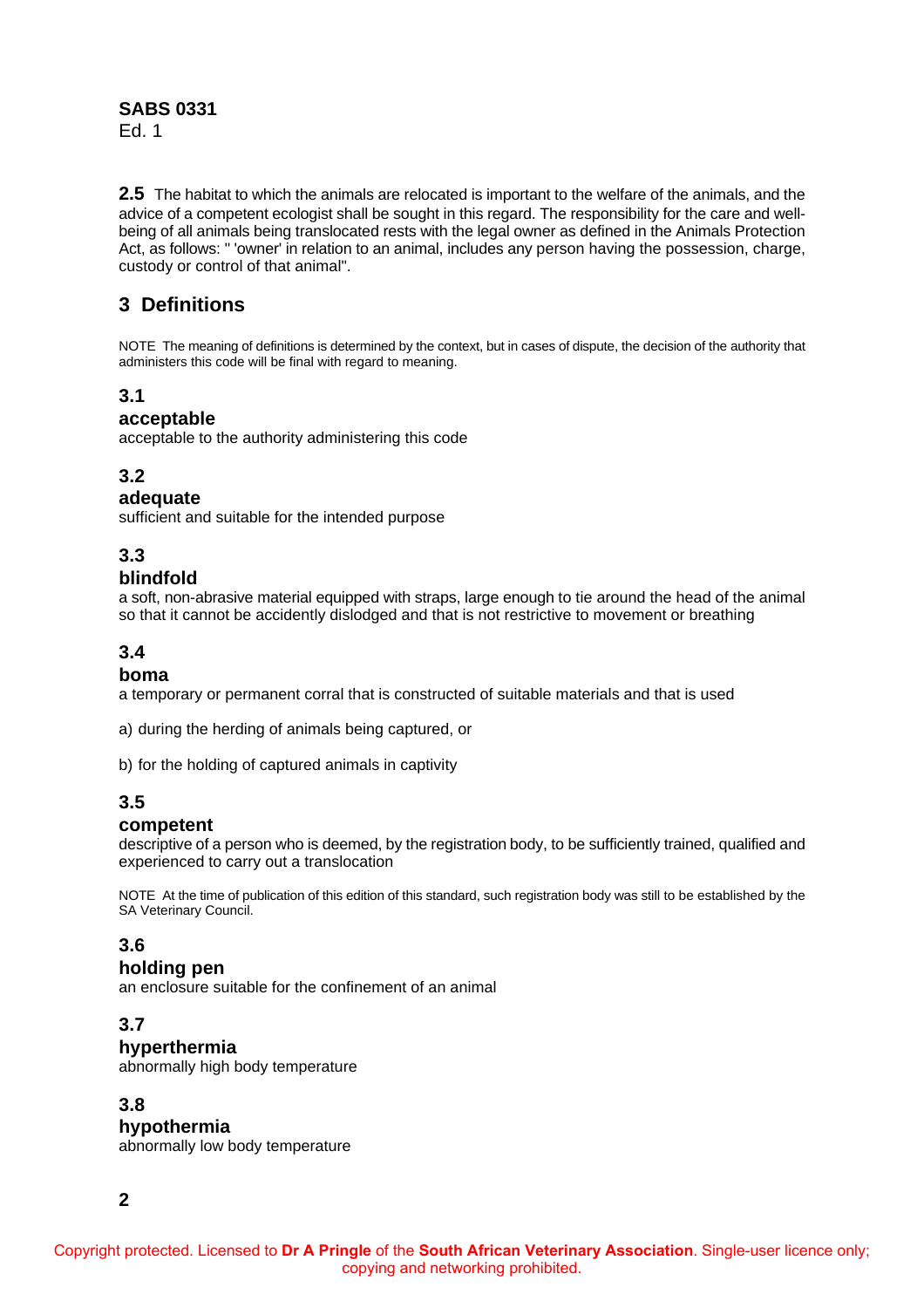**2.5** The habitat to which the animals are relocated is important to the welfare of the animals, and the advice of a competent ecologist shall be sought in this regard. The responsibility for the care and well-being of all animals being translocated rests with the legal owner as defined in the Animals Protection Act, as follows: " 'owner' in relation to an animal, includes any person having the possession, charge, custody or control of that animal".

## 3 Definitions

NOTE The meaning of definitions is determined by the context, but in cases of dispute, the decision of the authority that administers this code will be final with regard to meaning.

### 3.1
**acceptable**
acceptable to the authority administering this code

### 3.2
**adequate**
sufficient and suitable for the intended purpose

### 3.3
**blindfold**
a soft, non-abrasive material equipped with straps, large enough to tie around the head of the animal so that it cannot be accidently dislodged and that is not restrictive to movement or breathing

### 3.4
**boma**
a temporary or permanent corral that is constructed of suitable materials and that is used

a) during the herding of animals being captured, or

b) for the holding of captured animals in captivity

### 3.5
**competent**
descriptive of a person who is deemed, by the registration body, to be sufficiently trained, qualified and experienced to carry out a translocation

NOTE At the time of publication of this edition of this standard, such registration body was still to be established by the SA Veterinary Council.

### 3.6
**holding pen**
an enclosure suitable for the confinement of an animal

### 3.7
**hyperthermia**
abnormally high body temperature

### 3.8
**hypothermia**
abnormally low body temperature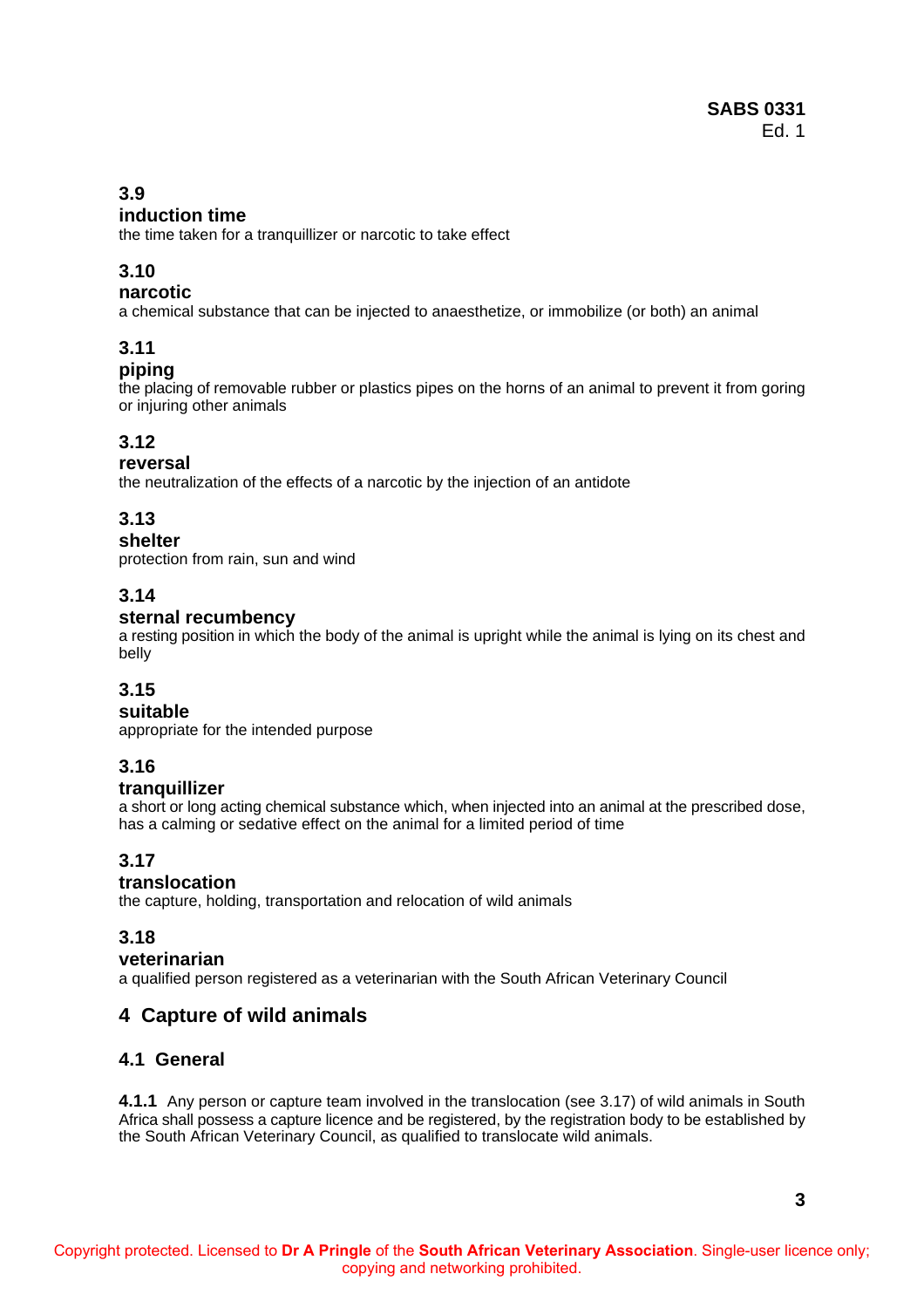**3.9**
**induction time**
the time taken for a tranquillizer or narcotic to take effect

**3.10**
**narcotic**
a chemical substance that can be injected to anaesthetize, or immobilize (or both) an animal

**3.11**
**piping**
the placing of removable rubber or plastics pipes on the horns of an animal to prevent it from goring or injuring other animals

**3.12**
**reversal**
the neutralization of the effects of a narcotic by the injection of an antidote

**3.13**
**shelter**
protection from rain, sun and wind

**3.14**
**sternal recumbency**
a resting position in which the body of the animal is upright while the animal is lying on its chest and belly

**3.15**
**suitable**
appropriate for the intended purpose

**3.16**
**tranquillizer**
a short or long acting chemical substance which, when injected into an animal at the prescribed dose, has a calming or sedative effect on the animal for a limited period of time

**3.17**
**translocation**
the capture, holding, transportation and relocation of wild animals

**3.18**
**veterinarian**
a qualified person registered as a veterinarian with the South African Veterinary Council

## 4 Capture of wild animals

### 4.1 General

**4.1.1** Any person or capture team involved in the translocation (see 3.17) of wild animals in South Africa shall possess a capture licence and be registered, by the registration body to be established by the South African Veterinary Council, as qualified to translocate wild animals.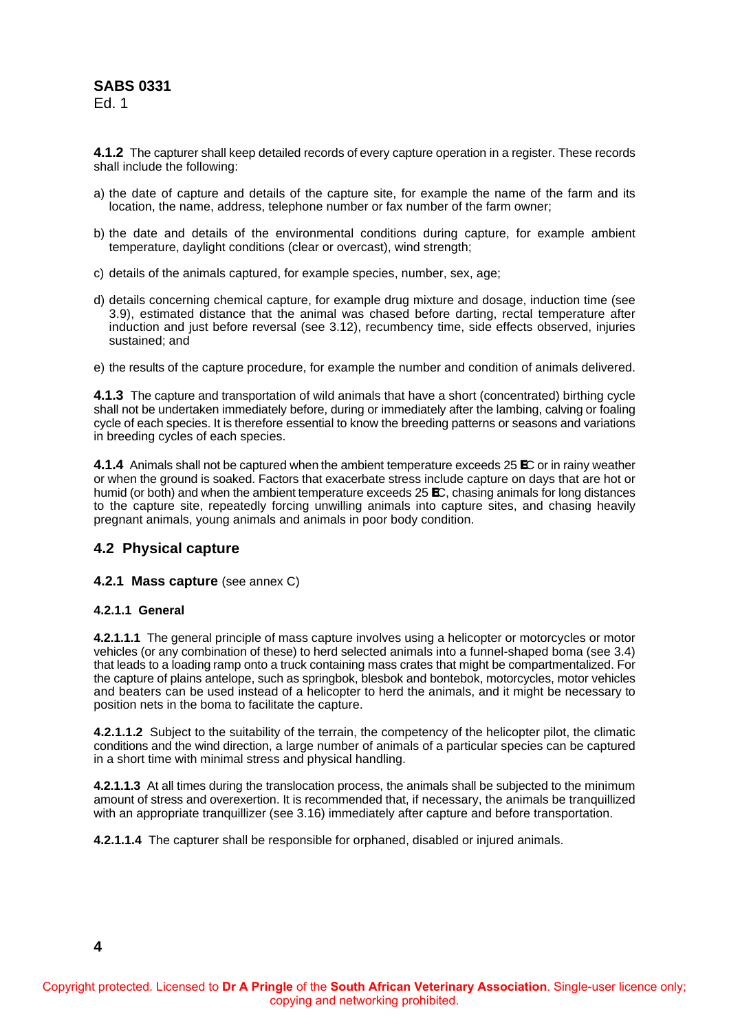**4.1.2** The capturer shall keep detailed records of every capture operation in a register. These records shall include the following:

a) the date of capture and details of the capture site, for example the name of the farm and its location, the name, address, telephone number or fax number of the farm owner;

b) the date and details of the environmental conditions during capture, for example ambient temperature, daylight conditions (clear or overcast), wind strength;

c) details of the animals captured, for example species, number, sex, age;

d) details concerning chemical capture, for example drug mixture and dosage, induction time (see 3.9), estimated distance that the animal was chased before darting, rectal temperature after induction and just before reversal (see 3.12), recumbency time, side effects observed, injuries sustained; and

e) the results of the capture procedure, for example the number and condition of animals delivered.

**4.1.3** The capture and transportation of wild animals that have a short (concentrated) birthing cycle shall not be undertaken immediately before, during or immediately after the lambing, calving or foaling cycle of each species. It is therefore essential to know the breeding patterns or seasons and variations in breeding cycles of each species.

**4.1.4** Animals shall not be captured when the ambient temperature exceeds 25 °C or in rainy weather or when the ground is soaked. Factors that exacerbate stress include capture on days that are hot or humid (or both) and when the ambient temperature exceeds 25 °C, chasing animals for long distances to the capture site, repeatedly forcing unwilling animals into capture sites, and chasing heavily pregnant animals, young animals and animals in poor body condition.

## 4.2 Physical capture

### 4.2.1 Mass capture (see annex C)

#### 4.2.1.1 General

**4.2.1.1.1** The general principle of mass capture involves using a helicopter or motorcycles or motor vehicles (or any combination of these) to herd selected animals into a funnel-shaped boma (see 3.4) that leads to a loading ramp onto a truck containing mass crates that might be compartmentalized. For the capture of plains antelope, such as springbok, blesbok and bontebok, motorcycles, motor vehicles and beaters can be used instead of a helicopter to herd the animals, and it might be necessary to position nets in the boma to facilitate the capture.

**4.2.1.1.2** Subject to the suitability of the terrain, the competency of the helicopter pilot, the climatic conditions and the wind direction, a large number of animals of a particular species can be captured in a short time with minimal stress and physical handling.

**4.2.1.1.3** At all times during the translocation process, the animals shall be subjected to the minimum amount of stress and overexertion. It is recommended that, if necessary, the animals be tranquillized with an appropriate tranquillizer (see 3.16) immediately after capture and before transportation.

**4.2.1.1.4** The capturer shall be responsible for orphaned, disabled or injured animals.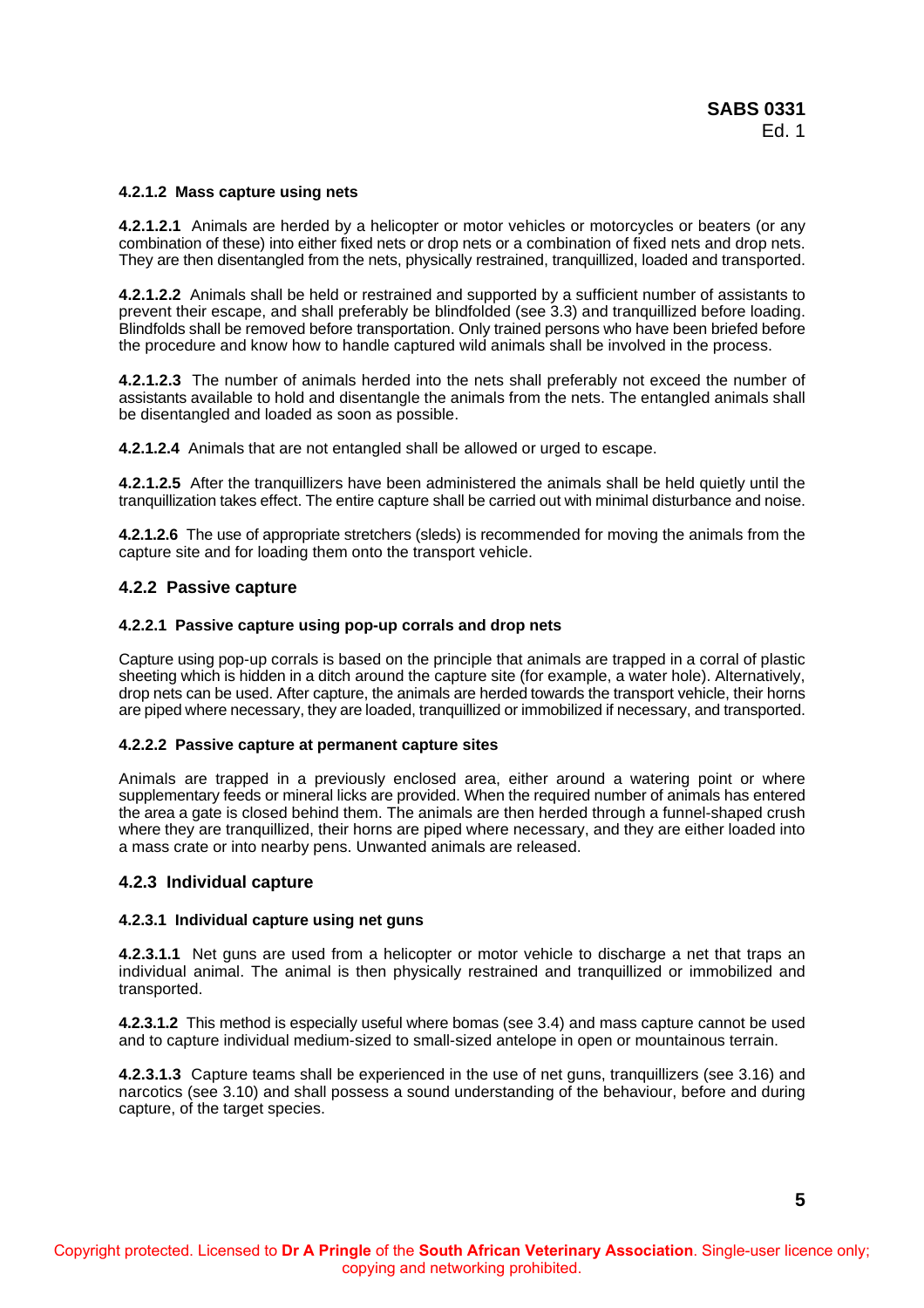#### 4.2.1.2 Mass capture using nets

**4.2.1.2.1** Animals are herded by a helicopter or motor vehicles or motorcycles or beaters (or any combination of these) into either fixed nets or drop nets or a combination of fixed nets and drop nets. They are then disentangled from the nets, physically restrained, tranquillized, loaded and transported.

**4.2.1.2.2** Animals shall be held or restrained and supported by a sufficient number of assistants to prevent their escape, and shall preferably be blindfolded (see 3.3) and tranquillized before loading. Blindfolds shall be removed before transportation. Only trained persons who have been briefed before the procedure and know how to handle captured wild animals shall be involved in the process.

**4.2.1.2.3** The number of animals herded into the nets shall preferably not exceed the number of assistants available to hold and disentangle the animals from the nets. The entangled animals shall be disentangled and loaded as soon as possible.

**4.2.1.2.4** Animals that are not entangled shall be allowed or urged to escape.

**4.2.1.2.5** After the tranquillizers have been administered the animals shall be held quietly until the tranquillization takes effect. The entire capture shall be carried out with minimal disturbance and noise.

**4.2.1.2.6** The use of appropriate stretchers (sleds) is recommended for moving the animals from the capture site and for loading them onto the transport vehicle.

### 4.2.2 Passive capture

#### 4.2.2.1 Passive capture using pop-up corrals and drop nets

Capture using pop-up corrals is based on the principle that animals are trapped in a corral of plastic sheeting which is hidden in a ditch around the capture site (for example, a water hole). Alternatively, drop nets can be used. After capture, the animals are herded towards the transport vehicle, their horns are piped where necessary, they are loaded, tranquillized or immobilized if necessary, and transported.

#### 4.2.2.2 Passive capture at permanent capture sites

Animals are trapped in a previously enclosed area, either around a watering point or where supplementary feeds or mineral licks are provided. When the required number of animals has entered the area a gate is closed behind them. The animals are then herded through a funnel-shaped crush where they are tranquillized, their horns are piped where necessary, and they are either loaded into a mass crate or into nearby pens. Unwanted animals are released.

### 4.2.3 Individual capture

#### 4.2.3.1 Individual capture using net guns

**4.2.3.1.1** Net guns are used from a helicopter or motor vehicle to discharge a net that traps an individual animal. The animal is then physically restrained and tranquillized or immobilized and transported.

**4.2.3.1.2** This method is especially useful where bomas (see 3.4) and mass capture cannot be used and to capture individual medium-sized to small-sized antelope in open or mountainous terrain.

**4.2.3.1.3** Capture teams shall be experienced in the use of net guns, tranquillizers (see 3.16) and narcotics (see 3.10) and shall possess a sound understanding of the behaviour, before and during capture, of the target species.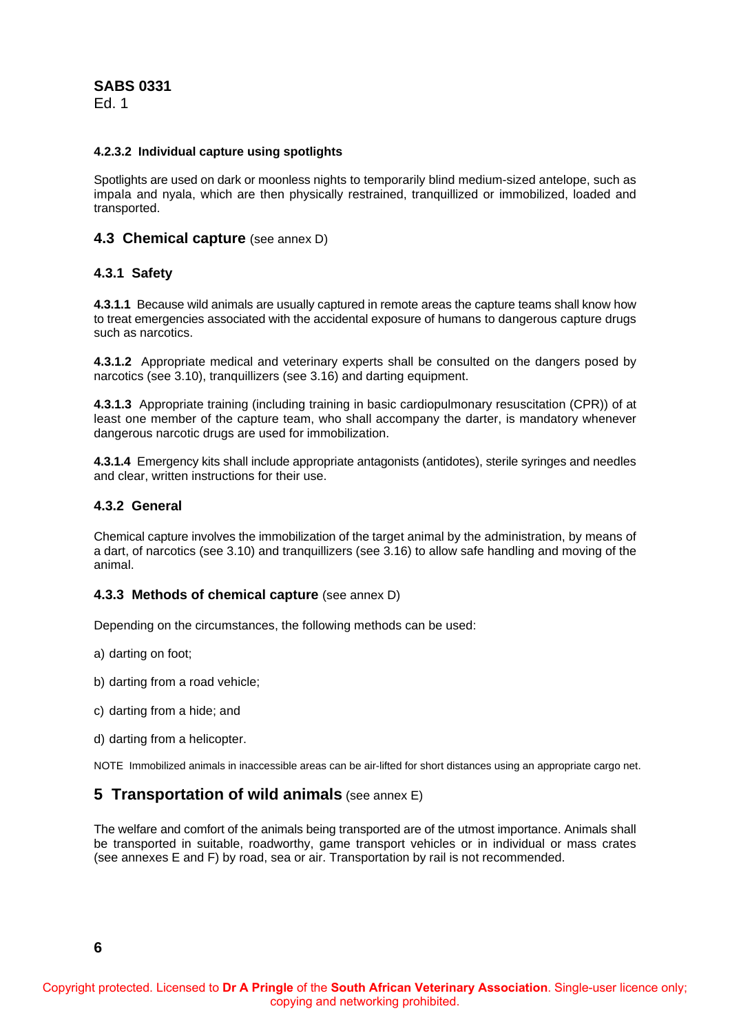#### 4.2.3.2 Individual capture using spotlights

Spotlights are used on dark or moonless nights to temporarily blind medium-sized antelope, such as impala and nyala, which are then physically restrained, tranquillized or immobilized, loaded and transported.

## 4.3 Chemical capture (see annex D)

### 4.3.1 Safety

**4.3.1.1** Because wild animals are usually captured in remote areas the capture teams shall know how to treat emergencies associated with the accidental exposure of humans to dangerous capture drugs such as narcotics.

**4.3.1.2** Appropriate medical and veterinary experts shall be consulted on the dangers posed by narcotics (see 3.10), tranquillizers (see 3.16) and darting equipment.

**4.3.1.3** Appropriate training (including training in basic cardiopulmonary resuscitation (CPR)) of at least one member of the capture team, who shall accompany the darter, is mandatory whenever dangerous narcotic drugs are used for immobilization.

**4.3.1.4** Emergency kits shall include appropriate antagonists (antidotes), sterile syringes and needles and clear, written instructions for their use.

### 4.3.2 General

Chemical capture involves the immobilization of the target animal by the administration, by means of a dart, of narcotics (see 3.10) and tranquillizers (see 3.16) to allow safe handling and moving of the animal.

### 4.3.3 Methods of chemical capture (see annex D)

Depending on the circumstances, the following methods can be used:

a) darting on foot;

b) darting from a road vehicle;

c) darting from a hide; and

d) darting from a helicopter.

NOTE Immobilized animals in inaccessible areas can be air-lifted for short distances using an appropriate cargo net.

# 5 Transportation of wild animals (see annex E)

The welfare and comfort of the animals being transported are of the utmost importance. Animals shall be transported in suitable, roadworthy, game transport vehicles or in individual or mass crates (see annexes E and F) by road, sea or air. Transportation by rail is not recommended.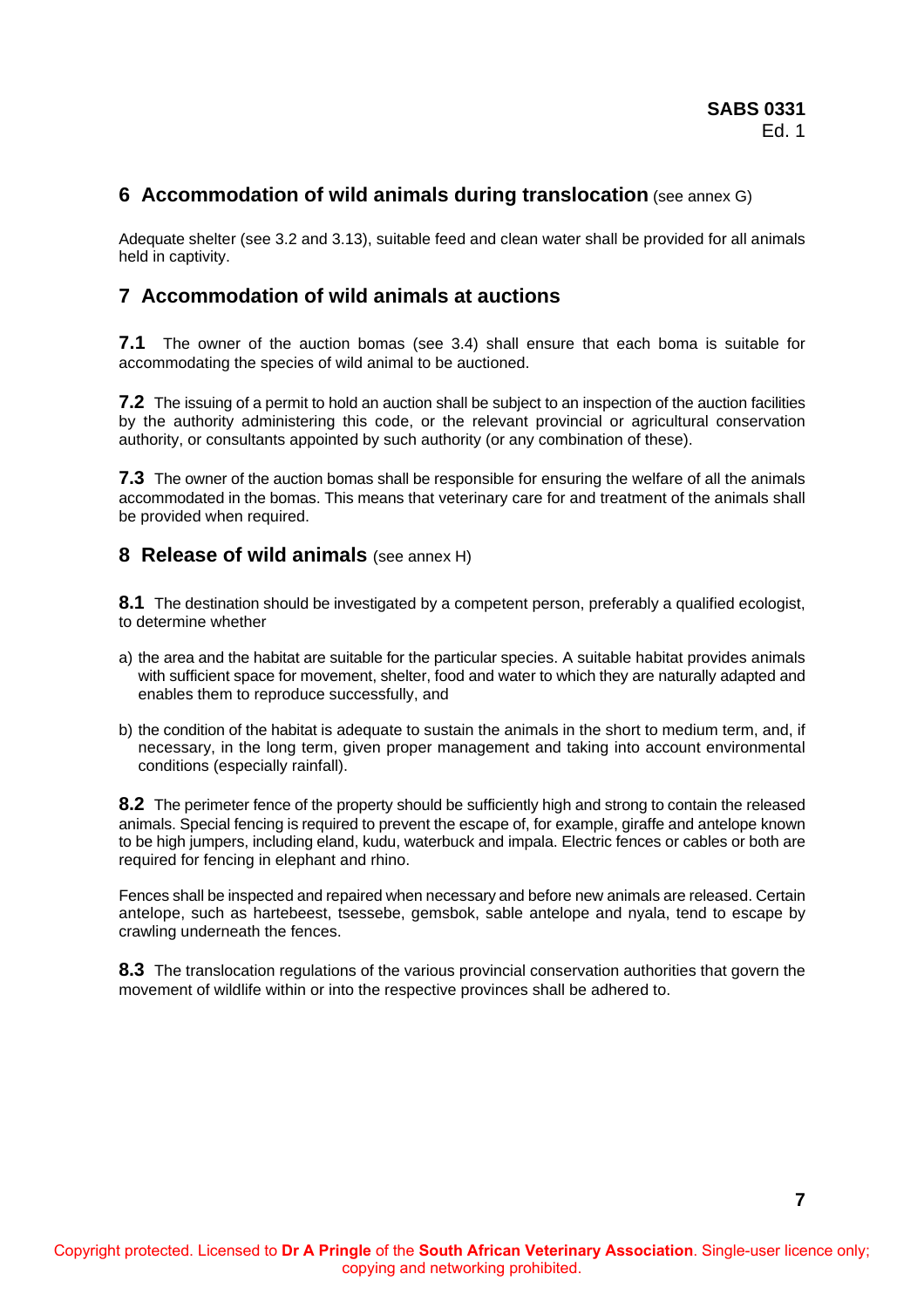## 6 Accommodation of wild animals during translocation (see annex G)

Adequate shelter (see 3.2 and 3.13), suitable feed and clean water shall be provided for all animals held in captivity.

## 7 Accommodation of wild animals at auctions

**7.1** The owner of the auction bomas (see 3.4) shall ensure that each boma is suitable for accommodating the species of wild animal to be auctioned.

**7.2** The issuing of a permit to hold an auction shall be subject to an inspection of the auction facilities by the authority administering this code, or the relevant provincial or agricultural conservation authority, or consultants appointed by such authority (or any combination of these).

**7.3** The owner of the auction bomas shall be responsible for ensuring the welfare of all the animals accommodated in the bomas. This means that veterinary care for and treatment of the animals shall be provided when required.

## 8 Release of wild animals (see annex H)

**8.1** The destination should be investigated by a competent person, preferably a qualified ecologist, to determine whether

a) the area and the habitat are suitable for the particular species. A suitable habitat provides animals with sufficient space for movement, shelter, food and water to which they are naturally adapted and enables them to reproduce successfully, and

b) the condition of the habitat is adequate to sustain the animals in the short to medium term, and, if necessary, in the long term, given proper management and taking into account environmental conditions (especially rainfall).

**8.2** The perimeter fence of the property should be sufficiently high and strong to contain the released animals. Special fencing is required to prevent the escape of, for example, giraffe and antelope known to be high jumpers, including eland, kudu, waterbuck and impala. Electric fences or cables or both are required for fencing in elephant and rhino.

Fences shall be inspected and repaired when necessary and before new animals are released. Certain antelope, such as hartebeest, tsessebe, gemsbok, sable antelope and nyala, tend to escape by crawling underneath the fences.

**8.3** The translocation regulations of the various provincial conservation authorities that govern the movement of wildlife within or into the respective provinces shall be adhered to.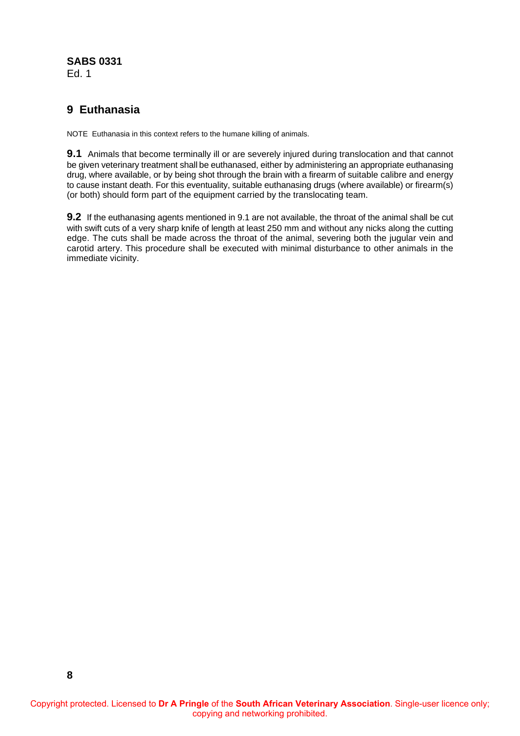## 9 Euthanasia

NOTE Euthanasia in this context refers to the humane killing of animals.

**9.1** Animals that become terminally ill or are severely injured during translocation and that cannot be given veterinary treatment shall be euthanased, either by administering an appropriate euthanasing drug, where available, or by being shot through the brain with a firearm of suitable calibre and energy to cause instant death. For this eventuality, suitable euthanasing drugs (where available) or firearm(s) (or both) should form part of the equipment carried by the translocating team.

**9.2** If the euthanasing agents mentioned in 9.1 are not available, the throat of the animal shall be cut with swift cuts of a very sharp knife of length at least 250 mm and without any nicks along the cutting edge. The cuts shall be made across the throat of the animal, severing both the jugular vein and carotid artery. This procedure shall be executed with minimal disturbance to other animals in the immediate vicinity.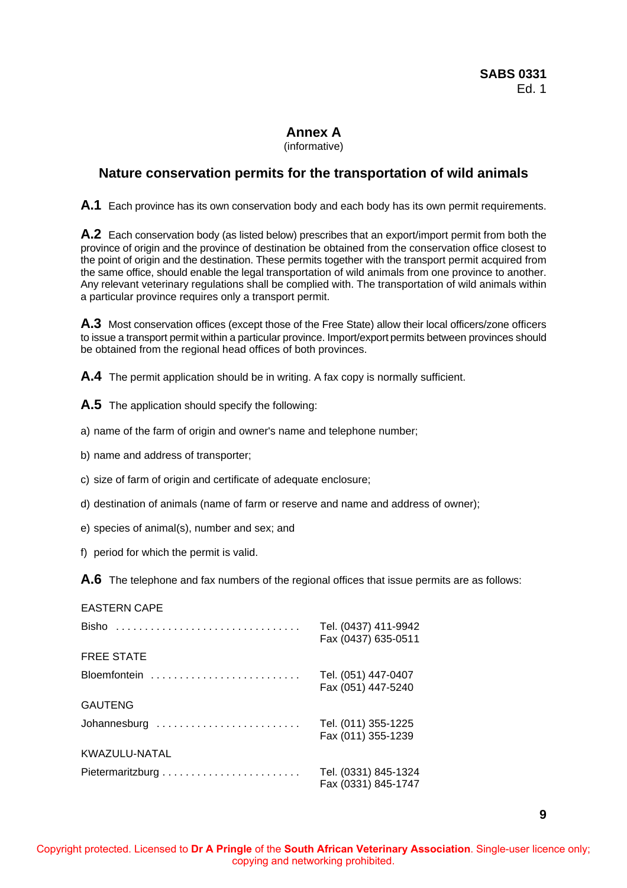# Annex A
(informative)

## Nature conservation permits for the transportation of wild animals

**A.1** Each province has its own conservation body and each body has its own permit requirements.

**A.2** Each conservation body (as listed below) prescribes that an export/import permit from both the province of origin and the province of destination be obtained from the conservation office closest to the point of origin and the destination. These permits together with the transport permit acquired from the same office, should enable the legal transportation of wild animals from one province to another. Any relevant veterinary regulations shall be complied with. The transportation of wild animals within a particular province requires only a transport permit.

**A.3** Most conservation offices (except those of the Free State) allow their local officers/zone officers to issue a transport permit within a particular province. Import/export permits between provinces should be obtained from the regional head offices of both provinces.

**A.4** The permit application should be in writing. A fax copy is normally sufficient.

**A.5** The application should specify the following:

a) name of the farm of origin and owner's name and telephone number;

b) name and address of transporter;

c) size of farm of origin and certificate of adequate enclosure;

d) destination of animals (name of farm or reserve and name and address of owner);

e) species of animal(s), number and sex; and

f) period for which the permit is valid.

**A.6** The telephone and fax numbers of the regional offices that issue permits are as follows:

EASTERN CAPE

Bisho ................................ Tel. (0437) 411-9942
Fax (0437) 635-0511

FREE STATE

Bloemfontein .......................... Tel. (051) 447-0407
Fax (051) 447-5240

GAUTENG

Johannesburg ......................... Tel. (011) 355-1225
Fax (011) 355-1239

KWAZULU-NATAL

Pietermaritzburg ........................ Tel. (0331) 845-1324
Fax (0331) 845-1747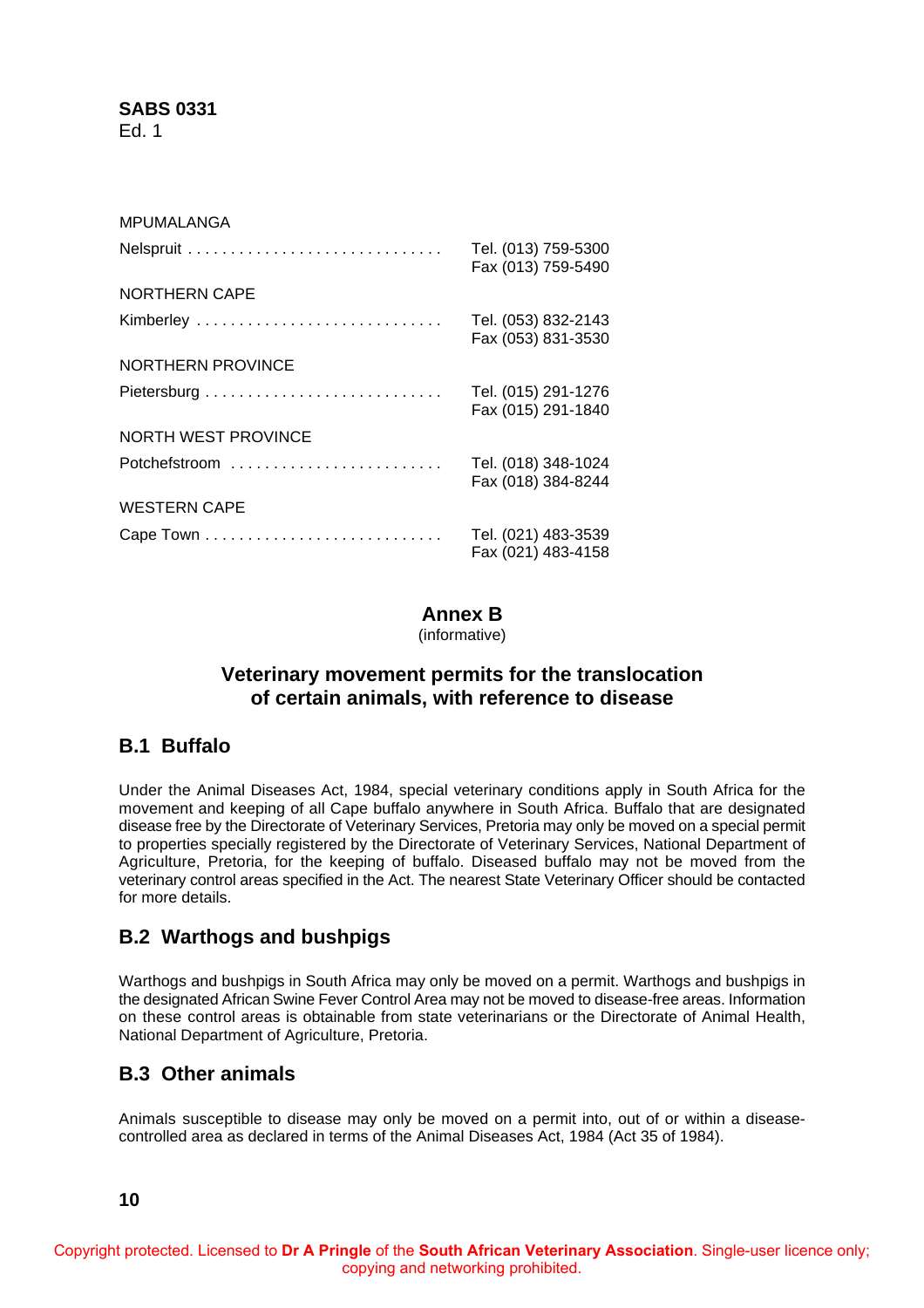MPUMALANGA

| | |
|---|---|
| Nelspruit | Tel. (013) 759-5300<br>Fax (013) 759-5490 |

NORTHERN CAPE

| | |
|---|---|
| Kimberley | Tel. (053) 832-2143<br>Fax (053) 831-3530 |

NORTHERN PROVINCE

| | |
|---|---|
| Pietersburg | Tel. (015) 291-1276<br>Fax (015) 291-1840 |

NORTH WEST PROVINCE

| | |
|---|---|
| Potchefstroom | Tel. (018) 348-1024<br>Fax (018) 384-8244 |

WESTERN CAPE

| | |
|---|---|
| Cape Town | Tel. (021) 483-3539<br>Fax (021) 483-4158 |

# Annex B
(informative)

## Veterinary movement permits for the translocation of certain animals, with reference to disease

### B.1 Buffalo

Under the Animal Diseases Act, 1984, special veterinary conditions apply in South Africa for the movement and keeping of all Cape buffalo anywhere in South Africa. Buffalo that are designated disease free by the Directorate of Veterinary Services, Pretoria may only be moved on a special permit to properties specially registered by the Directorate of Veterinary Services, National Department of Agriculture, Pretoria, for the keeping of buffalo. Diseased buffalo may not be moved from the veterinary control areas specified in the Act. The nearest State Veterinary Officer should be contacted for more details.

### B.2 Warthogs and bushpigs

Warthogs and bushpigs in South Africa may only be moved on a permit. Warthogs and bushpigs in the designated African Swine Fever Control Area may not be moved to disease-free areas. Information on these control areas is obtainable from state veterinarians or the Directorate of Animal Health, National Department of Agriculture, Pretoria.

### B.3 Other animals

Animals susceptible to disease may only be moved on a permit into, out of or within a disease-controlled area as declared in terms of the Animal Diseases Act, 1984 (Act 35 of 1984).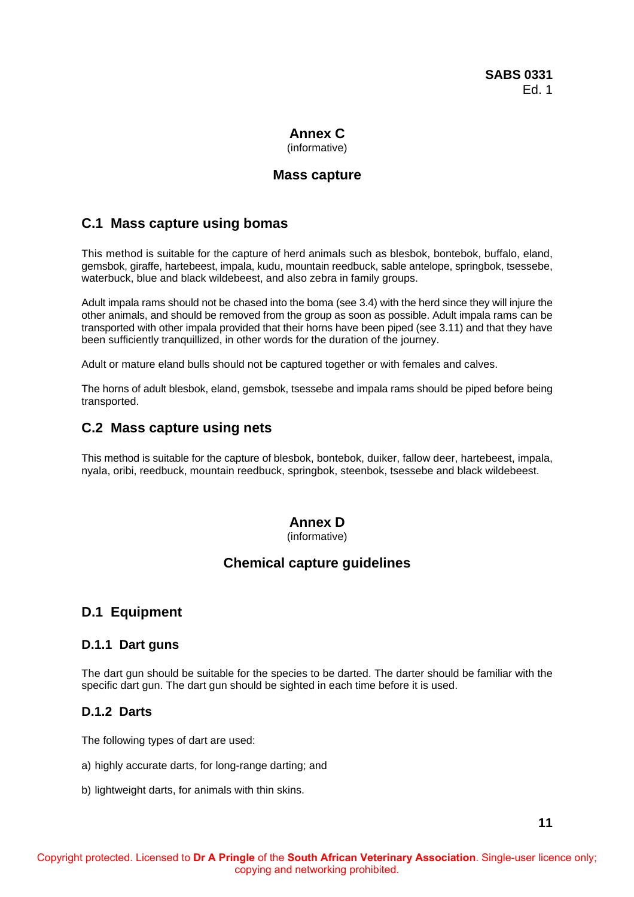# Annex C
(informative)

## Mass capture

### C.1 Mass capture using bomas

This method is suitable for the capture of herd animals such as blesbok, bontebok, buffalo, eland, gemsbok, giraffe, hartebeest, impala, kudu, mountain reedbuck, sable antelope, springbok, tsessebe, waterbuck, blue and black wildebeest, and also zebra in family groups.

Adult impala rams should not be chased into the boma (see 3.4) with the herd since they will injure the other animals, and should be removed from the group as soon as possible. Adult impala rams can be transported with other impala provided that their horns have been piped (see 3.11) and that they have been sufficiently tranquillized, in other words for the duration of the journey.

Adult or mature eland bulls should not be captured together or with females and calves.

The horns of adult blesbok, eland, gemsbok, tsessebe and impala rams should be piped before being transported.

### C.2 Mass capture using nets

This method is suitable for the capture of blesbok, bontebok, duiker, fallow deer, hartebeest, impala, nyala, oribi, reedbuck, mountain reedbuck, springbok, steenbok, tsessebe and black wildebeest.

# Annex D
(informative)

## Chemical capture guidelines

### D.1 Equipment

#### D.1.1 Dart guns

The dart gun should be suitable for the species to be darted. The darter should be familiar with the specific dart gun. The dart gun should be sighted in each time before it is used.

#### D.1.2 Darts

The following types of dart are used:

a) highly accurate darts, for long-range darting; and

b) lightweight darts, for animals with thin skins.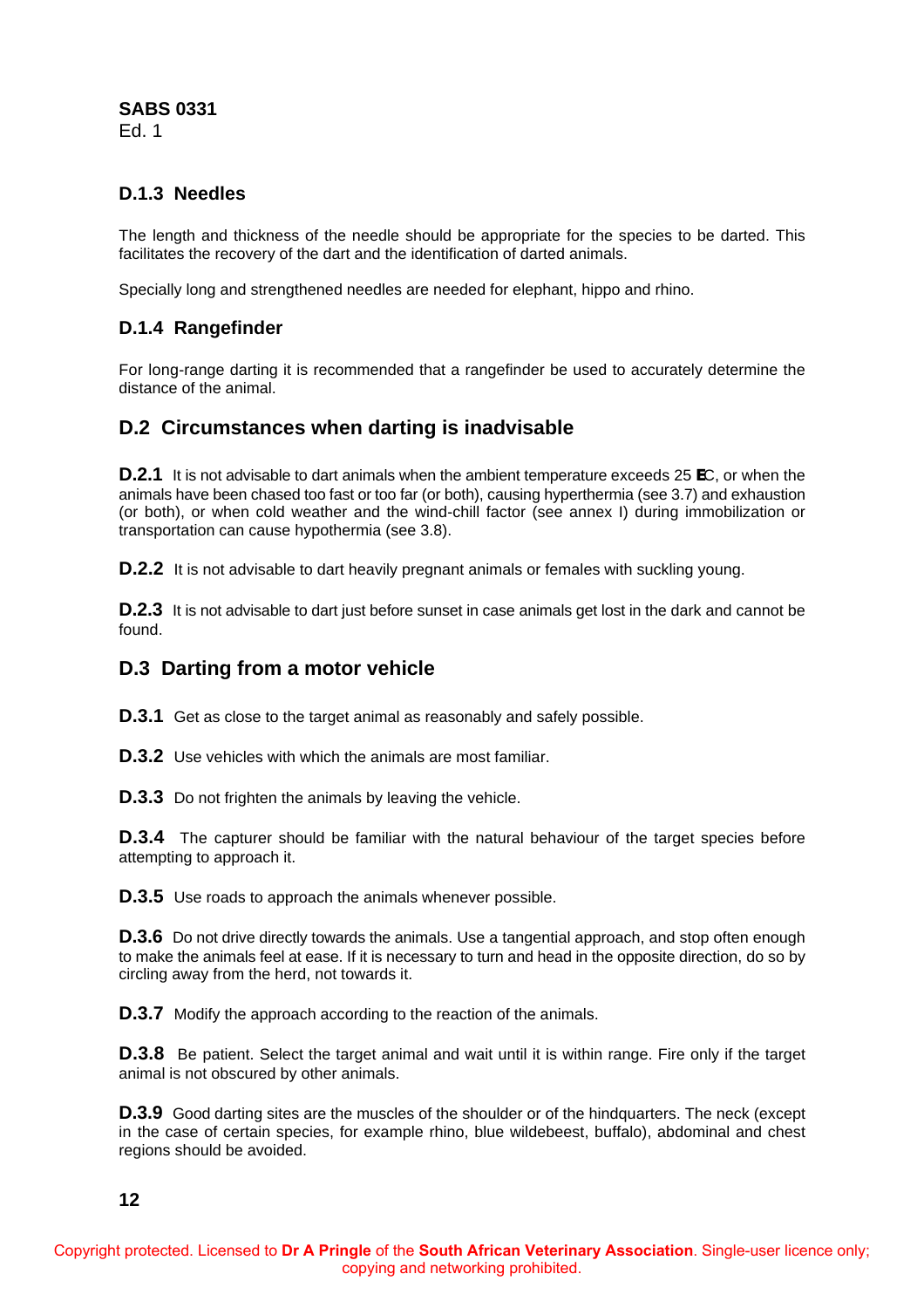### D.1.3 Needles

The length and thickness of the needle should be appropriate for the species to be darted. This facilitates the recovery of the dart and the identification of darted animals.

Specially long and strengthened needles are needed for elephant, hippo and rhino.

### D.1.4 Rangefinder

For long-range darting it is recommended that a rangefinder be used to accurately determine the distance of the animal.

## D.2 Circumstances when darting is inadvisable

**D.2.1** It is not advisable to dart animals when the ambient temperature exceeds 25 °C, or when the animals have been chased too fast or too far (or both), causing hyperthermia (see 3.7) and exhaustion (or both), or when cold weather and the wind-chill factor (see annex I) during immobilization or transportation can cause hypothermia (see 3.8).

**D.2.2** It is not advisable to dart heavily pregnant animals or females with suckling young.

**D.2.3** It is not advisable to dart just before sunset in case animals get lost in the dark and cannot be found.

## D.3 Darting from a motor vehicle

**D.3.1** Get as close to the target animal as reasonably and safely possible.

**D.3.2** Use vehicles with which the animals are most familiar.

**D.3.3** Do not frighten the animals by leaving the vehicle.

**D.3.4** The capturer should be familiar with the natural behaviour of the target species before attempting to approach it.

**D.3.5** Use roads to approach the animals whenever possible.

**D.3.6** Do not drive directly towards the animals. Use a tangential approach, and stop often enough to make the animals feel at ease. If it is necessary to turn and head in the opposite direction, do so by circling away from the herd, not towards it.

**D.3.7** Modify the approach according to the reaction of the animals.

**D.3.8** Be patient. Select the target animal and wait until it is within range. Fire only if the target animal is not obscured by other animals.

**D.3.9** Good darting sites are the muscles of the shoulder or of the hindquarters. The neck (except in the case of certain species, for example rhino, blue wildebeest, buffalo), abdominal and chest regions should be avoided.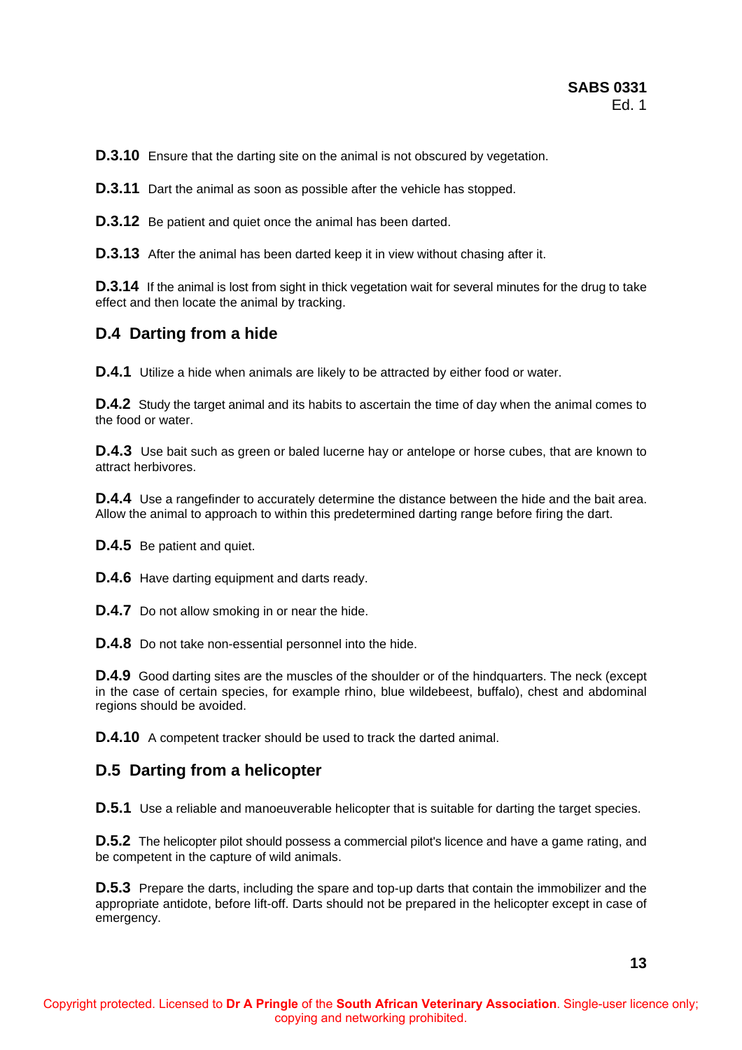**D.3.10** Ensure that the darting site on the animal is not obscured by vegetation.

**D.3.11** Dart the animal as soon as possible after the vehicle has stopped.

**D.3.12** Be patient and quiet once the animal has been darted.

**D.3.13** After the animal has been darted keep it in view without chasing after it.

**D.3.14** If the animal is lost from sight in thick vegetation wait for several minutes for the drug to take effect and then locate the animal by tracking.

## D.4 Darting from a hide

**D.4.1** Utilize a hide when animals are likely to be attracted by either food or water.

**D.4.2** Study the target animal and its habits to ascertain the time of day when the animal comes to the food or water.

**D.4.3** Use bait such as green or baled lucerne hay or antelope or horse cubes, that are known to attract herbivores.

**D.4.4** Use a rangefinder to accurately determine the distance between the hide and the bait area. Allow the animal to approach to within this predetermined darting range before firing the dart.

**D.4.5** Be patient and quiet.

**D.4.6** Have darting equipment and darts ready.

**D.4.7** Do not allow smoking in or near the hide.

**D.4.8** Do not take non-essential personnel into the hide.

**D.4.9** Good darting sites are the muscles of the shoulder or of the hindquarters. The neck (except in the case of certain species, for example rhino, blue wildebeest, buffalo), chest and abdominal regions should be avoided.

**D.4.10** A competent tracker should be used to track the darted animal.

## D.5 Darting from a helicopter

**D.5.1** Use a reliable and manoeuverable helicopter that is suitable for darting the target species.

**D.5.2** The helicopter pilot should possess a commercial pilot's licence and have a game rating, and be competent in the capture of wild animals.

**D.5.3** Prepare the darts, including the spare and top-up darts that contain the immobilizer and the appropriate antidote, before lift-off. Darts should not be prepared in the helicopter except in case of emergency.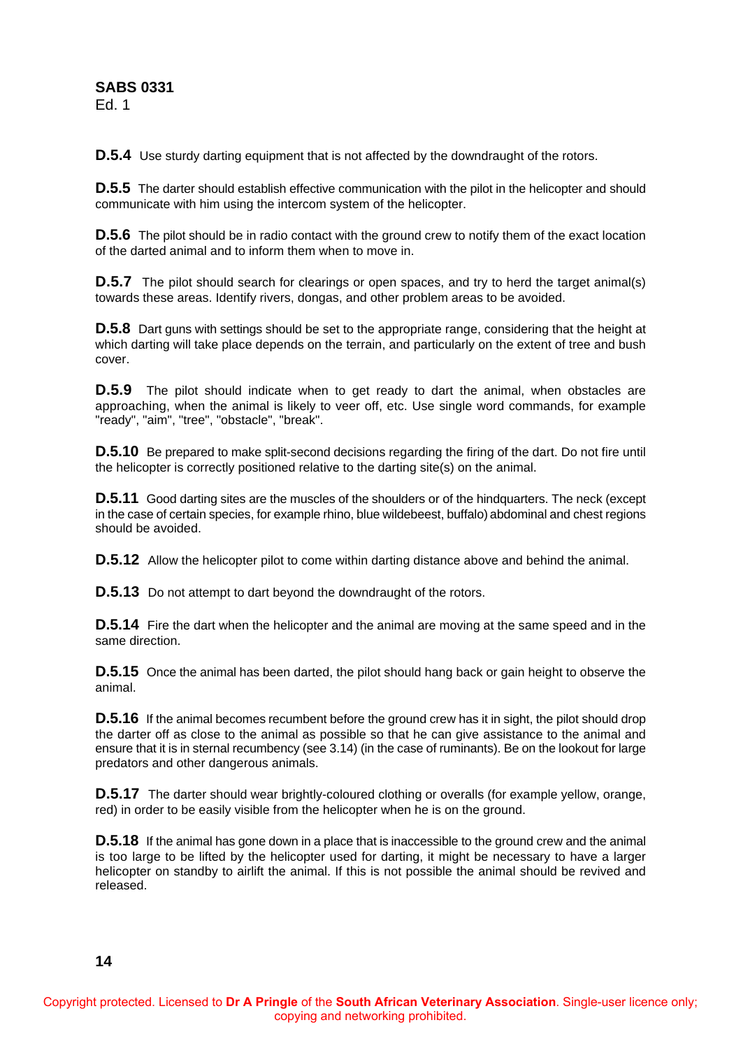**D.5.4** Use sturdy darting equipment that is not affected by the downdraught of the rotors.

**D.5.5** The darter should establish effective communication with the pilot in the helicopter and should communicate with him using the intercom system of the helicopter.

**D.5.6** The pilot should be in radio contact with the ground crew to notify them of the exact location of the darted animal and to inform them when to move in.

**D.5.7** The pilot should search for clearings or open spaces, and try to herd the target animal(s) towards these areas. Identify rivers, dongas, and other problem areas to be avoided.

**D.5.8** Dart guns with settings should be set to the appropriate range, considering that the height at which darting will take place depends on the terrain, and particularly on the extent of tree and bush cover.

**D.5.9** The pilot should indicate when to get ready to dart the animal, when obstacles are approaching, when the animal is likely to veer off, etc. Use single word commands, for example "ready", "aim", "tree", "obstacle", "break".

**D.5.10** Be prepared to make split-second decisions regarding the firing of the dart. Do not fire until the helicopter is correctly positioned relative to the darting site(s) on the animal.

**D.5.11** Good darting sites are the muscles of the shoulders or of the hindquarters. The neck (except in the case of certain species, for example rhino, blue wildebeest, buffalo) abdominal and chest regions should be avoided.

**D.5.12** Allow the helicopter pilot to come within darting distance above and behind the animal.

**D.5.13** Do not attempt to dart beyond the downdraught of the rotors.

**D.5.14** Fire the dart when the helicopter and the animal are moving at the same speed and in the same direction.

**D.5.15** Once the animal has been darted, the pilot should hang back or gain height to observe the animal.

**D.5.16** If the animal becomes recumbent before the ground crew has it in sight, the pilot should drop the darter off as close to the animal as possible so that he can give assistance to the animal and ensure that it is in sternal recumbency (see 3.14) (in the case of ruminants). Be on the lookout for large predators and other dangerous animals.

**D.5.17** The darter should wear brightly-coloured clothing or overalls (for example yellow, orange, red) in order to be easily visible from the helicopter when he is on the ground.

**D.5.18** If the animal has gone down in a place that is inaccessible to the ground crew and the animal is too large to be lifted by the helicopter used for darting, it might be necessary to have a larger helicopter on standby to airlift the animal. If this is not possible the animal should be revived and released.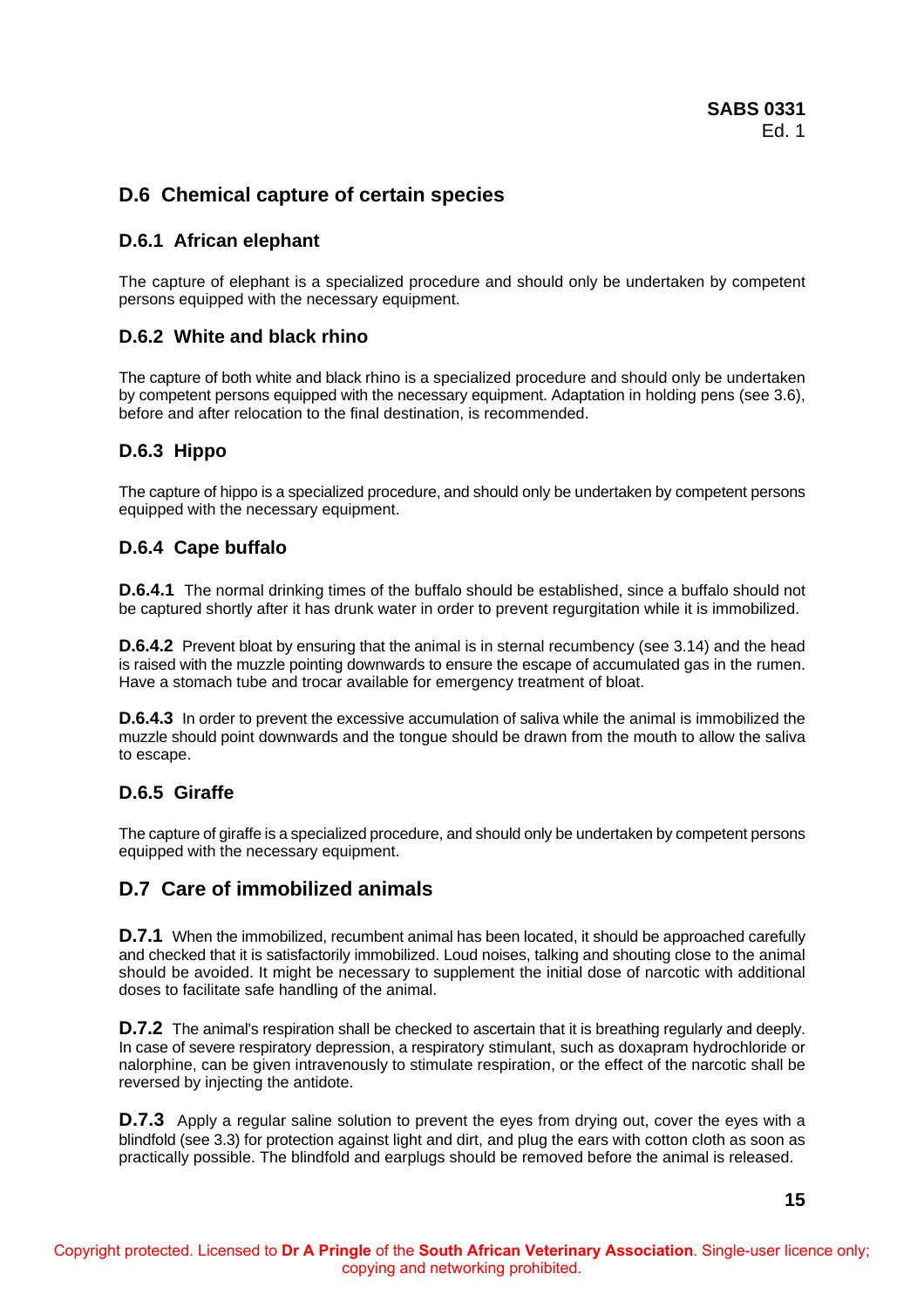## D.6 Chemical capture of certain species

### D.6.1 African elephant

The capture of elephant is a specialized procedure and should only be undertaken by competent persons equipped with the necessary equipment.

### D.6.2 White and black rhino

The capture of both white and black rhino is a specialized procedure and should only be undertaken by competent persons equipped with the necessary equipment. Adaptation in holding pens (see 3.6), before and after relocation to the final destination, is recommended.

### D.6.3 Hippo

The capture of hippo is a specialized procedure, and should only be undertaken by competent persons equipped with the necessary equipment.

### D.6.4 Cape buffalo

**D.6.4.1** The normal drinking times of the buffalo should be established, since a buffalo should not be captured shortly after it has drunk water in order to prevent regurgitation while it is immobilized.

**D.6.4.2** Prevent bloat by ensuring that the animal is in sternal recumbency (see 3.14) and the head is raised with the muzzle pointing downwards to ensure the escape of accumulated gas in the rumen. Have a stomach tube and trocar available for emergency treatment of bloat.

**D.6.4.3** In order to prevent the excessive accumulation of saliva while the animal is immobilized the muzzle should point downwards and the tongue should be drawn from the mouth to allow the saliva to escape.

### D.6.5 Giraffe

The capture of giraffe is a specialized procedure, and should only be undertaken by competent persons equipped with the necessary equipment.

## D.7 Care of immobilized animals

**D.7.1** When the immobilized, recumbent animal has been located, it should be approached carefully and checked that it is satisfactorily immobilized. Loud noises, talking and shouting close to the animal should be avoided. It might be necessary to supplement the initial dose of narcotic with additional doses to facilitate safe handling of the animal.

**D.7.2** The animal's respiration shall be checked to ascertain that it is breathing regularly and deeply. In case of severe respiratory depression, a respiratory stimulant, such as doxapram hydrochloride or nalorphine, can be given intravenously to stimulate respiration, or the effect of the narcotic shall be reversed by injecting the antidote.

**D.7.3** Apply a regular saline solution to prevent the eyes from drying out, cover the eyes with a blindfold (see 3.3) for protection against light and dirt, and plug the ears with cotton cloth as soon as practically possible. The blindfold and earplugs should be removed before the animal is released.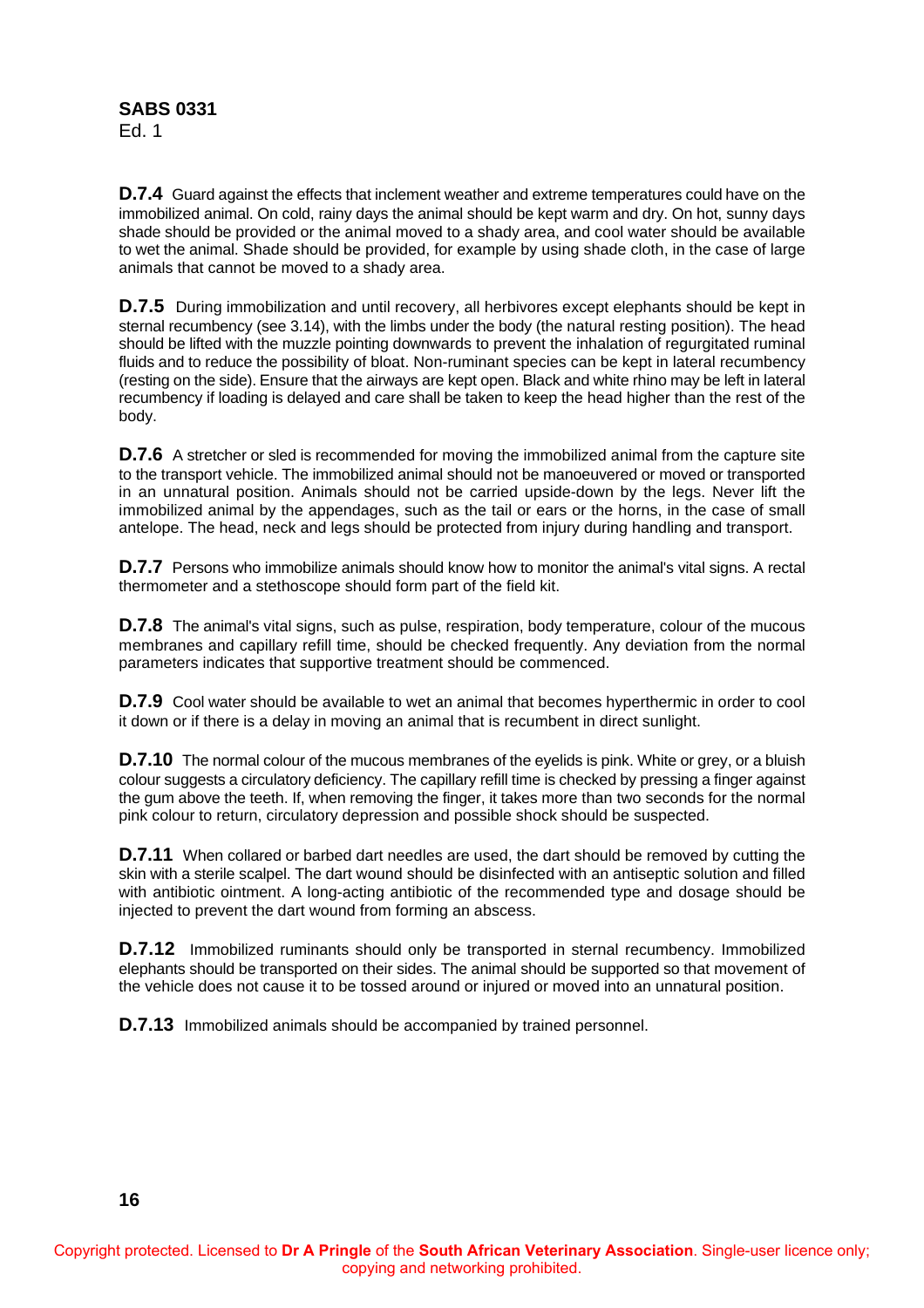**D.7.4** Guard against the effects that inclement weather and extreme temperatures could have on the immobilized animal. On cold, rainy days the animal should be kept warm and dry. On hot, sunny days shade should be provided or the animal moved to a shady area, and cool water should be available to wet the animal. Shade should be provided, for example by using shade cloth, in the case of large animals that cannot be moved to a shady area.

**D.7.5** During immobilization and until recovery, all herbivores except elephants should be kept in sternal recumbency (see 3.14), with the limbs under the body (the natural resting position). The head should be lifted with the muzzle pointing downwards to prevent the inhalation of regurgitated ruminal fluids and to reduce the possibility of bloat. Non-ruminant species can be kept in lateral recumbency (resting on the side). Ensure that the airways are kept open. Black and white rhino may be left in lateral recumbency if loading is delayed and care shall be taken to keep the head higher than the rest of the body.

**D.7.6** A stretcher or sled is recommended for moving the immobilized animal from the capture site to the transport vehicle. The immobilized animal should not be manoeuvered or moved or transported in an unnatural position. Animals should not be carried upside-down by the legs. Never lift the immobilized animal by the appendages, such as the tail or ears or the horns, in the case of small antelope. The head, neck and legs should be protected from injury during handling and transport.

**D.7.7** Persons who immobilize animals should know how to monitor the animal's vital signs. A rectal thermometer and a stethoscope should form part of the field kit.

**D.7.8** The animal's vital signs, such as pulse, respiration, body temperature, colour of the mucous membranes and capillary refill time, should be checked frequently. Any deviation from the normal parameters indicates that supportive treatment should be commenced.

**D.7.9** Cool water should be available to wet an animal that becomes hyperthermic in order to cool it down or if there is a delay in moving an animal that is recumbent in direct sunlight.

**D.7.10** The normal colour of the mucous membranes of the eyelids is pink. White or grey, or a bluish colour suggests a circulatory deficiency. The capillary refill time is checked by pressing a finger against the gum above the teeth. If, when removing the finger, it takes more than two seconds for the normal pink colour to return, circulatory depression and possible shock should be suspected.

**D.7.11** When collared or barbed dart needles are used, the dart should be removed by cutting the skin with a sterile scalpel. The dart wound should be disinfected with an antiseptic solution and filled with antibiotic ointment. A long-acting antibiotic of the recommended type and dosage should be injected to prevent the dart wound from forming an abscess.

**D.7.12** Immobilized ruminants should only be transported in sternal recumbency. Immobilized elephants should be transported on their sides. The animal should be supported so that movement of the vehicle does not cause it to be tossed around or injured or moved into an unnatural position.

**D.7.13** Immobilized animals should be accompanied by trained personnel.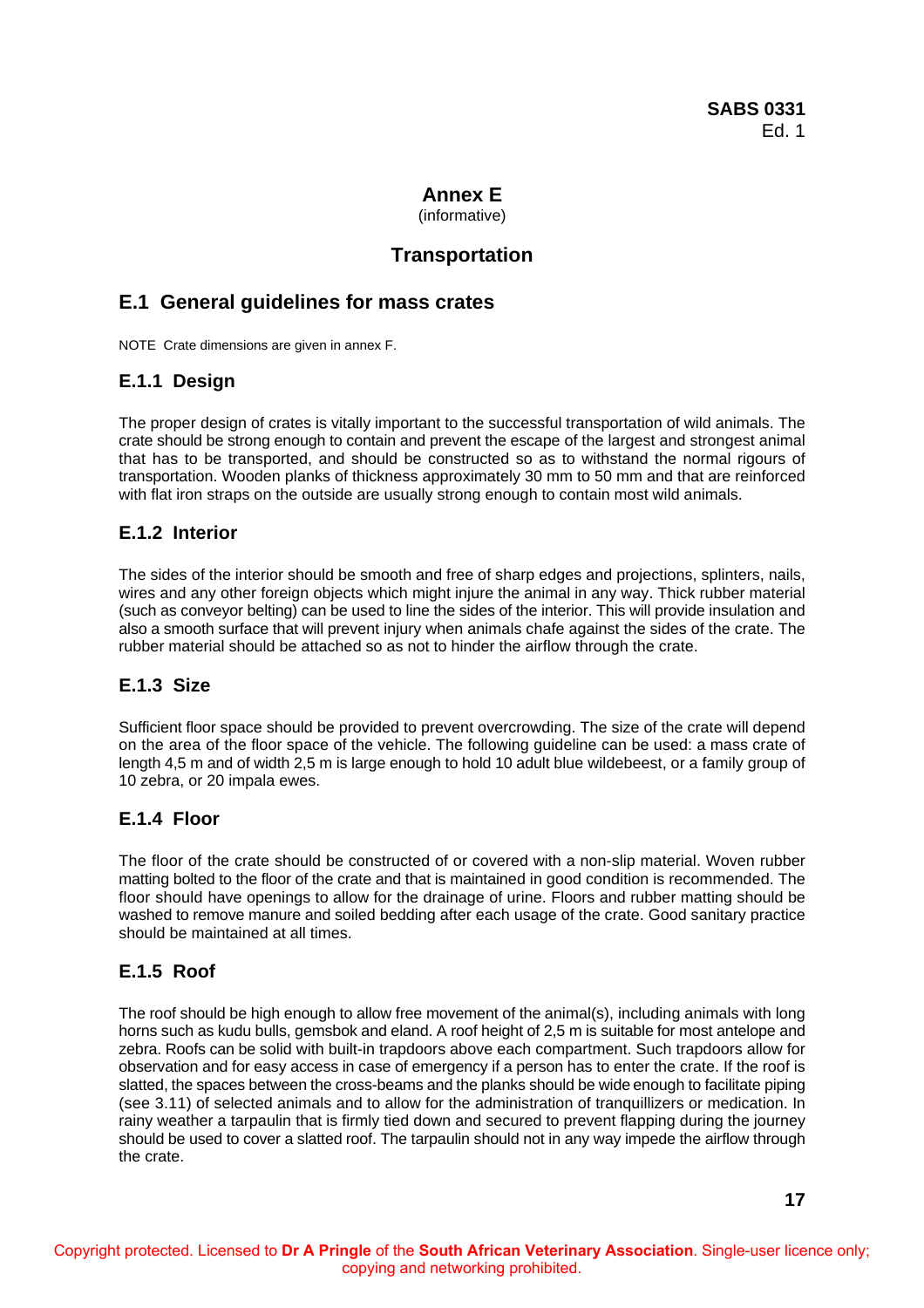# Annex E

(informative)

## Transportation

## E.1 General guidelines for mass crates

NOTE Crate dimensions are given in annex F.

### E.1.1 Design

The proper design of crates is vitally important to the successful transportation of wild animals. The crate should be strong enough to contain and prevent the escape of the largest and strongest animal that has to be transported, and should be constructed so as to withstand the normal rigours of transportation. Wooden planks of thickness approximately 30 mm to 50 mm and that are reinforced with flat iron straps on the outside are usually strong enough to contain most wild animals.

### E.1.2 Interior

The sides of the interior should be smooth and free of sharp edges and projections, splinters, nails, wires and any other foreign objects which might injure the animal in any way. Thick rubber material (such as conveyor belting) can be used to line the sides of the interior. This will provide insulation and also a smooth surface that will prevent injury when animals chafe against the sides of the crate. The rubber material should be attached so as not to hinder the airflow through the crate.

### E.1.3 Size

Sufficient floor space should be provided to prevent overcrowding. The size of the crate will depend on the area of the floor space of the vehicle. The following guideline can be used: a mass crate of length 4,5 m and of width 2,5 m is large enough to hold 10 adult blue wildebeest, or a family group of 10 zebra, or 20 impala ewes.

### E.1.4 Floor

The floor of the crate should be constructed of or covered with a non-slip material. Woven rubber matting bolted to the floor of the crate and that is maintained in good condition is recommended. The floor should have openings to allow for the drainage of urine. Floors and rubber matting should be washed to remove manure and soiled bedding after each usage of the crate. Good sanitary practice should be maintained at all times.

### E.1.5 Roof

The roof should be high enough to allow free movement of the animal(s), including animals with long horns such as kudu bulls, gemsbok and eland. A roof height of 2,5 m is suitable for most antelope and zebra. Roofs can be solid with built-in trapdoors above each compartment. Such trapdoors allow for observation and for easy access in case of emergency if a person has to enter the crate. If the roof is slatted, the spaces between the cross-beams and the planks should be wide enough to facilitate piping (see 3.11) of selected animals and to allow for the administration of tranquillizers or medication. In rainy weather a tarpaulin that is firmly tied down and secured to prevent flapping during the journey should be used to cover a slatted roof. The tarpaulin should not in any way impede the airflow through the crate.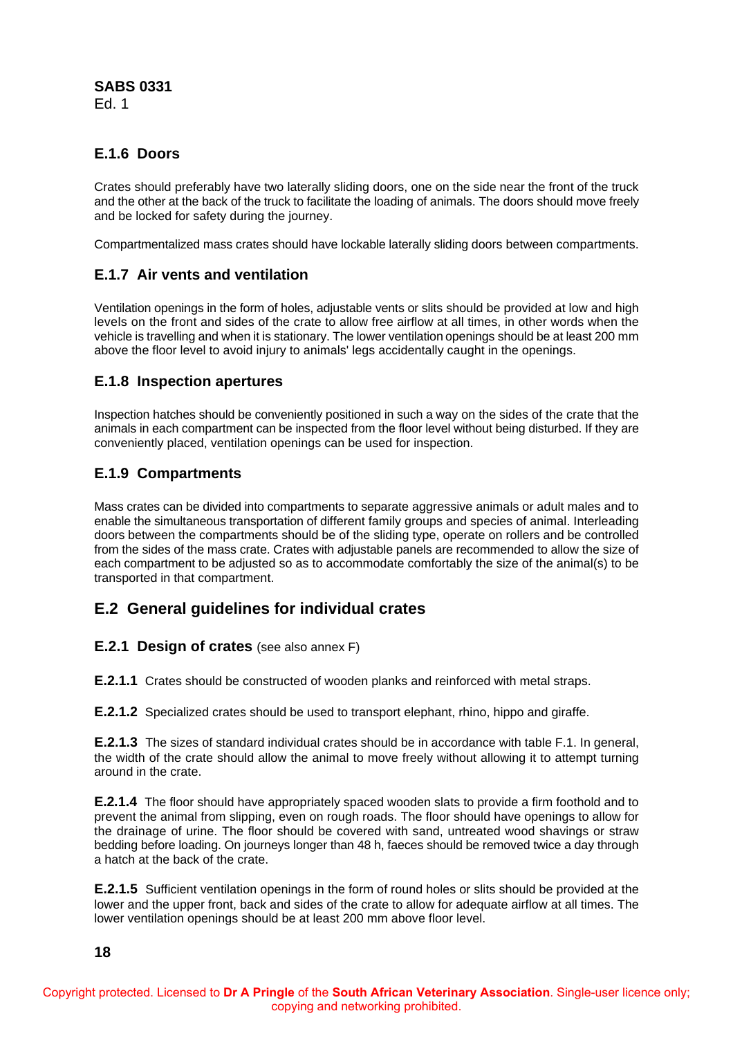### E.1.6 Doors

Crates should preferably have two laterally sliding doors, one on the side near the front of the truck and the other at the back of the truck to facilitate the loading of animals. The doors should move freely and be locked for safety during the journey.

Compartmentalized mass crates should have lockable laterally sliding doors between compartments.

### E.1.7 Air vents and ventilation

Ventilation openings in the form of holes, adjustable vents or slits should be provided at low and high levels on the front and sides of the crate to allow free airflow at all times, in other words when the vehicle is travelling and when it is stationary. The lower ventilation openings should be at least 200 mm above the floor level to avoid injury to animals' legs accidentally caught in the openings.

### E.1.8 Inspection apertures

Inspection hatches should be conveniently positioned in such a way on the sides of the crate that the animals in each compartment can be inspected from the floor level without being disturbed. If they are conveniently placed, ventilation openings can be used for inspection.

### E.1.9 Compartments

Mass crates can be divided into compartments to separate aggressive animals or adult males and to enable the simultaneous transportation of different family groups and species of animal. Interleading doors between the compartments should be of the sliding type, operate on rollers and be controlled from the sides of the mass crate. Crates with adjustable panels are recommended to allow the size of each compartment to be adjusted so as to accommodate comfortably the size of the animal(s) to be transported in that compartment.

## E.2 General guidelines for individual crates

### E.2.1 Design of crates (see also annex F)

**E.2.1.1** Crates should be constructed of wooden planks and reinforced with metal straps.

**E.2.1.2** Specialized crates should be used to transport elephant, rhino, hippo and giraffe.

**E.2.1.3** The sizes of standard individual crates should be in accordance with table F.1. In general, the width of the crate should allow the animal to move freely without allowing it to attempt turning around in the crate.

**E.2.1.4** The floor should have appropriately spaced wooden slats to provide a firm foothold and to prevent the animal from slipping, even on rough roads. The floor should have openings to allow for the drainage of urine. The floor should be covered with sand, untreated wood shavings or straw bedding before loading. On journeys longer than 48 h, faeces should be removed twice a day through a hatch at the back of the crate.

**E.2.1.5** Sufficient ventilation openings in the form of round holes or slits should be provided at the lower and the upper front, back and sides of the crate to allow for adequate airflow at all times. The lower ventilation openings should be at least 200 mm above floor level.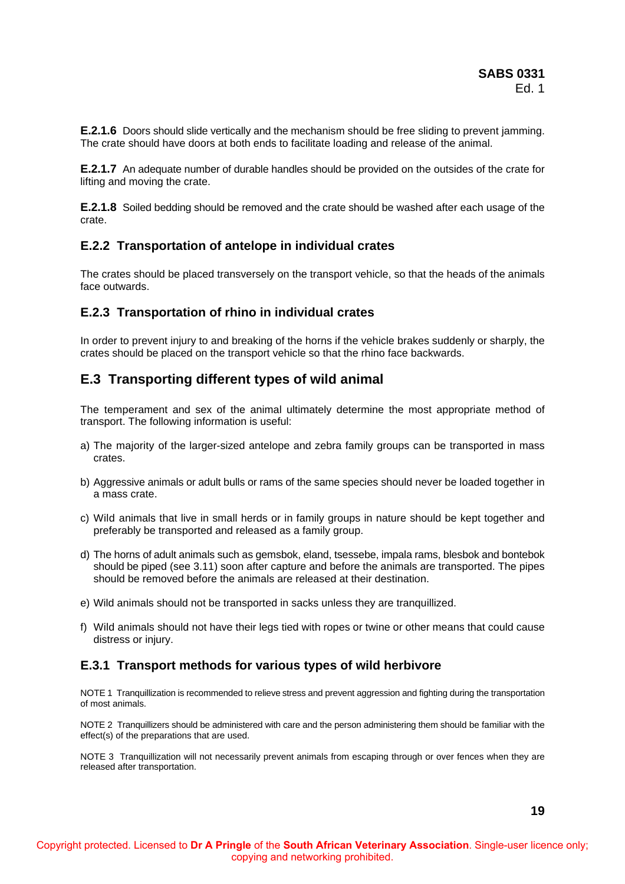**E.2.1.6** Doors should slide vertically and the mechanism should be free sliding to prevent jamming. The crate should have doors at both ends to facilitate loading and release of the animal.

**E.2.1.7** An adequate number of durable handles should be provided on the outsides of the crate for lifting and moving the crate.

**E.2.1.8** Soiled bedding should be removed and the crate should be washed after each usage of the crate.

### E.2.2 Transportation of antelope in individual crates

The crates should be placed transversely on the transport vehicle, so that the heads of the animals face outwards.

### E.2.3 Transportation of rhino in individual crates

In order to prevent injury to and breaking of the horns if the vehicle brakes suddenly or sharply, the crates should be placed on the transport vehicle so that the rhino face backwards.

## E.3 Transporting different types of wild animal

The temperament and sex of the animal ultimately determine the most appropriate method of transport. The following information is useful:

a) The majority of the larger-sized antelope and zebra family groups can be transported in mass crates.

b) Aggressive animals or adult bulls or rams of the same species should never be loaded together in a mass crate.

c) Wild animals that live in small herds or in family groups in nature should be kept together and preferably be transported and released as a family group.

d) The horns of adult animals such as gemsbok, eland, tsessebe, impala rams, blesbok and bontebok should be piped (see 3.11) soon after capture and before the animals are transported. The pipes should be removed before the animals are released at their destination.

e) Wild animals should not be transported in sacks unless they are tranquillized.

f) Wild animals should not have their legs tied with ropes or twine or other means that could cause distress or injury.

### E.3.1 Transport methods for various types of wild herbivore

NOTE 1 Tranquillization is recommended to relieve stress and prevent aggression and fighting during the transportation of most animals.

NOTE 2 Tranquillizers should be administered with care and the person administering them should be familiar with the effect(s) of the preparations that are used.

NOTE 3 Tranquillization will not necessarily prevent animals from escaping through or over fences when they are released after transportation.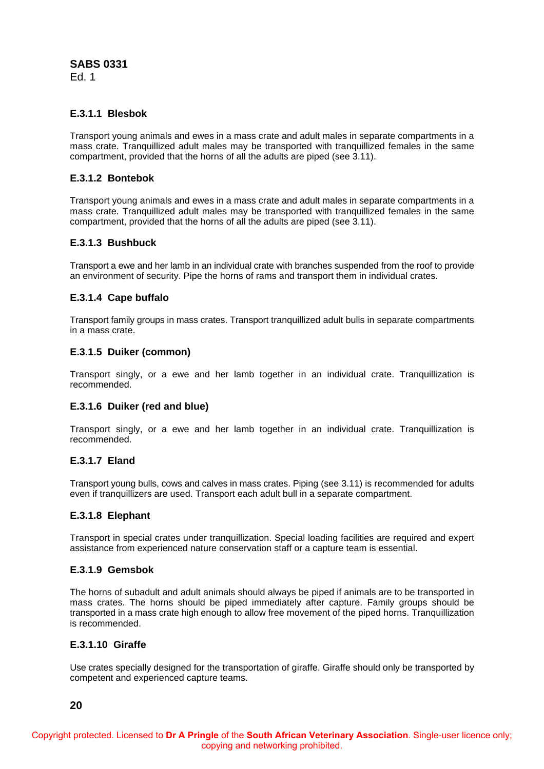#### E.3.1.1 Blesbok

Transport young animals and ewes in a mass crate and adult males in separate compartments in a mass crate. Tranquillized adult males may be transported with tranquillized females in the same compartment, provided that the horns of all the adults are piped (see 3.11).

#### E.3.1.2 Bontebok

Transport young animals and ewes in a mass crate and adult males in separate compartments in a mass crate. Tranquillized adult males may be transported with tranquillized females in the same compartment, provided that the horns of all the adults are piped (see 3.11).

#### E.3.1.3 Bushbuck

Transport a ewe and her lamb in an individual crate with branches suspended from the roof to provide an environment of security. Pipe the horns of rams and transport them in individual crates.

#### E.3.1.4 Cape buffalo

Transport family groups in mass crates. Transport tranquillized adult bulls in separate compartments in a mass crate.

#### E.3.1.5 Duiker (common)

Transport singly, or a ewe and her lamb together in an individual crate. Tranquillization is recommended.

#### E.3.1.6 Duiker (red and blue)

Transport singly, or a ewe and her lamb together in an individual crate. Tranquillization is recommended.

#### E.3.1.7 Eland

Transport young bulls, cows and calves in mass crates. Piping (see 3.11) is recommended for adults even if tranquillizers are used. Transport each adult bull in a separate compartment.

#### E.3.1.8 Elephant

Transport in special crates under tranquillization. Special loading facilities are required and expert assistance from experienced nature conservation staff or a capture team is essential.

#### E.3.1.9 Gemsbok

The horns of subadult and adult animals should always be piped if animals are to be transported in mass crates. The horns should be piped immediately after capture. Family groups should be transported in a mass crate high enough to allow free movement of the piped horns. Tranquillization is recommended.

#### E.3.1.10 Giraffe

Use crates specially designed for the transportation of giraffe. Giraffe should only be transported by competent and experienced capture teams.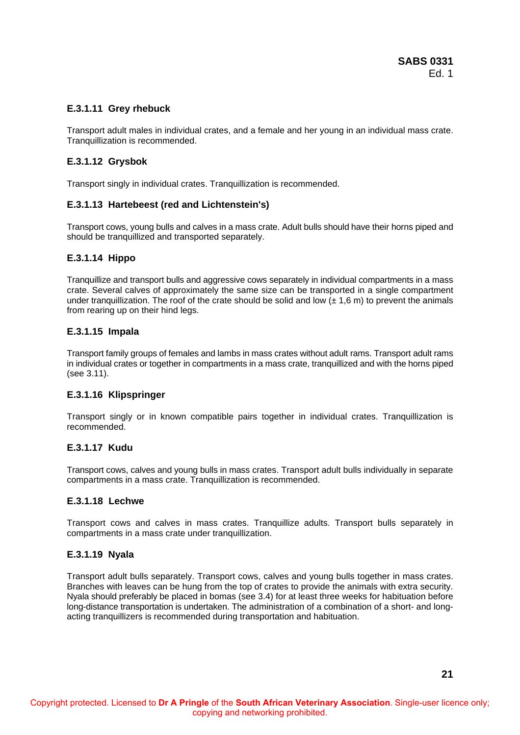#### E.3.1.11 Grey rhebuck

Transport adult males in individual crates, and a female and her young in an individual mass crate. Tranquillization is recommended.

#### E.3.1.12 Grysbok

Transport singly in individual crates. Tranquillization is recommended.

#### E.3.1.13 Hartebeest (red and Lichtenstein's)

Transport cows, young bulls and calves in a mass crate. Adult bulls should have their horns piped and should be tranquillized and transported separately.

#### E.3.1.14 Hippo

Tranquillize and transport bulls and aggressive cows separately in individual compartments in a mass crate. Several calves of approximately the same size can be transported in a single compartment under tranquillization. The roof of the crate should be solid and low (± 1,6 m) to prevent the animals from rearing up on their hind legs.

#### E.3.1.15 Impala

Transport family groups of females and lambs in mass crates without adult rams. Transport adult rams in individual crates or together in compartments in a mass crate, tranquillized and with the horns piped (see 3.11).

#### E.3.1.16 Klipspringer

Transport singly or in known compatible pairs together in individual crates. Tranquillization is recommended.

#### E.3.1.17 Kudu

Transport cows, calves and young bulls in mass crates. Transport adult bulls individually in separate compartments in a mass crate. Tranquillization is recommended.

#### E.3.1.18 Lechwe

Transport cows and calves in mass crates. Tranquillize adults. Transport bulls separately in compartments in a mass crate under tranquillization.

#### E.3.1.19 Nyala

Transport adult bulls separately. Transport cows, calves and young bulls together in mass crates. Branches with leaves can be hung from the top of crates to provide the animals with extra security. Nyala should preferably be placed in bomas (see 3.4) for at least three weeks for habituation before long-distance transportation is undertaken. The administration of a combination of a short- and long-acting tranquillizers is recommended during transportation and habituation.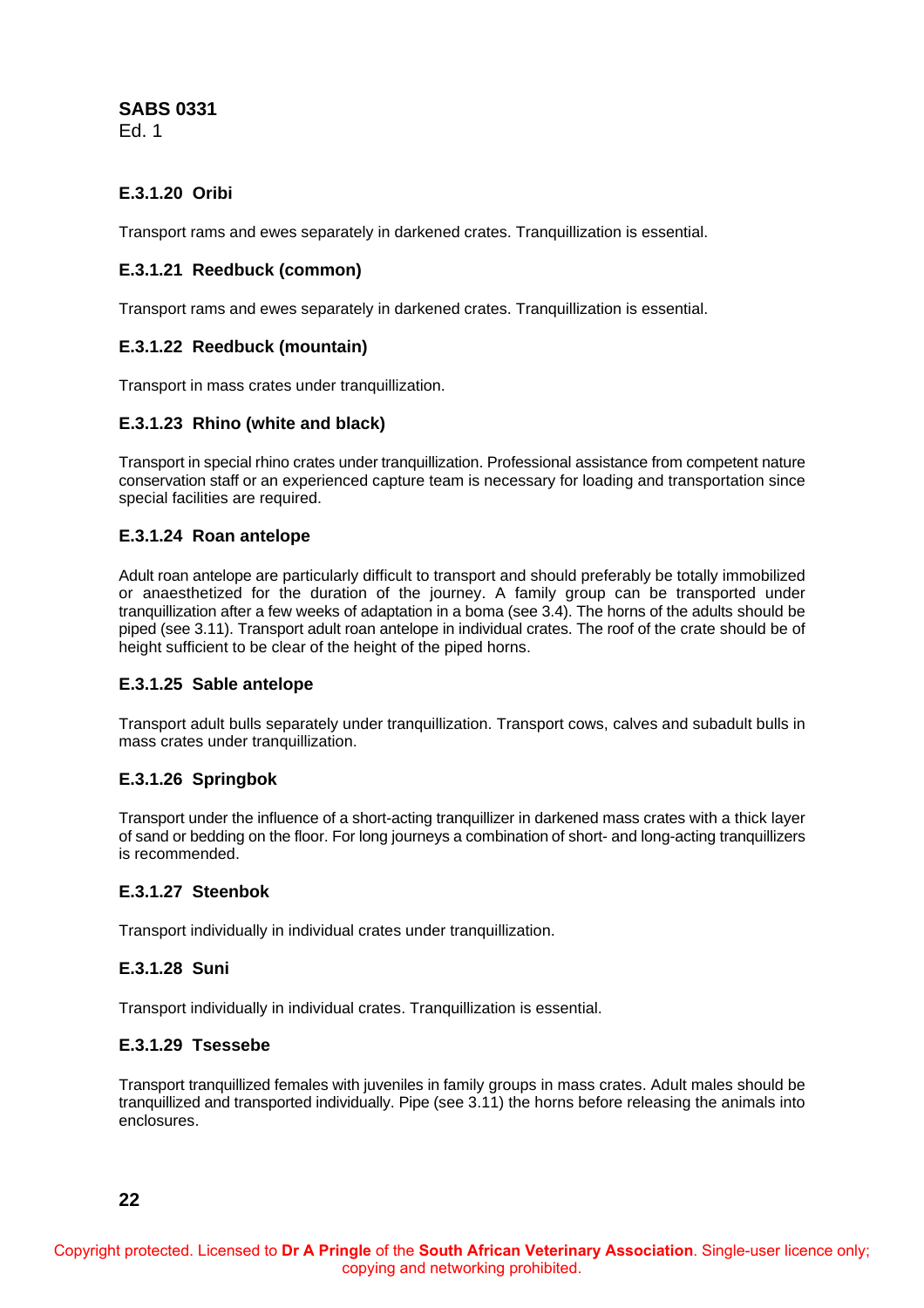#### E.3.1.20 Oribi

Transport rams and ewes separately in darkened crates. Tranquillization is essential.

#### E.3.1.21 Reedbuck (common)

Transport rams and ewes separately in darkened crates. Tranquillization is essential.

#### E.3.1.22 Reedbuck (mountain)

Transport in mass crates under tranquillization.

#### E.3.1.23 Rhino (white and black)

Transport in special rhino crates under tranquillization. Professional assistance from competent nature conservation staff or an experienced capture team is necessary for loading and transportation since special facilities are required.

#### E.3.1.24 Roan antelope

Adult roan antelope are particularly difficult to transport and should preferably be totally immobilized or anaesthetized for the duration of the journey. A family group can be transported under tranquillization after a few weeks of adaptation in a boma (see 3.4). The horns of the adults should be piped (see 3.11). Transport adult roan antelope in individual crates. The roof of the crate should be of height sufficient to be clear of the height of the piped horns.

#### E.3.1.25 Sable antelope

Transport adult bulls separately under tranquillization. Transport cows, calves and subadult bulls in mass crates under tranquillization.

#### E.3.1.26 Springbok

Transport under the influence of a short-acting tranquillizer in darkened mass crates with a thick layer of sand or bedding on the floor. For long journeys a combination of short- and long-acting tranquillizers is recommended.

#### E.3.1.27 Steenbok

Transport individually in individual crates under tranquillization.

#### E.3.1.28 Suni

Transport individually in individual crates. Tranquillization is essential.

#### E.3.1.29 Tsessebe

Transport tranquillized females with juveniles in family groups in mass crates. Adult males should be tranquillized and transported individually. Pipe (see 3.11) the horns before releasing the animals into enclosures.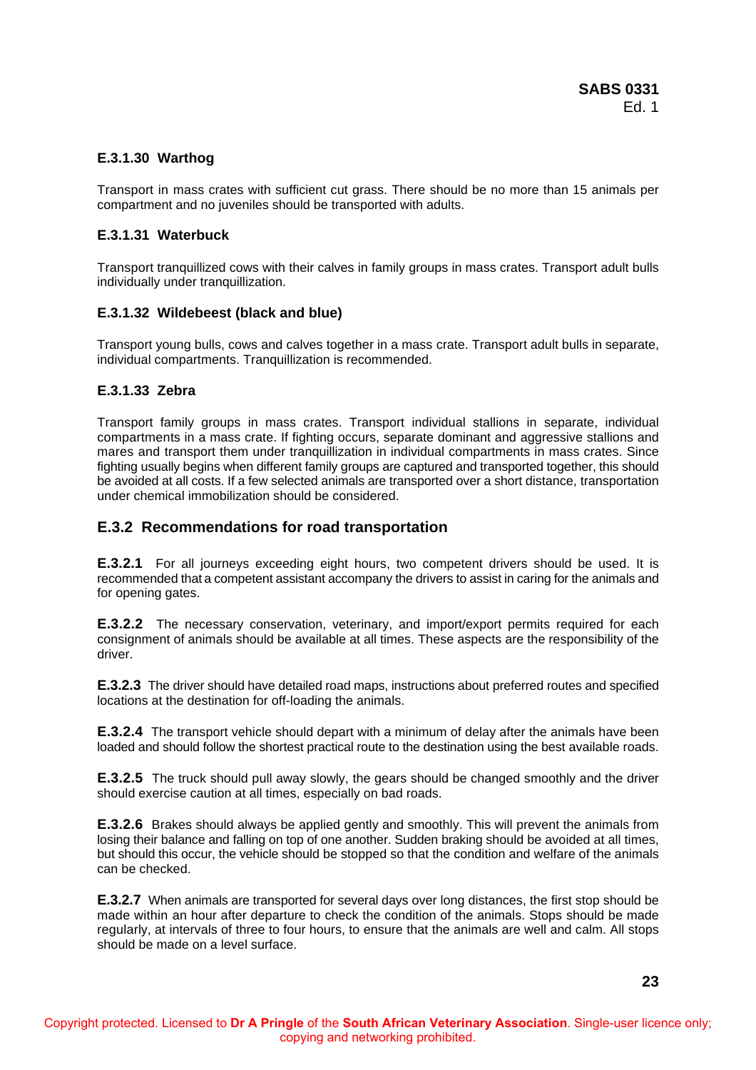#### E.3.1.30 Warthog

Transport in mass crates with sufficient cut grass. There should be no more than 15 animals per compartment and no juveniles should be transported with adults.

#### E.3.1.31 Waterbuck

Transport tranquillized cows with their calves in family groups in mass crates. Transport adult bulls individually under tranquillization.

#### E.3.1.32 Wildebeest (black and blue)

Transport young bulls, cows and calves together in a mass crate. Transport adult bulls in separate, individual compartments. Tranquillization is recommended.

#### E.3.1.33 Zebra

Transport family groups in mass crates. Transport individual stallions in separate, individual compartments in a mass crate. If fighting occurs, separate dominant and aggressive stallions and mares and transport them under tranquillization in individual compartments in mass crates. Since fighting usually begins when different family groups are captured and transported together, this should be avoided at all costs. If a few selected animals are transported over a short distance, transportation under chemical immobilization should be considered.

### E.3.2 Recommendations for road transportation

**E.3.2.1** For all journeys exceeding eight hours, two competent drivers should be used. It is recommended that a competent assistant accompany the drivers to assist in caring for the animals and for opening gates.

**E.3.2.2** The necessary conservation, veterinary, and import/export permits required for each consignment of animals should be available at all times. These aspects are the responsibility of the driver.

**E.3.2.3** The driver should have detailed road maps, instructions about preferred routes and specified locations at the destination for off-loading the animals.

**E.3.2.4** The transport vehicle should depart with a minimum of delay after the animals have been loaded and should follow the shortest practical route to the destination using the best available roads.

**E.3.2.5** The truck should pull away slowly, the gears should be changed smoothly and the driver should exercise caution at all times, especially on bad roads.

**E.3.2.6** Brakes should always be applied gently and smoothly. This will prevent the animals from losing their balance and falling on top of one another. Sudden braking should be avoided at all times, but should this occur, the vehicle should be stopped so that the condition and welfare of the animals can be checked.

**E.3.2.7** When animals are transported for several days over long distances, the first stop should be made within an hour after departure to check the condition of the animals. Stops should be made regularly, at intervals of three to four hours, to ensure that the animals are well and calm. All stops should be made on a level surface.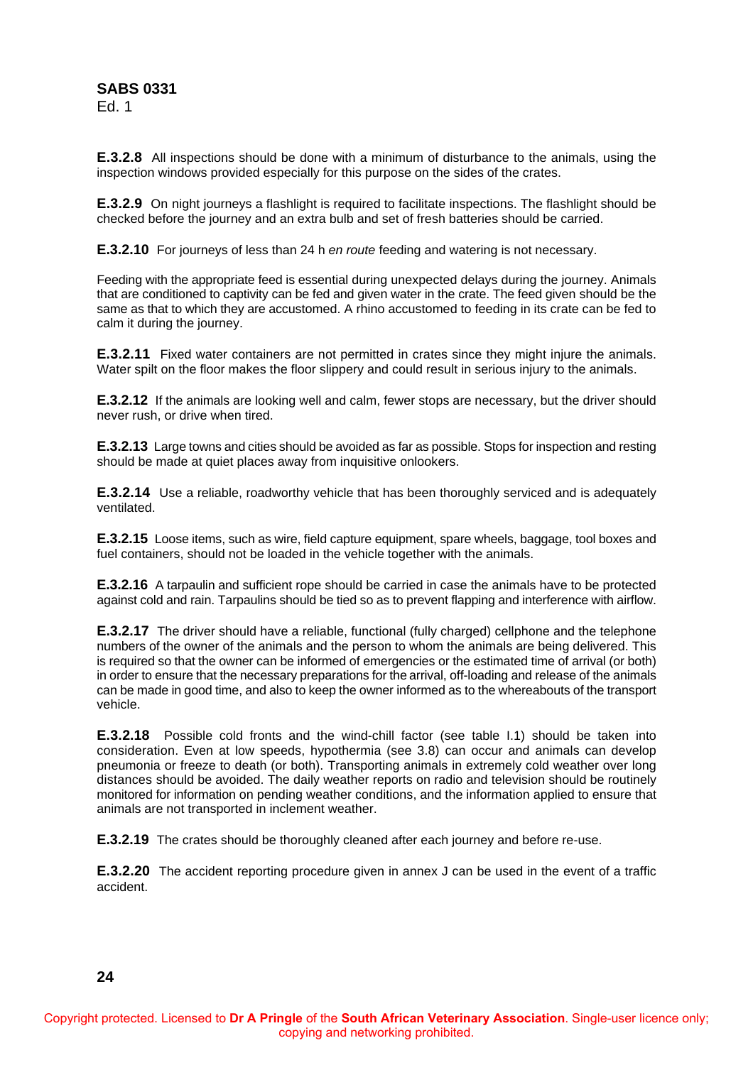**E.3.2.8** All inspections should be done with a minimum of disturbance to the animals, using the inspection windows provided especially for this purpose on the sides of the crates.

**E.3.2.9** On night journeys a flashlight is required to facilitate inspections. The flashlight should be checked before the journey and an extra bulb and set of fresh batteries should be carried.

**E.3.2.10** For journeys of less than 24 h *en route* feeding and watering is not necessary.

Feeding with the appropriate feed is essential during unexpected delays during the journey. Animals that are conditioned to captivity can be fed and given water in the crate. The feed given should be the same as that to which they are accustomed. A rhino accustomed to feeding in its crate can be fed to calm it during the journey.

**E.3.2.11** Fixed water containers are not permitted in crates since they might injure the animals. Water spilt on the floor makes the floor slippery and could result in serious injury to the animals.

**E.3.2.12** If the animals are looking well and calm, fewer stops are necessary, but the driver should never rush, or drive when tired.

**E.3.2.13** Large towns and cities should be avoided as far as possible. Stops for inspection and resting should be made at quiet places away from inquisitive onlookers.

**E.3.2.14** Use a reliable, roadworthy vehicle that has been thoroughly serviced and is adequately ventilated.

**E.3.2.15** Loose items, such as wire, field capture equipment, spare wheels, baggage, tool boxes and fuel containers, should not be loaded in the vehicle together with the animals.

**E.3.2.16** A tarpaulin and sufficient rope should be carried in case the animals have to be protected against cold and rain. Tarpaulins should be tied so as to prevent flapping and interference with airflow.

**E.3.2.17** The driver should have a reliable, functional (fully charged) cellphone and the telephone numbers of the owner of the animals and the person to whom the animals are being delivered. This is required so that the owner can be informed of emergencies or the estimated time of arrival (or both) in order to ensure that the necessary preparations for the arrival, off-loading and release of the animals can be made in good time, and also to keep the owner informed as to the whereabouts of the transport vehicle.

**E.3.2.18** Possible cold fronts and the wind-chill factor (see table I.1) should be taken into consideration. Even at low speeds, hypothermia (see 3.8) can occur and animals can develop pneumonia or freeze to death (or both). Transporting animals in extremely cold weather over long distances should be avoided. The daily weather reports on radio and television should be routinely monitored for information on pending weather conditions, and the information applied to ensure that animals are not transported in inclement weather.

**E.3.2.19** The crates should be thoroughly cleaned after each journey and before re-use.

**E.3.2.20** The accident reporting procedure given in annex J can be used in the event of a traffic accident.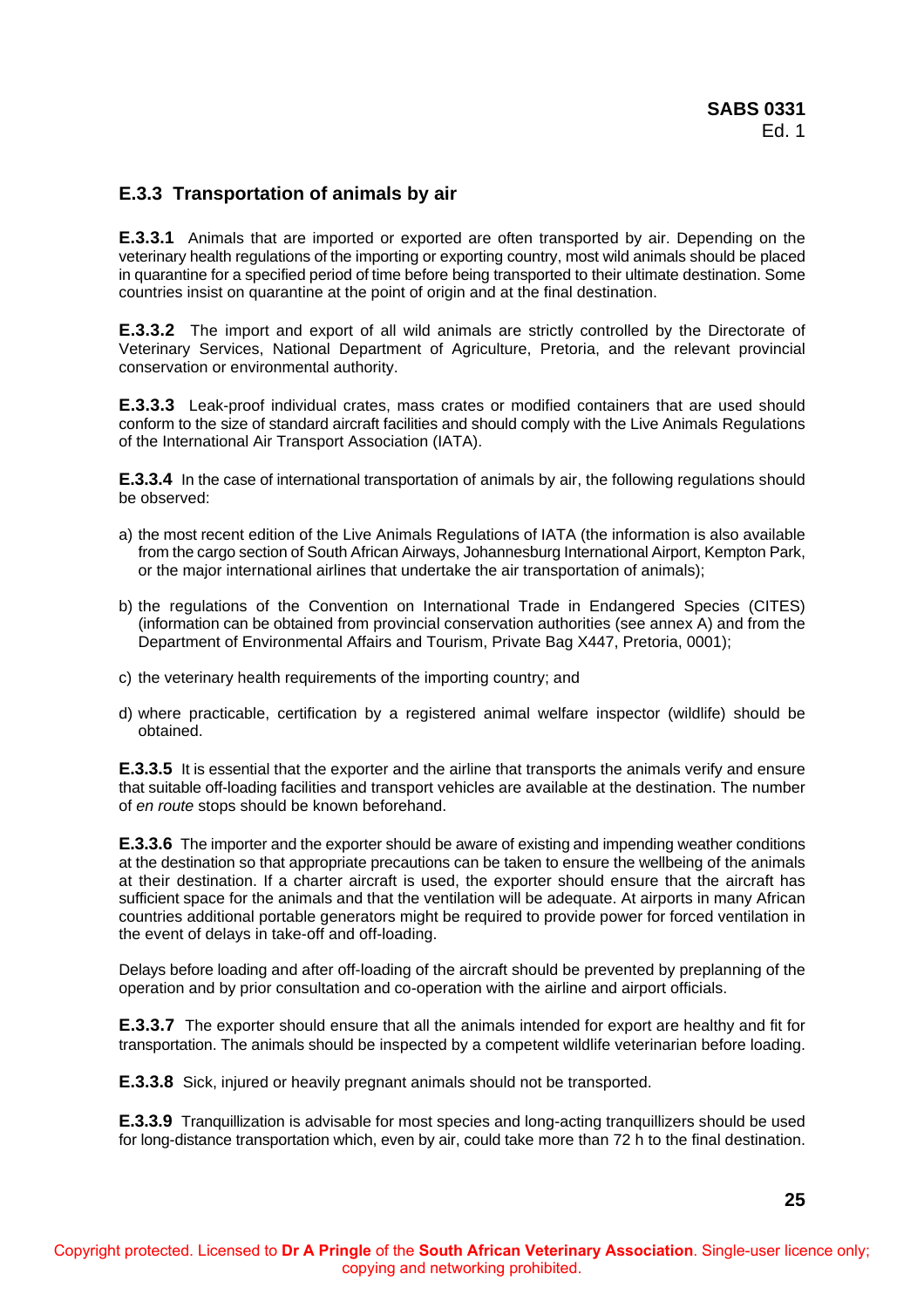### E.3.3 Transportation of animals by air

**E.3.3.1** Animals that are imported or exported are often transported by air. Depending on the veterinary health regulations of the importing or exporting country, most wild animals should be placed in quarantine for a specified period of time before being transported to their ultimate destination. Some countries insist on quarantine at the point of origin and at the final destination.

**E.3.3.2** The import and export of all wild animals are strictly controlled by the Directorate of Veterinary Services, National Department of Agriculture, Pretoria, and the relevant provincial conservation or environmental authority.

**E.3.3.3** Leak-proof individual crates, mass crates or modified containers that are used should conform to the size of standard aircraft facilities and should comply with the Live Animals Regulations of the International Air Transport Association (IATA).

**E.3.3.4** In the case of international transportation of animals by air, the following regulations should be observed:

a) the most recent edition of the Live Animals Regulations of IATA (the information is also available from the cargo section of South African Airways, Johannesburg International Airport, Kempton Park, or the major international airlines that undertake the air transportation of animals);

b) the regulations of the Convention on International Trade in Endangered Species (CITES) (information can be obtained from provincial conservation authorities (see annex A) and from the Department of Environmental Affairs and Tourism, Private Bag X447, Pretoria, 0001);

c) the veterinary health requirements of the importing country; and

d) where practicable, certification by a registered animal welfare inspector (wildlife) should be obtained.

**E.3.3.5** It is essential that the exporter and the airline that transports the animals verify and ensure that suitable off-loading facilities and transport vehicles are available at the destination. The number of *en route* stops should be known beforehand.

**E.3.3.6** The importer and the exporter should be aware of existing and impending weather conditions at the destination so that appropriate precautions can be taken to ensure the wellbeing of the animals at their destination. If a charter aircraft is used, the exporter should ensure that the aircraft has sufficient space for the animals and that the ventilation will be adequate. At airports in many African countries additional portable generators might be required to provide power for forced ventilation in the event of delays in take-off and off-loading.

Delays before loading and after off-loading of the aircraft should be prevented by preplanning of the operation and by prior consultation and co-operation with the airline and airport officials.

**E.3.3.7** The exporter should ensure that all the animals intended for export are healthy and fit for transportation. The animals should be inspected by a competent wildlife veterinarian before loading.

**E.3.3.8** Sick, injured or heavily pregnant animals should not be transported.

**E.3.3.9** Tranquillization is advisable for most species and long-acting tranquillizers should be used for long-distance transportation which, even by air, could take more than 72 h to the final destination.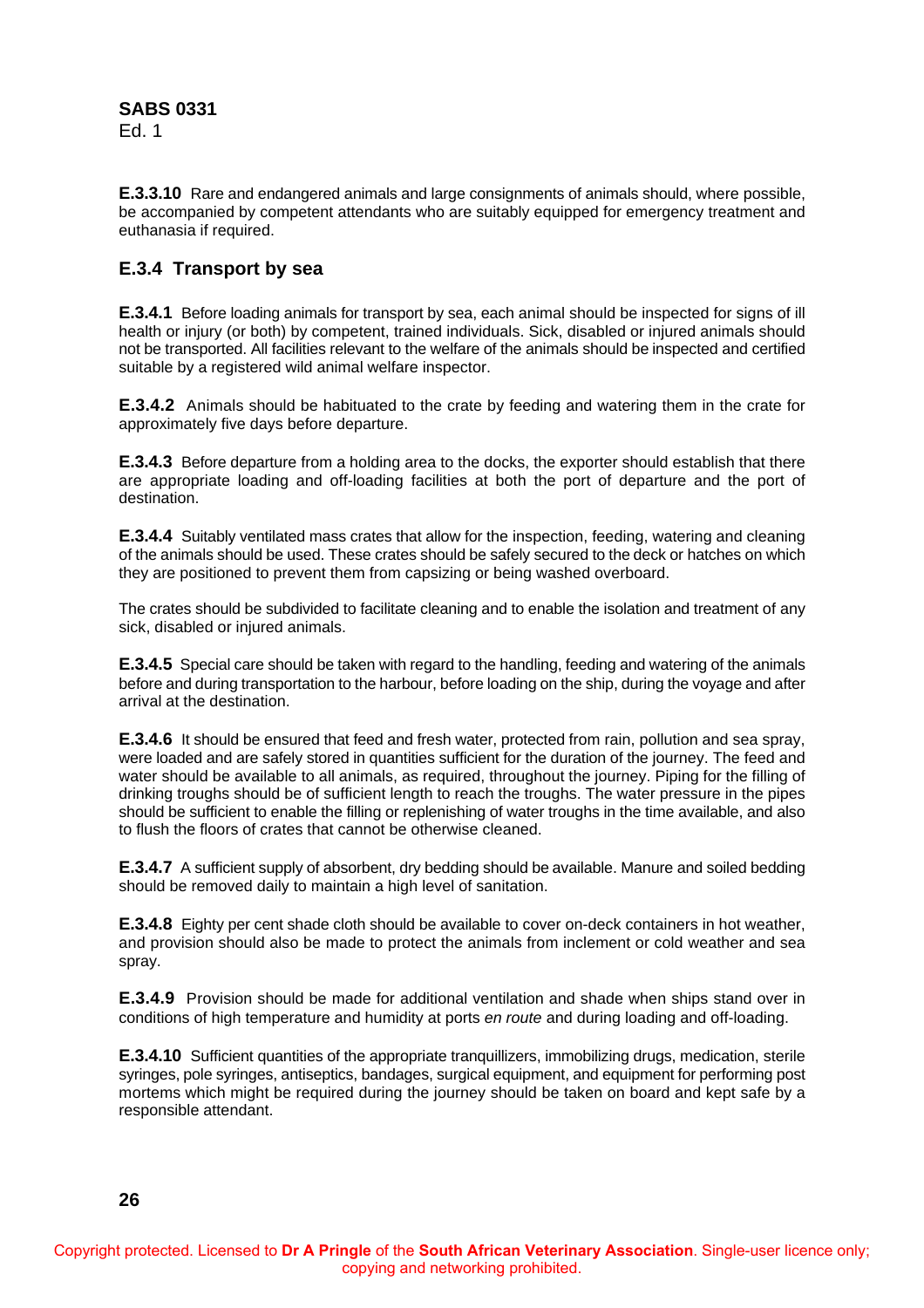**E.3.3.10** Rare and endangered animals and large consignments of animals should, where possible, be accompanied by competent attendants who are suitably equipped for emergency treatment and euthanasia if required.

### E.3.4 Transport by sea

**E.3.4.1** Before loading animals for transport by sea, each animal should be inspected for signs of ill health or injury (or both) by competent, trained individuals. Sick, disabled or injured animals should not be transported. All facilities relevant to the welfare of the animals should be inspected and certified suitable by a registered wild animal welfare inspector.

**E.3.4.2** Animals should be habituated to the crate by feeding and watering them in the crate for approximately five days before departure.

**E.3.4.3** Before departure from a holding area to the docks, the exporter should establish that there are appropriate loading and off-loading facilities at both the port of departure and the port of destination.

**E.3.4.4** Suitably ventilated mass crates that allow for the inspection, feeding, watering and cleaning of the animals should be used. These crates should be safely secured to the deck or hatches on which they are positioned to prevent them from capsizing or being washed overboard.

The crates should be subdivided to facilitate cleaning and to enable the isolation and treatment of any sick, disabled or injured animals.

**E.3.4.5** Special care should be taken with regard to the handling, feeding and watering of the animals before and during transportation to the harbour, before loading on the ship, during the voyage and after arrival at the destination.

**E.3.4.6** It should be ensured that feed and fresh water, protected from rain, pollution and sea spray, were loaded and are safely stored in quantities sufficient for the duration of the journey. The feed and water should be available to all animals, as required, throughout the journey. Piping for the filling of drinking troughs should be of sufficient length to reach the troughs. The water pressure in the pipes should be sufficient to enable the filling or replenishing of water troughs in the time available, and also to flush the floors of crates that cannot be otherwise cleaned.

**E.3.4.7** A sufficient supply of absorbent, dry bedding should be available. Manure and soiled bedding should be removed daily to maintain a high level of sanitation.

**E.3.4.8** Eighty per cent shade cloth should be available to cover on-deck containers in hot weather, and provision should also be made to protect the animals from inclement or cold weather and sea spray.

**E.3.4.9** Provision should be made for additional ventilation and shade when ships stand over in conditions of high temperature and humidity at ports *en route* and during loading and off-loading.

**E.3.4.10** Sufficient quantities of the appropriate tranquillizers, immobilizing drugs, medication, sterile syringes, pole syringes, antiseptics, bandages, surgical equipment, and equipment for performing post mortems which might be required during the journey should be taken on board and kept safe by a responsible attendant.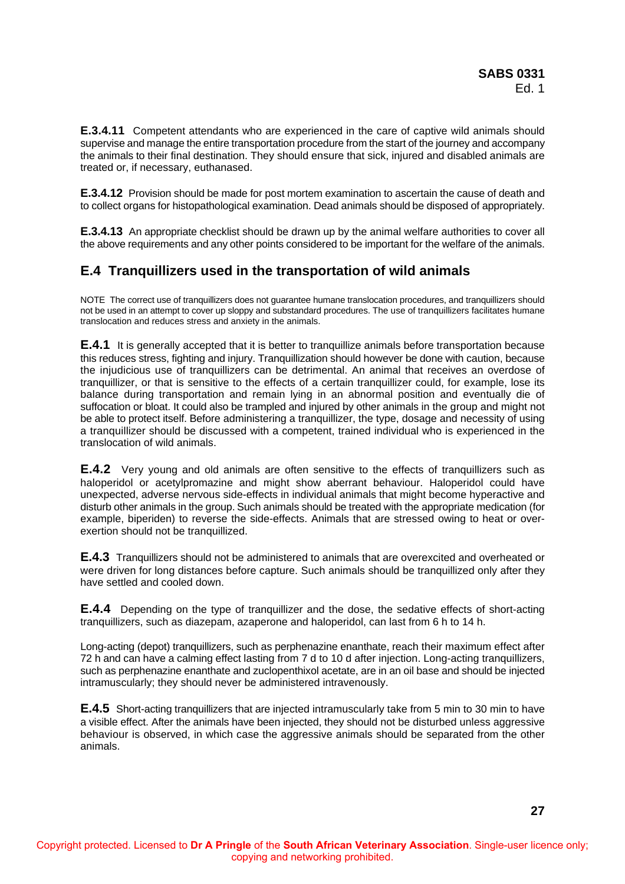**E.3.4.11** Competent attendants who are experienced in the care of captive wild animals should supervise and manage the entire transportation procedure from the start of the journey and accompany the animals to their final destination. They should ensure that sick, injured and disabled animals are treated or, if necessary, euthanased.

**E.3.4.12** Provision should be made for post mortem examination to ascertain the cause of death and to collect organs for histopathological examination. Dead animals should be disposed of appropriately.

**E.3.4.13** An appropriate checklist should be drawn up by the animal welfare authorities to cover all the above requirements and any other points considered to be important for the welfare of the animals.

## E.4 Tranquillizers used in the transportation of wild animals

NOTE The correct use of tranquillizers does not guarantee humane translocation procedures, and tranquillizers should not be used in an attempt to cover up sloppy and substandard procedures. The use of tranquillizers facilitates humane translocation and reduces stress and anxiety in the animals.

**E.4.1** It is generally accepted that it is better to tranquillize animals before transportation because this reduces stress, fighting and injury. Tranquillization should however be done with caution, because the injudicious use of tranquillizers can be detrimental. An animal that receives an overdose of tranquillizer, or that is sensitive to the effects of a certain tranquillizer could, for example, lose its balance during transportation and remain lying in an abnormal position and eventually die of suffocation or bloat. It could also be trampled and injured by other animals in the group and might not be able to protect itself. Before administering a tranquillizer, the type, dosage and necessity of using a tranquillizer should be discussed with a competent, trained individual who is experienced in the translocation of wild animals.

**E.4.2** Very young and old animals are often sensitive to the effects of tranquillizers such as haloperidol or acetylpromazine and might show aberrant behaviour. Haloperidol could have unexpected, adverse nervous side-effects in individual animals that might become hyperactive and disturb other animals in the group. Such animals should be treated with the appropriate medication (for example, biperiden) to reverse the side-effects. Animals that are stressed owing to heat or over-exertion should not be tranquillized.

**E.4.3** Tranquillizers should not be administered to animals that are overexcited and overheated or were driven for long distances before capture. Such animals should be tranquillized only after they have settled and cooled down.

**E.4.4** Depending on the type of tranquillizer and the dose, the sedative effects of short-acting tranquillizers, such as diazepam, azaperone and haloperidol, can last from 6 h to 14 h.

Long-acting (depot) tranquillizers, such as perphenazine enanthate, reach their maximum effect after 72 h and can have a calming effect lasting from 7 d to 10 d after injection. Long-acting tranquillizers, such as perphenazine enanthate and zuclopenthixol acetate, are in an oil base and should be injected intramuscularly; they should never be administered intravenously.

**E.4.5** Short-acting tranquillizers that are injected intramuscularly take from 5 min to 30 min to have a visible effect. After the animals have been injected, they should not be disturbed unless aggressive behaviour is observed, in which case the aggressive animals should be separated from the other animals.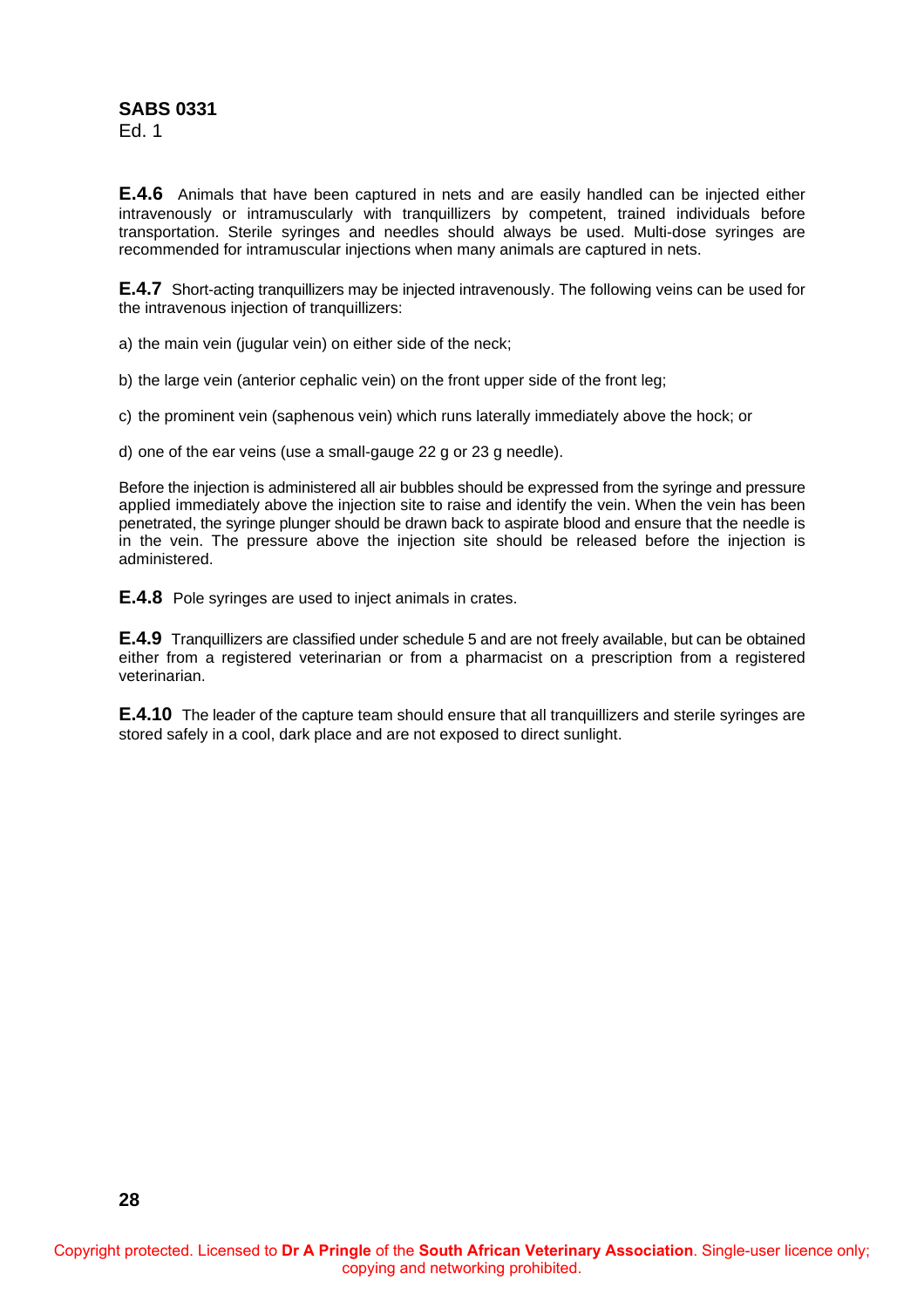**E.4.6** Animals that have been captured in nets and are easily handled can be injected either intravenously or intramuscularly with tranquillizers by competent, trained individuals before transportation. Sterile syringes and needles should always be used. Multi-dose syringes are recommended for intramuscular injections when many animals are captured in nets.

**E.4.7** Short-acting tranquillizers may be injected intravenously. The following veins can be used for the intravenous injection of tranquillizers:

a) the main vein (jugular vein) on either side of the neck;

b) the large vein (anterior cephalic vein) on the front upper side of the front leg;

c) the prominent vein (saphenous vein) which runs laterally immediately above the hock; or

d) one of the ear veins (use a small-gauge 22 g or 23 g needle).

Before the injection is administered all air bubbles should be expressed from the syringe and pressure applied immediately above the injection site to raise and identify the vein. When the vein has been penetrated, the syringe plunger should be drawn back to aspirate blood and ensure that the needle is in the vein. The pressure above the injection site should be released before the injection is administered.

**E.4.8** Pole syringes are used to inject animals in crates.

**E.4.9** Tranquillizers are classified under schedule 5 and are not freely available, but can be obtained either from a registered veterinarian or from a pharmacist on a prescription from a registered veterinarian.

**E.4.10** The leader of the capture team should ensure that all tranquillizers and sterile syringes are stored safely in a cool, dark place and are not exposed to direct sunlight.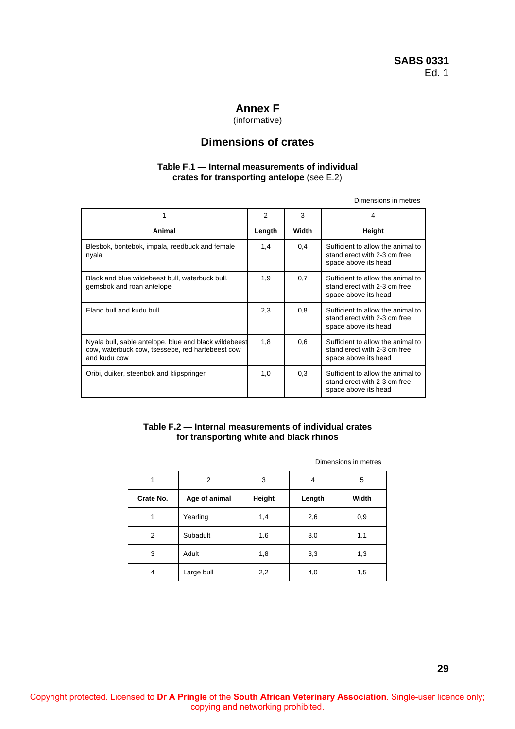# Annex F

(informative)

## Dimensions of crates

**Table F.1 — Internal measurements of individual crates for transporting antelope** (see E.2)

Dimensions in metres

| 1 | 2 | 3 | 4 |
|---|---|---|---|
| **Animal** | **Length** | **Width** | **Height** |
| Blesbok, bontebok, impala, reedbuck and female nyala | 1,4 | 0,4 | Sufficient to allow the animal to stand erect with 2-3 cm free space above its head |
| Black and blue wildebeest bull, waterbuck bull, gemsbok and roan antelope | 1,9 | 0,7 | Sufficient to allow the animal to stand erect with 2-3 cm free space above its head |
| Eland bull and kudu bull | 2,3 | 0,8 | Sufficient to allow the animal to stand erect with 2-3 cm free space above its head |
| Nyala bull, sable antelope, blue and black wildebeest cow, waterbuck cow, tsessebe, red hartebeest cow and kudu cow | 1,8 | 0,6 | Sufficient to allow the animal to stand erect with 2-3 cm free space above its head |
| Oribi, duiker, steenbok and klipspringer | 1,0 | 0,3 | Sufficient to allow the animal to stand erect with 2-3 cm free space above its head |

**Table F.2 — Internal measurements of individual crates for transporting white and black rhinos**

Dimensions in metres

| 1 | 2 | 3 | 4 | 5 |
|---|---|---|---|---|
| **Crate No.** | **Age of animal** | **Height** | **Length** | **Width** |
| 1 | Yearling | 1,4 | 2,6 | 0,9 |
| 2 | Subadult | 1,6 | 3,0 | 1,1 |
| 3 | Adult | 1,8 | 3,3 | 1,3 |
| 4 | Large bull | 2,2 | 4,0 | 1,5 |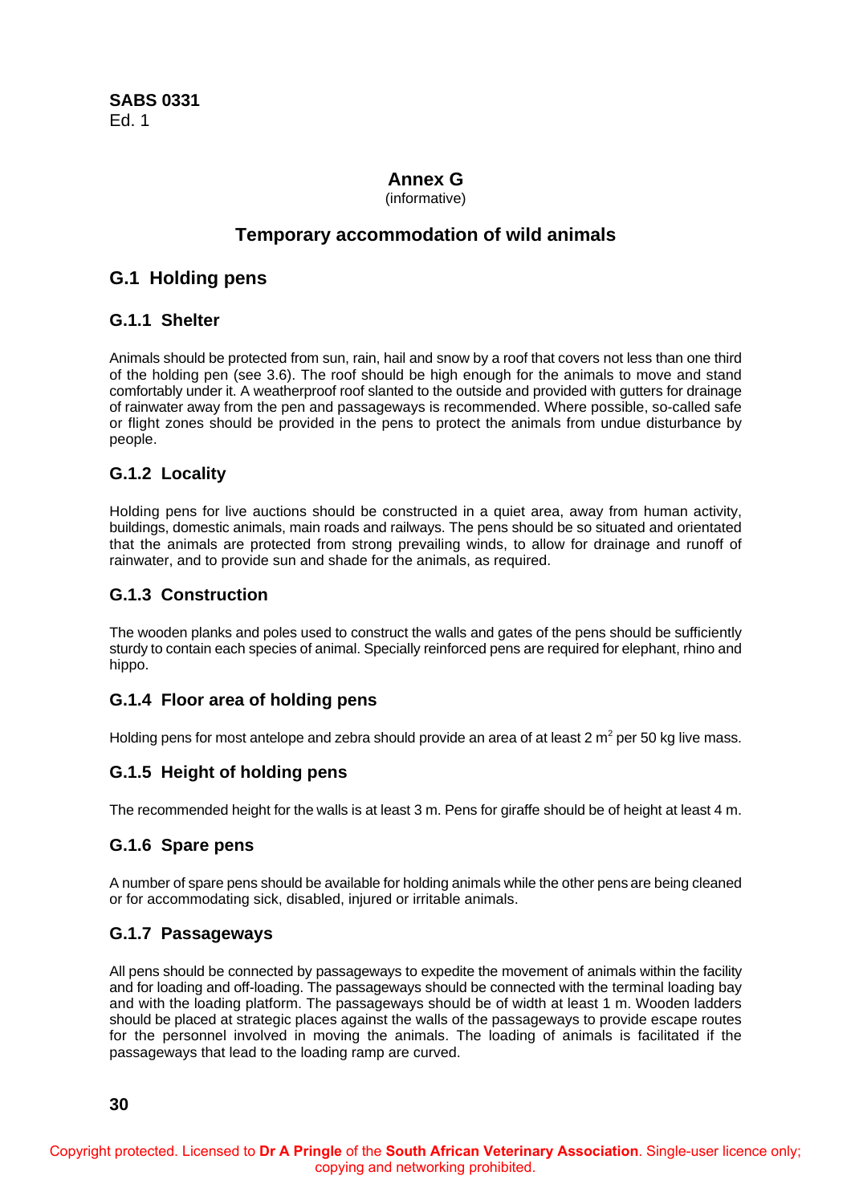# Annex G

(informative)

## Temporary accommodation of wild animals

## G.1 Holding pens

### G.1.1 Shelter

Animals should be protected from sun, rain, hail and snow by a roof that covers not less than one third of the holding pen (see 3.6). The roof should be high enough for the animals to move and stand comfortably under it. A weatherproof roof slanted to the outside and provided with gutters for drainage of rainwater away from the pen and passageways is recommended. Where possible, so-called safe or flight zones should be provided in the pens to protect the animals from undue disturbance by people.

### G.1.2 Locality

Holding pens for live auctions should be constructed in a quiet area, away from human activity, buildings, domestic animals, main roads and railways. The pens should be so situated and orientated that the animals are protected from strong prevailing winds, to allow for drainage and runoff of rainwater, and to provide sun and shade for the animals, as required.

### G.1.3 Construction

The wooden planks and poles used to construct the walls and gates of the pens should be sufficiently sturdy to contain each species of animal. Specially reinforced pens are required for elephant, rhino and hippo.

### G.1.4 Floor area of holding pens

Holding pens for most antelope and zebra should provide an area of at least 2 $m^2$ per 50 kg live mass.

### G.1.5 Height of holding pens

The recommended height for the walls is at least 3 m. Pens for giraffe should be of height at least 4 m.

### G.1.6 Spare pens

A number of spare pens should be available for holding animals while the other pens are being cleaned or for accommodating sick, disabled, injured or irritable animals.

### G.1.7 Passageways

All pens should be connected by passageways to expedite the movement of animals within the facility and for loading and off-loading. The passageways should be connected with the terminal loading bay and with the loading platform. The passageways should be of width at least 1 m. Wooden ladders should be placed at strategic places against the walls of the passageways to provide escape routes for the personnel involved in moving the animals. The loading of animals is facilitated if the passageways that lead to the loading ramp are curved.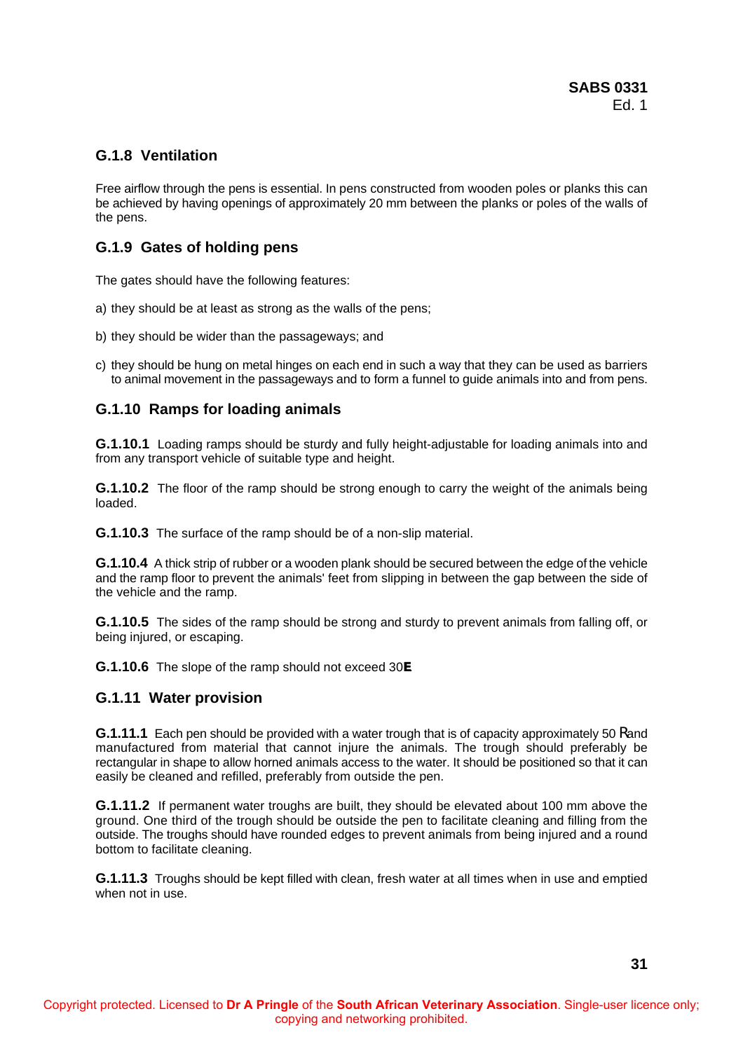### G.1.8 Ventilation

Free airflow through the pens is essential. In pens constructed from wooden poles or planks this can be achieved by having openings of approximately 20 mm between the planks or poles of the walls of the pens.

### G.1.9 Gates of holding pens

The gates should have the following features:

a) they should be at least as strong as the walls of the pens;

b) they should be wider than the passageways; and

c) they should be hung on metal hinges on each end in such a way that they can be used as barriers to animal movement in the passageways and to form a funnel to guide animals into and from pens.

### G.1.10 Ramps for loading animals

**G.1.10.1** Loading ramps should be sturdy and fully height-adjustable for loading animals into and from any transport vehicle of suitable type and height.

**G.1.10.2** The floor of the ramp should be strong enough to carry the weight of the animals being loaded.

**G.1.10.3** The surface of the ramp should be of a non-slip material.

**G.1.10.4** A thick strip of rubber or a wooden plank should be secured between the edge of the vehicle and the ramp floor to prevent the animals' feet from slipping in between the gap between the side of the vehicle and the ramp.

**G.1.10.5** The sides of the ramp should be strong and sturdy to prevent animals from falling off, or being injured, or escaping.

**G.1.10.6** The slope of the ramp should not exceed 30°.

### G.1.11 Water provision

**G.1.11.1** Each pen should be provided with a water trough that is of capacity approximately 50 ℓ and manufactured from material that cannot injure the animals. The trough should preferably be rectangular in shape to allow horned animals access to the water. It should be positioned so that it can easily be cleaned and refilled, preferably from outside the pen.

**G.1.11.2** If permanent water troughs are built, they should be elevated about 100 mm above the ground. One third of the trough should be outside the pen to facilitate cleaning and filling from the outside. The troughs should have rounded edges to prevent animals from being injured and a round bottom to facilitate cleaning.

**G.1.11.3** Troughs should be kept filled with clean, fresh water at all times when in use and emptied when not in use.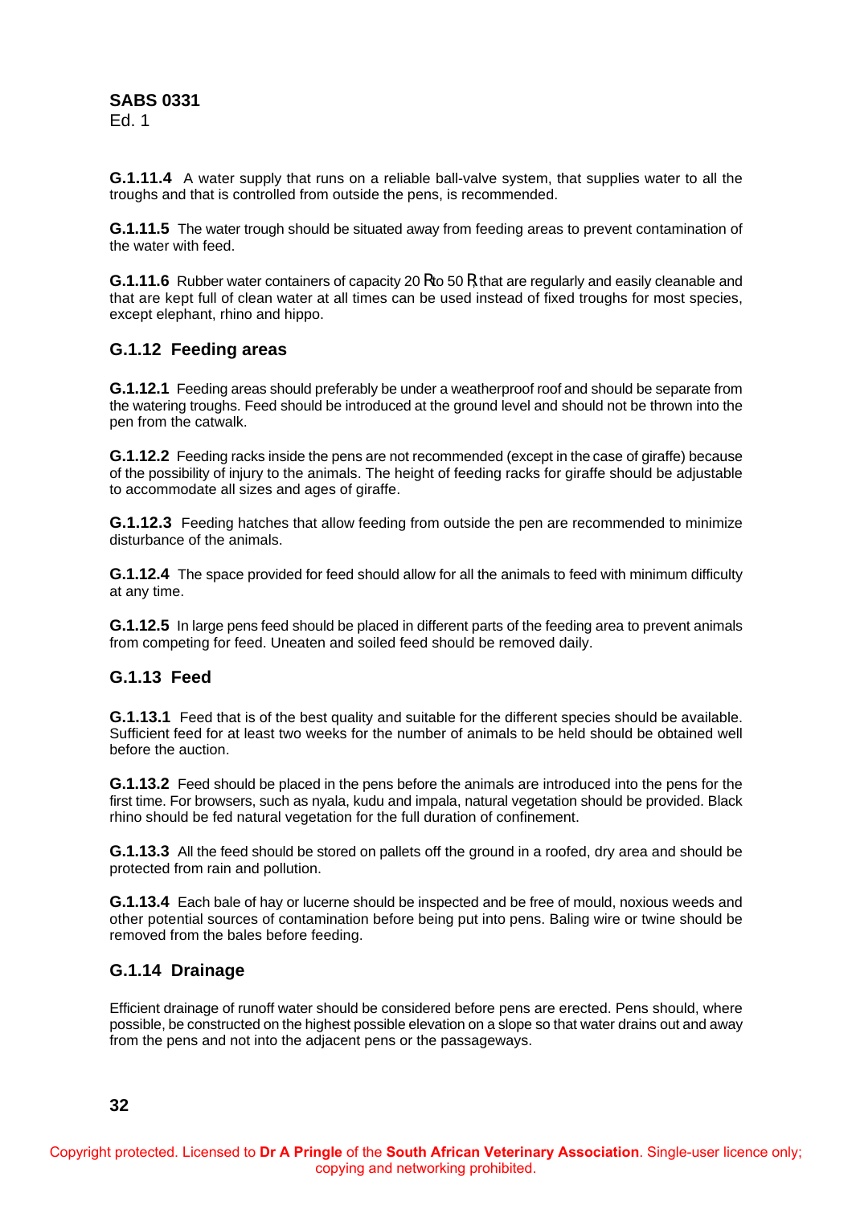**G.1.11.4** A water supply that runs on a reliable ball-valve system, that supplies water to all the troughs and that is controlled from outside the pens, is recommended.

**G.1.11.5** The water trough should be situated away from feeding areas to prevent contamination of the water with feed.

**G.1.11.6** Rubber water containers of capacity 20 ℓ to 50 ℓ, that are regularly and easily cleanable and that are kept full of clean water at all times can be used instead of fixed troughs for most species, except elephant, rhino and hippo.

### G.1.12 Feeding areas

**G.1.12.1** Feeding areas should preferably be under a weatherproof roof and should be separate from the watering troughs. Feed should be introduced at the ground level and should not be thrown into the pen from the catwalk.

**G.1.12.2** Feeding racks inside the pens are not recommended (except in the case of giraffe) because of the possibility of injury to the animals. The height of feeding racks for giraffe should be adjustable to accommodate all sizes and ages of giraffe.

**G.1.12.3** Feeding hatches that allow feeding from outside the pen are recommended to minimize disturbance of the animals.

**G.1.12.4** The space provided for feed should allow for all the animals to feed with minimum difficulty at any time.

**G.1.12.5** In large pens feed should be placed in different parts of the feeding area to prevent animals from competing for feed. Uneaten and soiled feed should be removed daily.

### G.1.13 Feed

**G.1.13.1** Feed that is of the best quality and suitable for the different species should be available. Sufficient feed for at least two weeks for the number of animals to be held should be obtained well before the auction.

**G.1.13.2** Feed should be placed in the pens before the animals are introduced into the pens for the first time. For browsers, such as nyala, kudu and impala, natural vegetation should be provided. Black rhino should be fed natural vegetation for the full duration of confinement.

**G.1.13.3** All the feed should be stored on pallets off the ground in a roofed, dry area and should be protected from rain and pollution.

**G.1.13.4** Each bale of hay or lucerne should be inspected and be free of mould, noxious weeds and other potential sources of contamination before being put into pens. Baling wire or twine should be removed from the bales before feeding.

### G.1.14 Drainage

Efficient drainage of runoff water should be considered before pens are erected. Pens should, where possible, be constructed on the highest possible elevation on a slope so that water drains out and away from the pens and not into the adjacent pens or the passageways.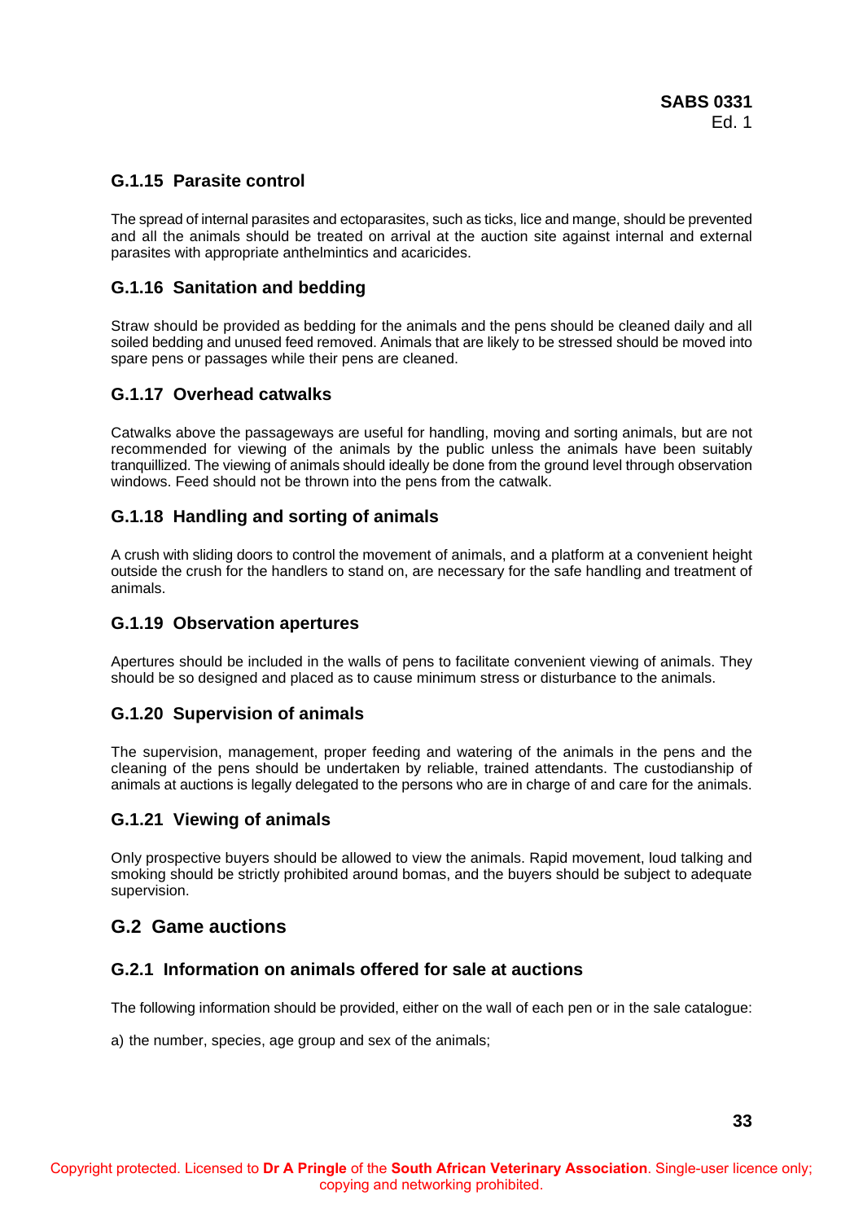### G.1.15 Parasite control

The spread of internal parasites and ectoparasites, such as ticks, lice and mange, should be prevented and all the animals should be treated on arrival at the auction site against internal and external parasites with appropriate anthelmintics and acaricides.

### G.1.16 Sanitation and bedding

Straw should be provided as bedding for the animals and the pens should be cleaned daily and all soiled bedding and unused feed removed. Animals that are likely to be stressed should be moved into spare pens or passages while their pens are cleaned.

### G.1.17 Overhead catwalks

Catwalks above the passageways are useful for handling, moving and sorting animals, but are not recommended for viewing of the animals by the public unless the animals have been suitably tranquillized. The viewing of animals should ideally be done from the ground level through observation windows. Feed should not be thrown into the pens from the catwalk.

### G.1.18 Handling and sorting of animals

A crush with sliding doors to control the movement of animals, and a platform at a convenient height outside the crush for the handlers to stand on, are necessary for the safe handling and treatment of animals.

### G.1.19 Observation apertures

Apertures should be included in the walls of pens to facilitate convenient viewing of animals. They should be so designed and placed as to cause minimum stress or disturbance to the animals.

### G.1.20 Supervision of animals

The supervision, management, proper feeding and watering of the animals in the pens and the cleaning of the pens should be undertaken by reliable, trained attendants. The custodianship of animals at auctions is legally delegated to the persons who are in charge of and care for the animals.

### G.1.21 Viewing of animals

Only prospective buyers should be allowed to view the animals. Rapid movement, loud talking and smoking should be strictly prohibited around bomas, and the buyers should be subject to adequate supervision.

## G.2 Game auctions

### G.2.1 Information on animals offered for sale at auctions

The following information should be provided, either on the wall of each pen or in the sale catalogue:

a) the number, species, age group and sex of the animals;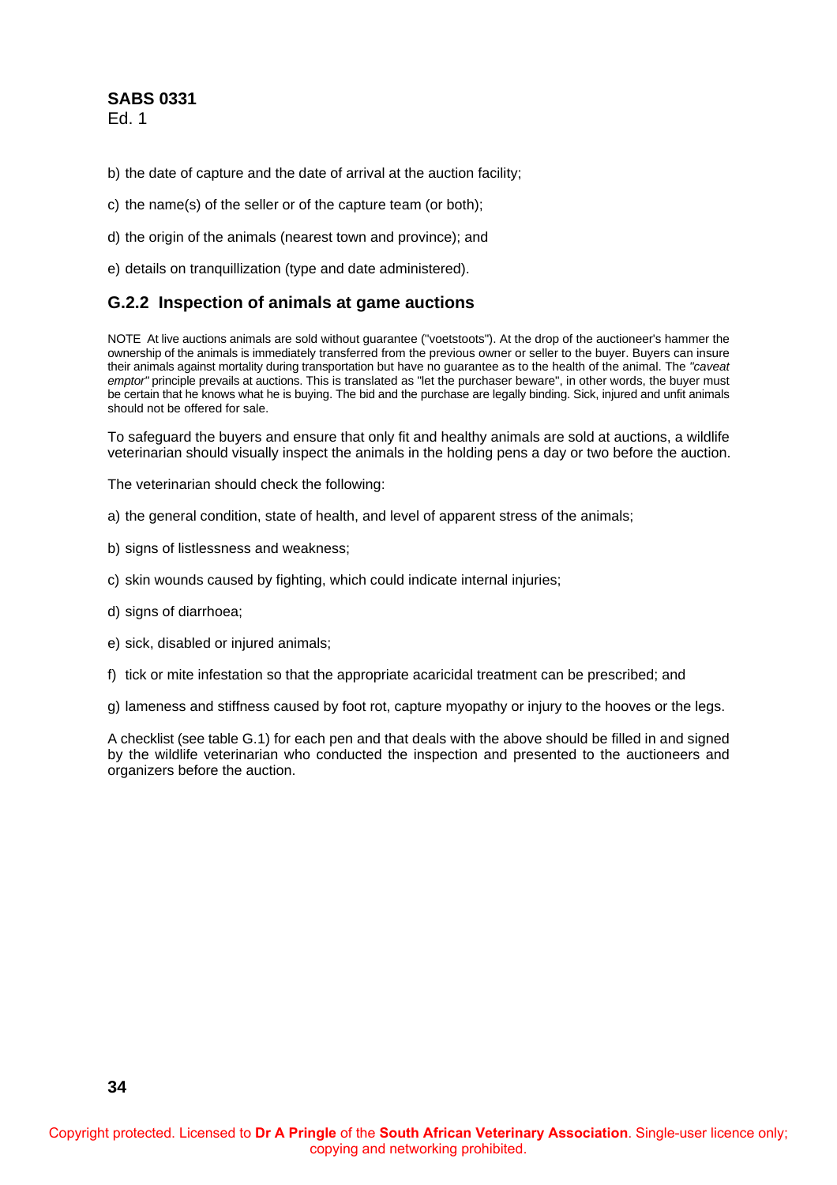b) the date of capture and the date of arrival at the auction facility;

c) the name(s) of the seller or of the capture team (or both);

d) the origin of the animals (nearest town and province); and

e) details on tranquillization (type and date administered).

### G.2.2 Inspection of animals at game auctions

NOTE At live auctions animals are sold without guarantee ("voetstoots"). At the drop of the auctioneer's hammer the ownership of the animals is immediately transferred from the previous owner or seller to the buyer. Buyers can insure their animals against mortality during transportation but have no guarantee as to the health of the animal. The *"caveat emptor"* principle prevails at auctions. This is translated as "let the purchaser beware", in other words, the buyer must be certain that he knows what he is buying. The bid and the purchase are legally binding. Sick, injured and unfit animals should not be offered for sale.

To safeguard the buyers and ensure that only fit and healthy animals are sold at auctions, a wildlife veterinarian should visually inspect the animals in the holding pens a day or two before the auction.

The veterinarian should check the following:

a) the general condition, state of health, and level of apparent stress of the animals;

b) signs of listlessness and weakness;

c) skin wounds caused by fighting, which could indicate internal injuries;

d) signs of diarrhoea;

e) sick, disabled or injured animals;

f) tick or mite infestation so that the appropriate acaricidal treatment can be prescribed; and

g) lameness and stiffness caused by foot rot, capture myopathy or injury to the hooves or the legs.

A checklist (see table G.1) for each pen and that deals with the above should be filled in and signed by the wildlife veterinarian who conducted the inspection and presented to the auctioneers and organizers before the auction.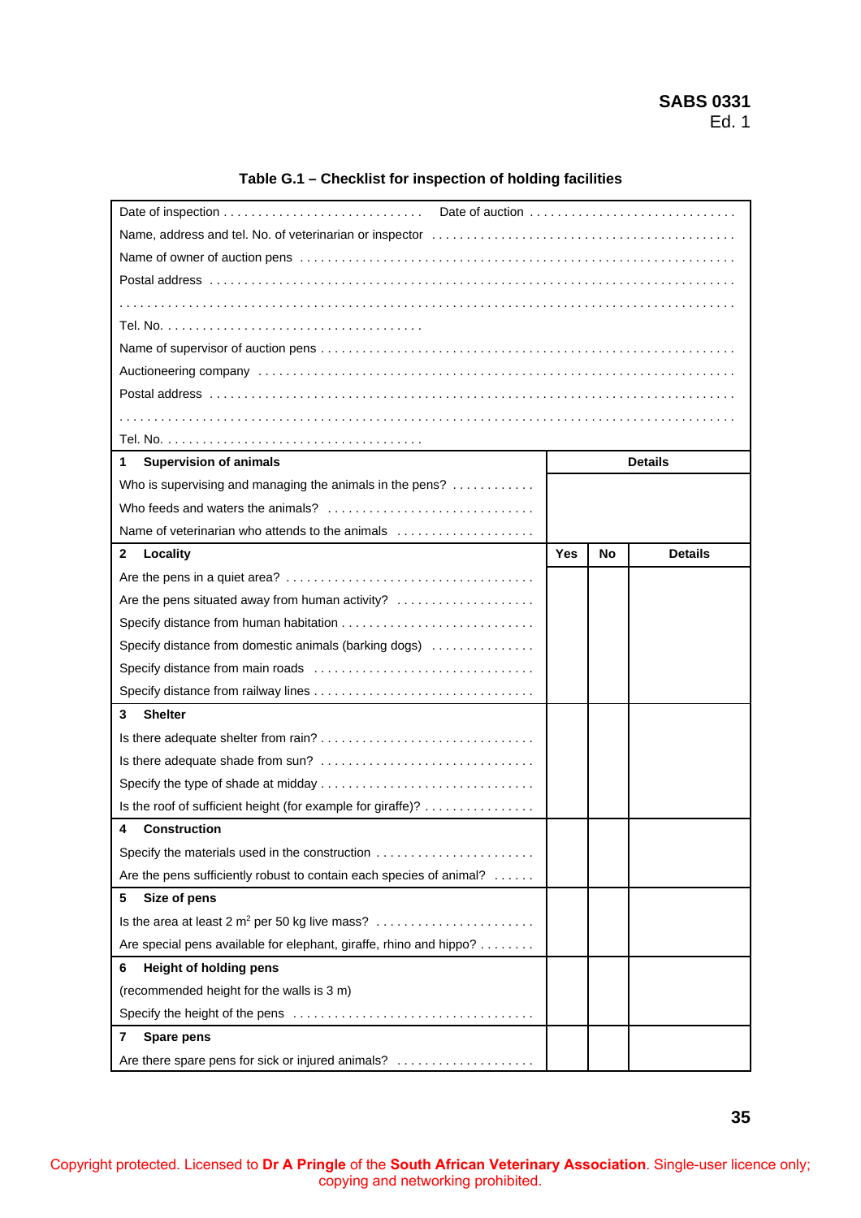**Table G.1 – Checklist for inspection of holding facilities**

Date of inspection . . . . . . . . . . . . . . . . . . . . . . . . . . . . . . Date of auction . . . . . . . . . . . . . . . . . . . . . . . . . . . . . .

Name, address and tel. No. of veterinarian or inspector . . . . . . . . . . . . . . . . . . . . . . . . . . . . . . . . . . . . . . . . . .

Name of owner of auction pens . . . . . . . . . . . . . . . . . . . . . . . . . . . . . . . . . . . . . . . . . . . . . . . . . . . . . . . . . . . . .

Postal address . . . . . . . . . . . . . . . . . . . . . . . . . . . . . . . . . . . . . . . . . . . . . . . . . . . . . . . . . . . . . . . . . . . . . . . . .

. . . . . . . . . . . . . . . . . . . . . . . . . . . . . . . . . . . . . . . . . . . . . . . . . . . . . . . . . . . . . . . . . . . . . . . . . . . . . . . . . .

Tel. No. . . . . . . . . . . . . . . . . . . . . . . . . . . . . . . . . . . . . .

Name of supervisor of auction pens . . . . . . . . . . . . . . . . . . . . . . . . . . . . . . . . . . . . . . . . . . . . . . . . . . . . . . . . . . .

Auctioneering company . . . . . . . . . . . . . . . . . . . . . . . . . . . . . . . . . . . . . . . . . . . . . . . . . . . . . . . . . . . . . . . . . .

Postal address . . . . . . . . . . . . . . . . . . . . . . . . . . . . . . . . . . . . . . . . . . . . . . . . . . . . . . . . . . . . . . . . . . . . . . . . .

. . . . . . . . . . . . . . . . . . . . . . . . . . . . . . . . . . . . . . . . . . . . . . . . . . . . . . . . . . . . . . . . . . . . . . . . . . . . . . . . . .

Tel. No. . . . . . . . . . . . . . . . . . . . . . . . . . . . . . . . . . . . . .

| **1 Supervision of animals** | **Details** |
|---|---|
| Who is supervising and managing the animals in the pens? . . . . . . . . . . . . | |
| Who feeds and waters the animals? . . . . . . . . . . . . . . . . . . . . . . . . . . . . . . | |
| Name of veterinarian who attends to the animals . . . . . . . . . . . . . . . . . . . . | |

| **2 Locality** | **Yes** | **No** | **Details** |
|---|---|---|---|
| Are the pens in a quiet area? . . . . . . . . . . . . . . . . . . . . . . . . . . . . . . . . . . . | | | |
| Are the pens situated away from human activity? . . . . . . . . . . . . . . . . . . . . | | | |
| Specify distance from human habitation . . . . . . . . . . . . . . . . . . . . . . . . . . . | | | |
| Specify distance from domestic animals (barking dogs) . . . . . . . . . . . . . . . | | | |
| Specify distance from main roads . . . . . . . . . . . . . . . . . . . . . . . . . . . . . . . | | | |
| Specify distance from railway lines . . . . . . . . . . . . . . . . . . . . . . . . . . . . . . . | | | |
| **3 Shelter** | | | |
| Is there adequate shelter from rain? . . . . . . . . . . . . . . . . . . . . . . . . . . . . . . . | | | |
| Is there adequate shade from sun? . . . . . . . . . . . . . . . . . . . . . . . . . . . . . . . | | | |
| Specify the type of shade at midday . . . . . . . . . . . . . . . . . . . . . . . . . . . . . . . | | | |
| Is the roof of sufficient height (for example for giraffe)? . . . . . . . . . . . . . . . . | | | |
| **4 Construction** | | | |
| Specify the materials used in the construction . . . . . . . . . . . . . . . . . . . . . . . | | | |
| Are the pens sufficiently robust to contain each species of animal? . . . . . . | | | |
| **5 Size of pens** | | | |
| Is the area at least 2 m² per 50 kg live mass? . . . . . . . . . . . . . . . . . . . . . . . | | | |
| Are special pens available for elephant, giraffe, rhino and hippo? . . . . . . . . | | | |
| **6 Height of holding pens** | | | |
| (recommended height for the walls is 3 m) | | | |
| Specify the height of the pens . . . . . . . . . . . . . . . . . . . . . . . . . . . . . . . . . . . | | | |
| **7 Spare pens** | | | |
| Are there spare pens for sick or injured animals? . . . . . . . . . . . . . . . . . . . . | | | |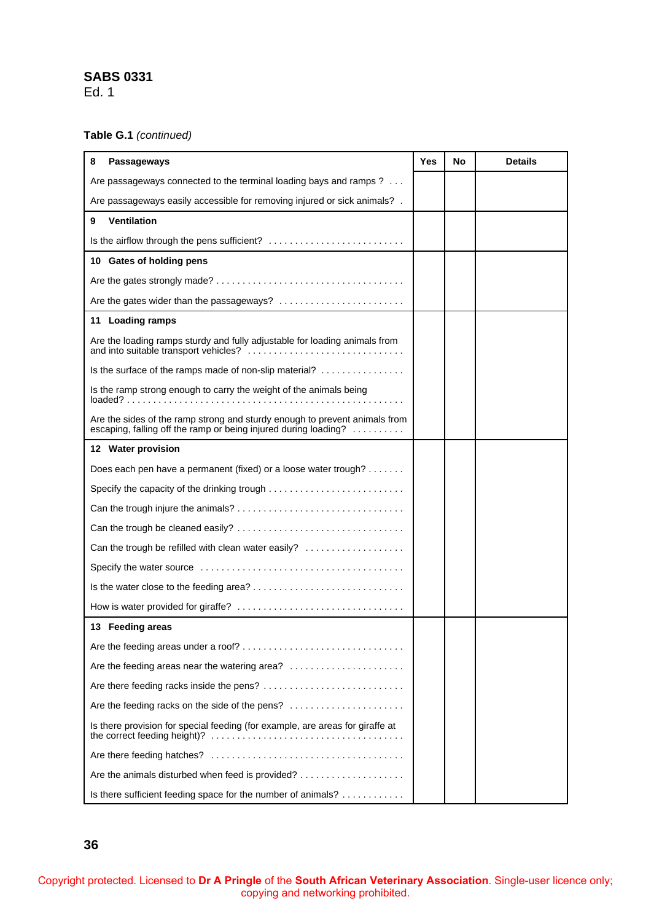**Table G.1** *(continued)*

| **8 Passageways** | **Yes** | **No** | **Details** |
|---|---|---|---|
| Are passageways connected to the terminal loading bays and ramps ? . . . | | | |
| Are passageways easily accessible for removing injured or sick animals? . | | | |
| **9 Ventilation** | | | |
| Is the airflow through the pens sufficient? . . . . . . . . . . . . . . . . . . . . . . . . . . | | | |
| **10 Gates of holding pens** | | | |
| Are the gates strongly made? . . . . . . . . . . . . . . . . . . . . . . . . . . . . . . . . . . . . | | | |
| Are the gates wider than the passageways? . . . . . . . . . . . . . . . . . . . . . . . . | | | |
| **11 Loading ramps** | | | |
| Are the loading ramps sturdy and fully adjustable for loading animals from and into suitable transport vehicles? . . . . . . . . . . . . . . . . . . . . . . . . . . . . . . | | | |
| Is the surface of the ramps made of non-slip material? . . . . . . . . . . . . . . . . | | | |
| Is the ramp strong enough to carry the weight of the animals being loaded? . . . . . . . . . . . . . . . . . . . . . . . . . . . . . . . . . . . . . . . . . . . . . . . . . . . . | | | |
| Are the sides of the ramp strong and sturdy enough to prevent animals from escaping, falling off the ramp or being injured during loading? . . . . . . . . . . | | | |
| **12 Water provision** | | | |
| Does each pen have a permanent (fixed) or a loose water trough? . . . . . . . | | | |
| Specify the capacity of the drinking trough . . . . . . . . . . . . . . . . . . . . . . . . . . | | | |
| Can the trough injure the animals? . . . . . . . . . . . . . . . . . . . . . . . . . . . . . . . . | | | |
| Can the trough be cleaned easily? . . . . . . . . . . . . . . . . . . . . . . . . . . . . . . . . | | | |
| Can the trough be refilled with clean water easily? . . . . . . . . . . . . . . . . . . . | | | |
| Specify the water source . . . . . . . . . . . . . . . . . . . . . . . . . . . . . . . . . . . . . . . | | | |
| Is the water close to the feeding area? . . . . . . . . . . . . . . . . . . . . . . . . . . . . . | | | |
| How is water provided for giraffe? . . . . . . . . . . . . . . . . . . . . . . . . . . . . . . . . | | | |
| **13 Feeding areas** | | | |
| Are the feeding areas under a roof? . . . . . . . . . . . . . . . . . . . . . . . . . . . . . . . | | | |
| Are the feeding areas near the watering area? . . . . . . . . . . . . . . . . . . . . . . | | | |
| Are there feeding racks inside the pens? . . . . . . . . . . . . . . . . . . . . . . . . . . . | | | |
| Are the feeding racks on the side of the pens? . . . . . . . . . . . . . . . . . . . . . . | | | |
| Is there provision for special feeding (for example, are areas for giraffe at the correct feeding height)? . . . . . . . . . . . . . . . . . . . . . . . . . . . . . . . . . . . . . | | | |
| Are there feeding hatches? . . . . . . . . . . . . . . . . . . . . . . . . . . . . . . . . . . . . . | | | |
| Are the animals disturbed when feed is provided? . . . . . . . . . . . . . . . . . . . . | | | |
| Is there sufficient feeding space for the number of animals? . . . . . . . . . . . . | | | |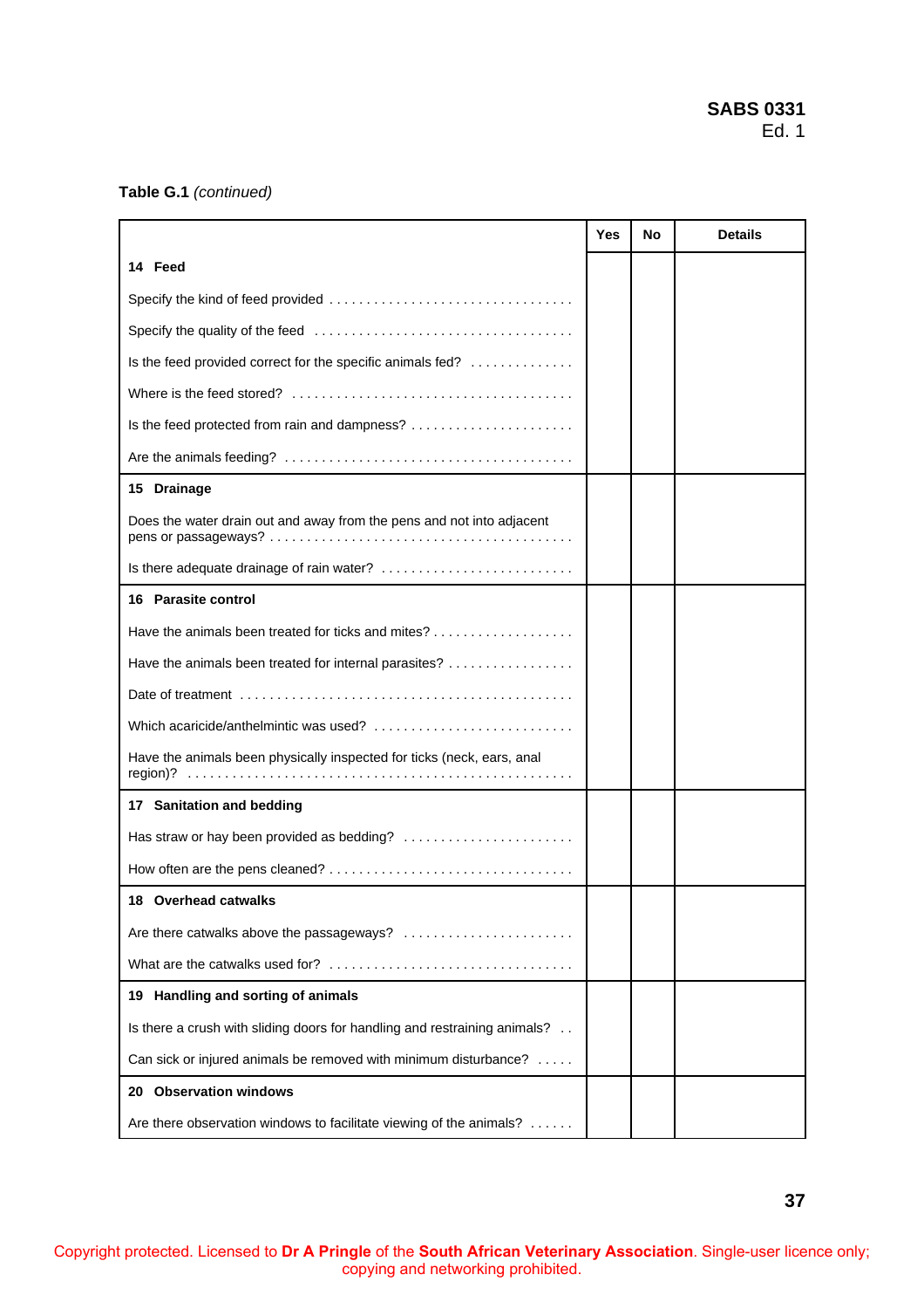**Table G.1** *(continued)*

| | Yes | No | Details |
|---|---|---|---|
| **14 Feed** | | | |
| Specify the kind of feed provided . . . . . . . . . . . . . . . . . . . . . . . . . . . . . . . . | | | |
| Specify the quality of the feed . . . . . . . . . . . . . . . . . . . . . . . . . . . . . . . . . . | | | |
| Is the feed provided correct for the specific animals fed? . . . . . . . . . . . . . | | | |
| Where is the feed stored? . . . . . . . . . . . . . . . . . . . . . . . . . . . . . . . . . . . . . | | | |
| Is the feed protected from rain and dampness? . . . . . . . . . . . . . . . . . . . . . . | | | |
| Are the animals feeding? . . . . . . . . . . . . . . . . . . . . . . . . . . . . . . . . . . . . . . | | | |
| **15 Drainage** | | | |
| Does the water drain out and away from the pens and not into adjacent pens or passageways? . . . . . . . . . . . . . . . . . . . . . . . . . . . . . . . . . . . . . . . . | | | |
| Is there adequate drainage of rain water? . . . . . . . . . . . . . . . . . . . . . . . . . . | | | |
| **16 Parasite control** | | | |
| Have the animals been treated for ticks and mites? . . . . . . . . . . . . . . . . . . . | | | |
| Have the animals been treated for internal parasites? . . . . . . . . . . . . . . . . . | | | |
| Date of treatment . . . . . . . . . . . . . . . . . . . . . . . . . . . . . . . . . . . . . . . . . . . . | | | |
| Which acaricide/anthelmintic was used? . . . . . . . . . . . . . . . . . . . . . . . . . . . | | | |
| Have the animals been physically inspected for ticks (neck, ears, anal region)? . . . . . . . . . . . . . . . . . . . . . . . . . . . . . . . . . . . . . . . . . . . . . . . . . . . . | | | |
| **17 Sanitation and bedding** | | | |
| Has straw or hay been provided as bedding? . . . . . . . . . . . . . . . . . . . . . . . | | | |
| How often are the pens cleaned? . . . . . . . . . . . . . . . . . . . . . . . . . . . . . . . . . | | | |
| **18 Overhead catwalks** | | | |
| Are there catwalks above the passageways? . . . . . . . . . . . . . . . . . . . . . . . | | | |
| What are the catwalks used for? . . . . . . . . . . . . . . . . . . . . . . . . . . . . . . . . . | | | |
| **19 Handling and sorting of animals** | | | |
| Is there a crush with sliding doors for handling and restraining animals? . . | | | |
| Can sick or injured animals be removed with minimum disturbance? . . . . . | | | |
| **20 Observation windows** | | | |
| Are there observation windows to facilitate viewing of the animals? . . . . . . | | | |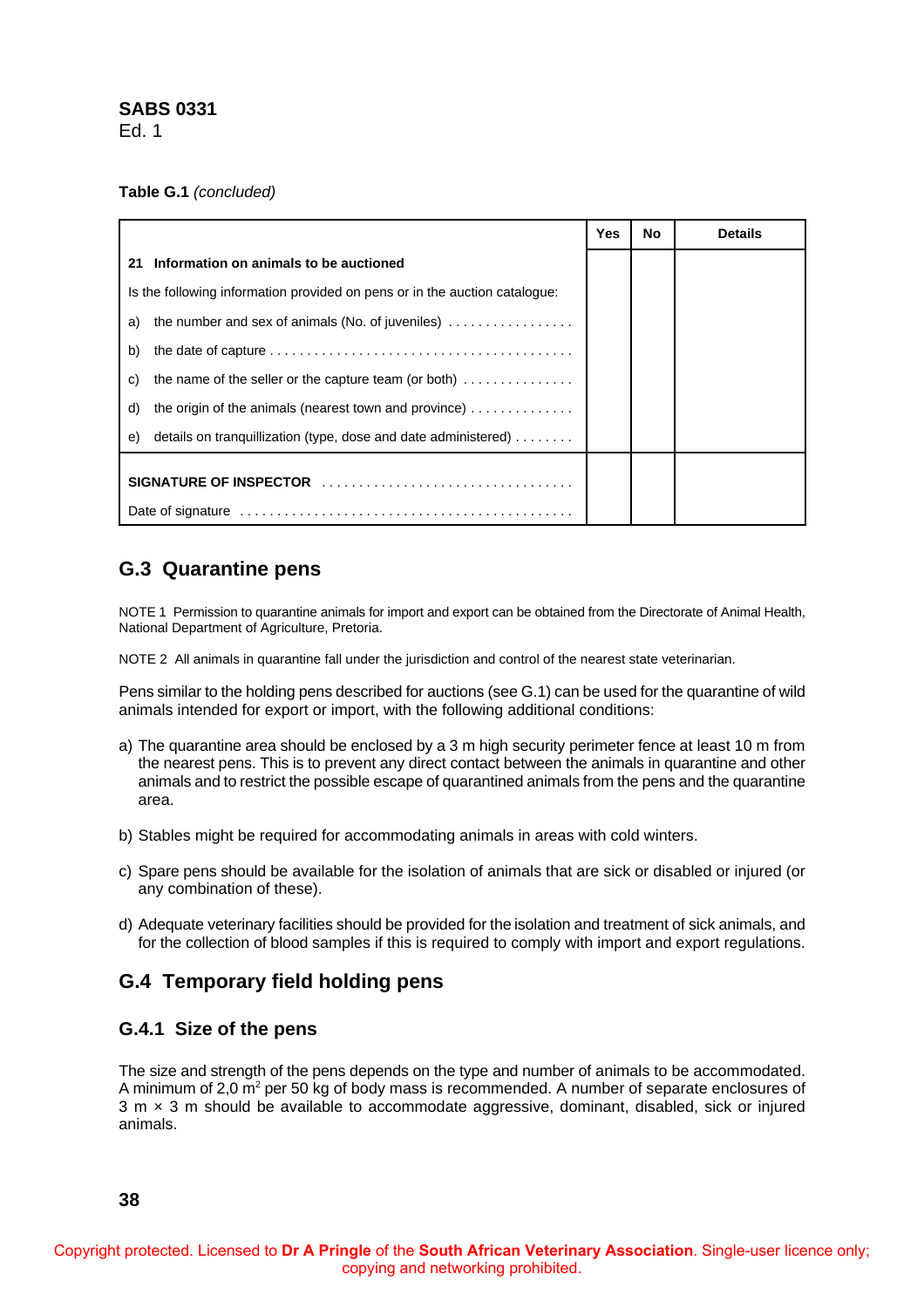**Table G.1** *(concluded)*

| | Yes | No | Details |
|---|---|---|---|
| **21 Information on animals to be auctioned** | | | |
| Is the following information provided on pens or in the auction catalogue: | | | |
| a) the number and sex of animals (No. of juveniles) . . . . . . . . . . . . . . . . . | | | |
| b) the date of capture . . . . . . . . . . . . . . . . . . . . . . . . . . . . . . . . . . . . . . . . | | | |
| c) the name of the seller or the capture team (or both) . . . . . . . . . . . . . . . | | | |
| d) the origin of the animals (nearest town and province) . . . . . . . . . . . . . . | | | |
| e) details on tranquillization (type, dose and date administered) . . . . . . . . | | | |
| **SIGNATURE OF INSPECTOR** . . . . . . . . . . . . . . . . . . . . . . . . . . . . . . . . . | | | |
| Date of signature . . . . . . . . . . . . . . . . . . . . . . . . . . . . . . . . . . . . . . . . . . . . | | | |

## G.3 Quarantine pens

NOTE 1 Permission to quarantine animals for import and export can be obtained from the Directorate of Animal Health, National Department of Agriculture, Pretoria.

NOTE 2 All animals in quarantine fall under the jurisdiction and control of the nearest state veterinarian.

Pens similar to the holding pens described for auctions (see G.1) can be used for the quarantine of wild animals intended for export or import, with the following additional conditions:

a) The quarantine area should be enclosed by a 3 m high security perimeter fence at least 10 m from the nearest pens. This is to prevent any direct contact between the animals in quarantine and other animals and to restrict the possible escape of quarantined animals from the pens and the quarantine area.

b) Stables might be required for accommodating animals in areas with cold winters.

c) Spare pens should be available for the isolation of animals that are sick or disabled or injured (or any combination of these).

d) Adequate veterinary facilities should be provided for the isolation and treatment of sick animals, and for the collection of blood samples if this is required to comply with import and export regulations.

## G.4 Temporary field holding pens

### G.4.1 Size of the pens

The size and strength of the pens depends on the type and number of animals to be accommodated. A minimum of 2,0 $m^2$ per 50 kg of body mass is recommended. A number of separate enclosures of 3 m × 3 m should be available to accommodate aggressive, dominant, disabled, sick or injured animals.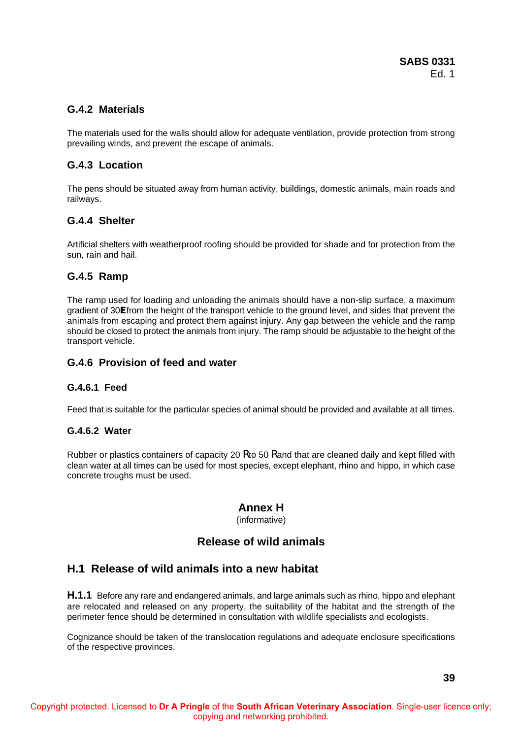### G.4.2 Materials

The materials used for the walls should allow for adequate ventilation, provide protection from strong prevailing winds, and prevent the escape of animals.

### G.4.3 Location

The pens should be situated away from human activity, buildings, domestic animals, main roads and railways.

### G.4.4 Shelter

Artificial shelters with weatherproof roofing should be provided for shade and for protection from the sun, rain and hail.

### G.4.5 Ramp

The ramp used for loading and unloading the animals should have a non-slip surface, a maximum gradient of 30° from the height of the transport vehicle to the ground level, and sides that prevent the animals from escaping and protect them against injury. Any gap between the vehicle and the ramp should be closed to protect the animals from injury. The ramp should be adjustable to the height of the transport vehicle.

### G.4.6 Provision of feed and water

#### G.4.6.1 Feed

Feed that is suitable for the particular species of animal should be provided and available at all times.

#### G.4.6.2 Water

Rubber or plastics containers of capacity 20 ℓ to 50 ℓ and that are cleaned daily and kept filled with clean water at all times can be used for most species, except elephant, rhino and hippo, in which case concrete troughs must be used.

# Annex H

(informative)

## Release of wild animals

### H.1 Release of wild animals into a new habitat

**H.1.1** Before any rare and endangered animals, and large animals such as rhino, hippo and elephant are relocated and released on any property, the suitability of the habitat and the strength of the perimeter fence should be determined in consultation with wildlife specialists and ecologists.

Cognizance should be taken of the translocation regulations and adequate enclosure specifications of the respective provinces.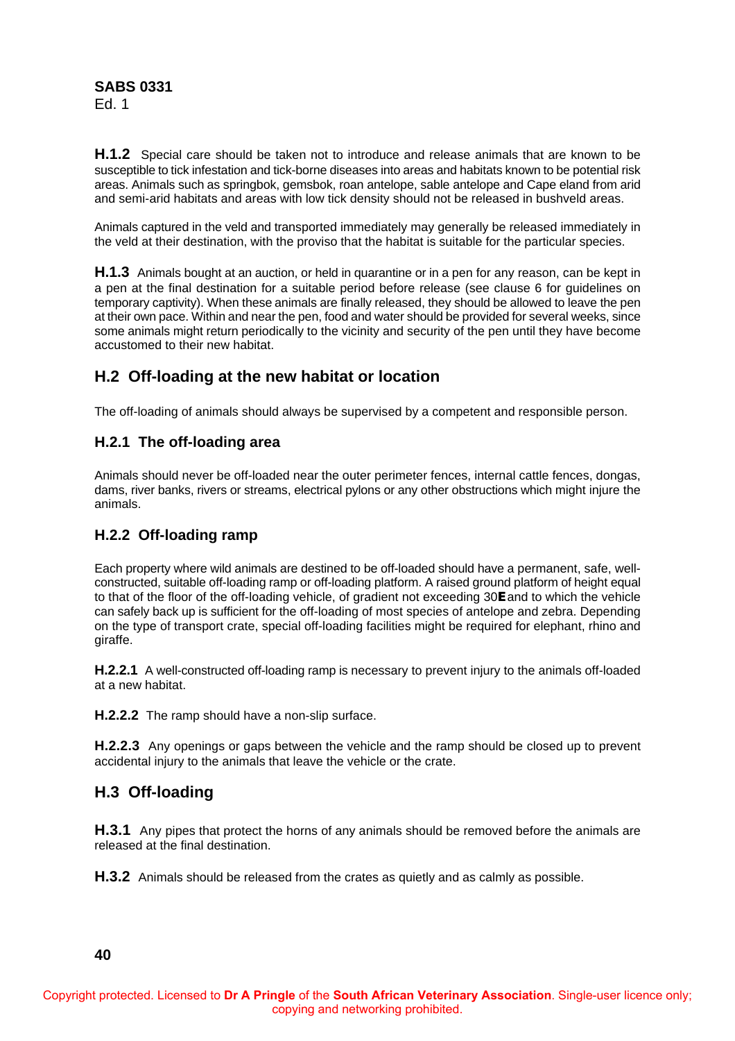**H.1.2** Special care should be taken not to introduce and release animals that are known to be susceptible to tick infestation and tick-borne diseases into areas and habitats known to be potential risk areas. Animals such as springbok, gemsbok, roan antelope, sable antelope and Cape eland from arid and semi-arid habitats and areas with low tick density should not be released in bushveld areas.

Animals captured in the veld and transported immediately may generally be released immediately in the veld at their destination, with the proviso that the habitat is suitable for the particular species.

**H.1.3** Animals bought at an auction, or held in quarantine or in a pen for any reason, can be kept in a pen at the final destination for a suitable period before release (see clause 6 for guidelines on temporary captivity). When these animals are finally released, they should be allowed to leave the pen at their own pace. Within and near the pen, food and water should be provided for several weeks, since some animals might return periodically to the vicinity and security of the pen until they have become accustomed to their new habitat.

## H.2 Off-loading at the new habitat or location

The off-loading of animals should always be supervised by a competent and responsible person.

### H.2.1 The off-loading area

Animals should never be off-loaded near the outer perimeter fences, internal cattle fences, dongas, dams, river banks, rivers or streams, electrical pylons or any other obstructions which might injure the animals.

### H.2.2 Off-loading ramp

Each property where wild animals are destined to be off-loaded should have a permanent, safe, well-constructed, suitable off-loading ramp or off-loading platform. A raised ground platform of height equal to that of the floor of the off-loading vehicle, of gradient not exceeding 30° and to which the vehicle can safely back up is sufficient for the off-loading of most species of antelope and zebra. Depending on the type of transport crate, special off-loading facilities might be required for elephant, rhino and giraffe.

**H.2.2.1** A well-constructed off-loading ramp is necessary to prevent injury to the animals off-loaded at a new habitat.

**H.2.2.2** The ramp should have a non-slip surface.

**H.2.2.3** Any openings or gaps between the vehicle and the ramp should be closed up to prevent accidental injury to the animals that leave the vehicle or the crate.

## H.3 Off-loading

**H.3.1** Any pipes that protect the horns of any animals should be removed before the animals are released at the final destination.

**H.3.2** Animals should be released from the crates as quietly and as calmly as possible.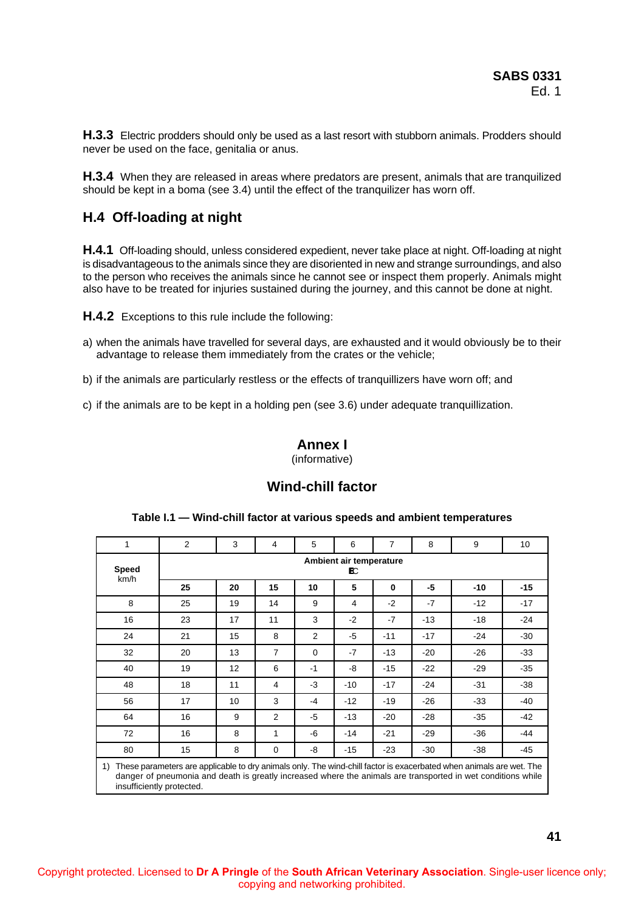**H.3.3** Electric prodders should only be used as a last resort with stubborn animals. Prodders should never be used on the face, genitalia or anus.

**H.3.4** When they are released in areas where predators are present, animals that are tranquilized should be kept in a boma (see 3.4) until the effect of the tranquilizer has worn off.

## H.4 Off-loading at night

**H.4.1** Off-loading should, unless considered expedient, never take place at night. Off-loading at night is disadvantageous to the animals since they are disoriented in new and strange surroundings, and also to the person who receives the animals since he cannot see or inspect them properly. Animals might also have to be treated for injuries sustained during the journey, and this cannot be done at night.

**H.4.2** Exceptions to this rule include the following:

a) when the animals have travelled for several days, are exhausted and it would obviously be to their advantage to release them immediately from the crates or the vehicle;

b) if the animals are particularly restless or the effects of tranquillizers have worn off; and

c) if the animals are to be kept in a holding pen (see 3.6) under adequate tranquillization.

# Annex I

(informative)

## Wind-chill factor

**Table I.1 — Wind-chill factor at various speeds and ambient temperatures**

| 1 | 2 | 3 | 4 | 5 | 6 | 7 | 8 | 9 | 10 |
|---|---|---|---|---|---|---|---|---|---|
| **Speed** km/h | **Ambient air temperature °C** | | | | | | | | |
| | **25** | **20** | **15** | **10** | **5** | **0** | **-5** | **-10** | **-15** |
| 8 | 25 | 19 | 14 | 9 | 4 | -2 | -7 | -12 | -17 |
| 16 | 23 | 17 | 11 | 3 | -2 | -7 | -13 | -18 | -24 |
| 24 | 21 | 15 | 8 | 2 | -5 | -11 | -17 | -24 | -30 |
| 32 | 20 | 13 | 7 | 0 | -7 | -13 | -20 | -26 | -33 |
| 40 | 19 | 12 | 6 | -1 | -8 | -15 | -22 | -29 | -35 |
| 48 | 18 | 11 | 4 | -3 | -10 | -17 | -24 | -31 | -38 |
| 56 | 17 | 10 | 3 | -4 | -12 | -19 | -26 | -33 | -40 |
| 64 | 16 | 9 | 2 | -5 | -13 | -20 | -28 | -35 | -42 |
| 72 | 16 | 8 | 1 | -6 | -14 | -21 | -29 | -36 | -44 |
| 80 | 15 | 8 | 0 | -8 | -15 | -23 | -30 | -38 | -45 |

1) These parameters are applicable to dry animals only. The wind-chill factor is exacerbated when animals are wet. The danger of pneumonia and death is greatly increased where the animals are transported in wet conditions while insufficiently protected.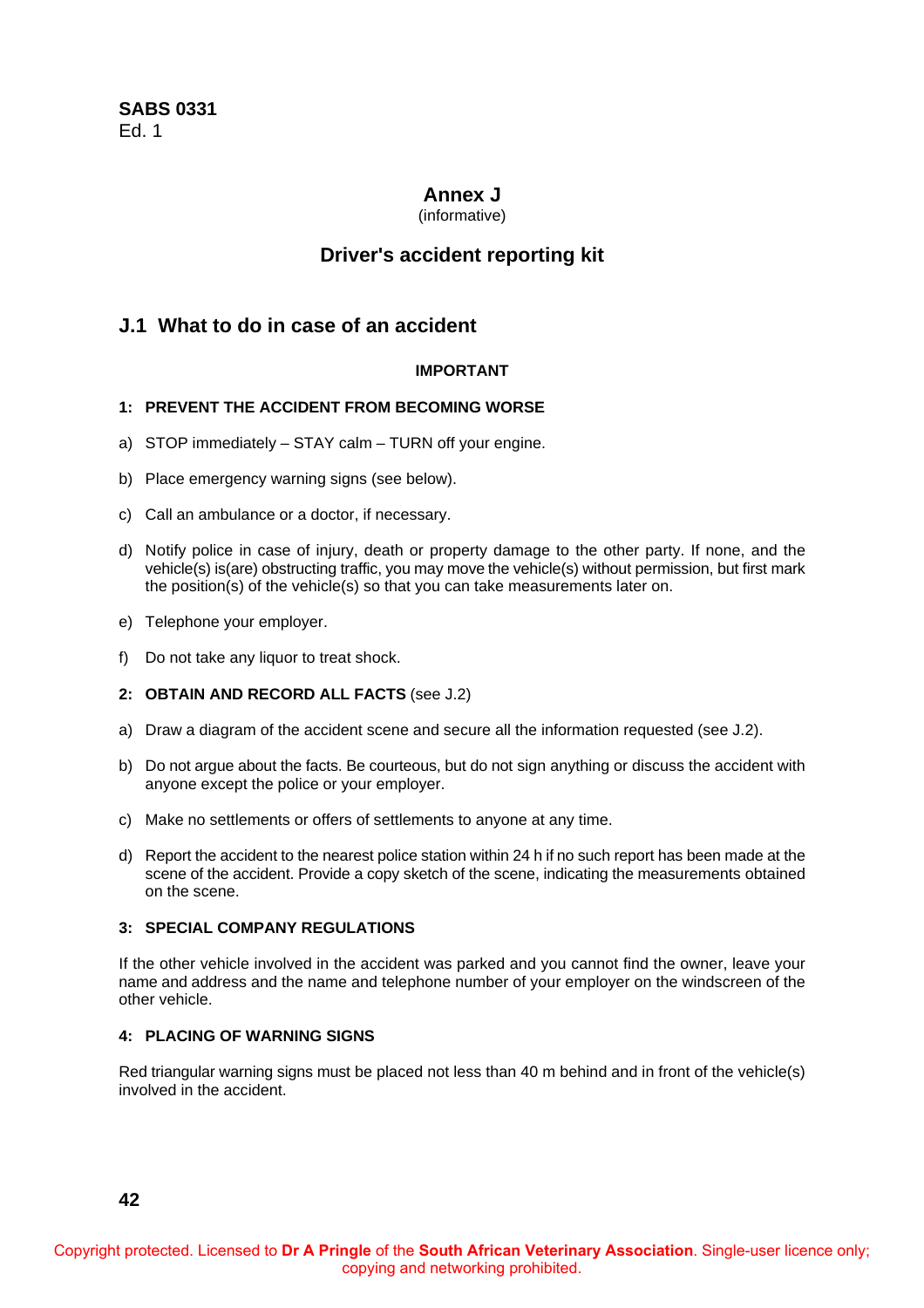# Annex J

(informative)

## Driver's accident reporting kit

### J.1 What to do in case of an accident

**IMPORTANT**

**1: PREVENT THE ACCIDENT FROM BECOMING WORSE**

a) STOP immediately – STAY calm – TURN off your engine.

b) Place emergency warning signs (see below).

c) Call an ambulance or a doctor, if necessary.

d) Notify police in case of injury, death or property damage to the other party. If none, and the vehicle(s) is(are) obstructing traffic, you may move the vehicle(s) without permission, but first mark the position(s) of the vehicle(s) so that you can take measurements later on.

e) Telephone your employer.

f) Do not take any liquor to treat shock.

**2: OBTAIN AND RECORD ALL FACTS** (see J.2)

a) Draw a diagram of the accident scene and secure all the information requested (see J.2).

b) Do not argue about the facts. Be courteous, but do not sign anything or discuss the accident with anyone except the police or your employer.

c) Make no settlements or offers of settlements to anyone at any time.

d) Report the accident to the nearest police station within 24 h if no such report has been made at the scene of the accident. Provide a copy sketch of the scene, indicating the measurements obtained on the scene.

**3: SPECIAL COMPANY REGULATIONS**

If the other vehicle involved in the accident was parked and you cannot find the owner, leave your name and address and the name and telephone number of your employer on the windscreen of the other vehicle.

**4: PLACING OF WARNING SIGNS**

Red triangular warning signs must be placed not less than 40 m behind and in front of the vehicle(s) involved in the accident.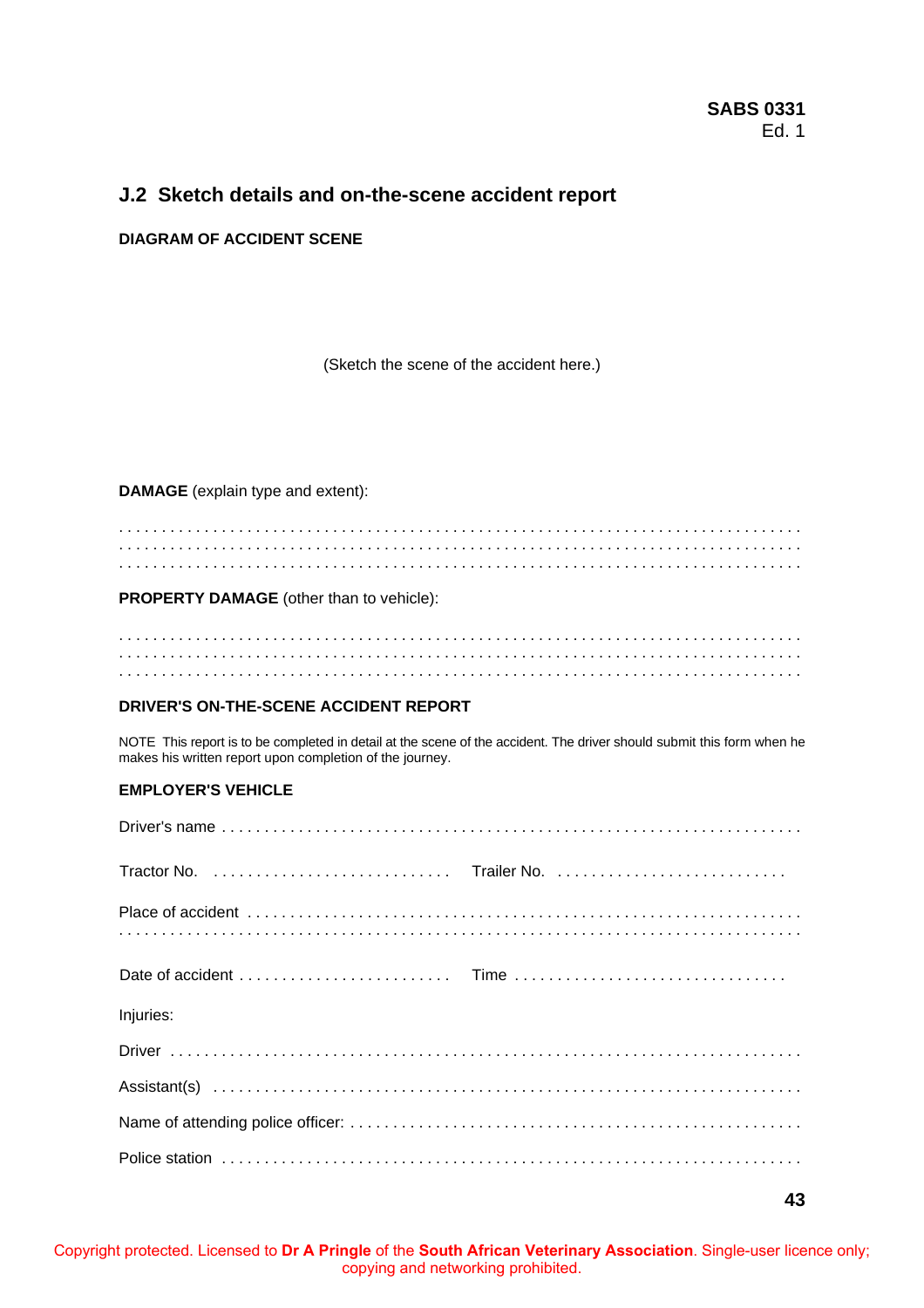## J.2 Sketch details and on-the-scene accident report

**DIAGRAM OF ACCIDENT SCENE**

(Sketch the scene of the accident here.)

**DAMAGE** (explain type and extent):

. . . . . . . . . . . . . . . . . . . . . . . . . . . . . . . . . . . . . . . . . . . . . . . . . . . . . . . . . . . . . . . . . . . . . . . . . . . . . . . .
. . . . . . . . . . . . . . . . . . . . . . . . . . . . . . . . . . . . . . . . . . . . . . . . . . . . . . . . . . . . . . . . . . . . . . . . . . . . . . . .
. . . . . . . . . . . . . . . . . . . . . . . . . . . . . . . . . . . . . . . . . . . . . . . . . . . . . . . . . . . . . . . . . . . . . . . . . . . . . . . .

**PROPERTY DAMAGE** (other than to vehicle):

. . . . . . . . . . . . . . . . . . . . . . . . . . . . . . . . . . . . . . . . . . . . . . . . . . . . . . . . . . . . . . . . . . . . . . . . . . . . . . . .
. . . . . . . . . . . . . . . . . . . . . . . . . . . . . . . . . . . . . . . . . . . . . . . . . . . . . . . . . . . . . . . . . . . . . . . . . . . . . . . .
. . . . . . . . . . . . . . . . . . . . . . . . . . . . . . . . . . . . . . . . . . . . . . . . . . . . . . . . . . . . . . . . . . . . . . . . . . . . . . . .

**DRIVER'S ON-THE-SCENE ACCIDENT REPORT**

NOTE This report is to be completed in detail at the scene of the accident. The driver should submit this form when he makes his written report upon completion of the journey.

**EMPLOYER'S VEHICLE**

Driver's name . . . . . . . . . . . . . . . . . . . . . . . . . . . . . . . . . . . . . . . . . . . . . . . . . . . . . . . . . . . . . . . .

Tractor No. . . . . . . . . . . . . . . . . . . . . . . . . . . . . Trailer No. . . . . . . . . . . . . . . . . . . . . . . . . . .

Place of accident . . . . . . . . . . . . . . . . . . . . . . . . . . . . . . . . . . . . . . . . . . . . . . . . . . . . . . . . . . . . .
. . . . . . . . . . . . . . . . . . . . . . . . . . . . . . . . . . . . . . . . . . . . . . . . . . . . . . . . . . . . . . . . . . . . . . . . . . . . . . . .

Date of accident . . . . . . . . . . . . . . . . . . . . . . . . . Time . . . . . . . . . . . . . . . . . . . . . . . . . . . . . . .

Injuries:

Driver . . . . . . . . . . . . . . . . . . . . . . . . . . . . . . . . . . . . . . . . . . . . . . . . . . . . . . . . . . . . . . . . . . . . . . .

Assistant(s) . . . . . . . . . . . . . . . . . . . . . . . . . . . . . . . . . . . . . . . . . . . . . . . . . . . . . . . . . . . . . . . . . .

Name of attending police officer: . . . . . . . . . . . . . . . . . . . . . . . . . . . . . . . . . . . . . . . . . . . . . . . . . . .

Police station . . . . . . . . . . . . . . . . . . . . . . . . . . . . . . . . . . . . . . . . . . . . . . . . . . . . . . . . . . . . . . . .

Copyright protected. Licensed to **Dr A Pringle** of the **South African Veterinary Association**. Single-user licence only; copying and networking prohibited.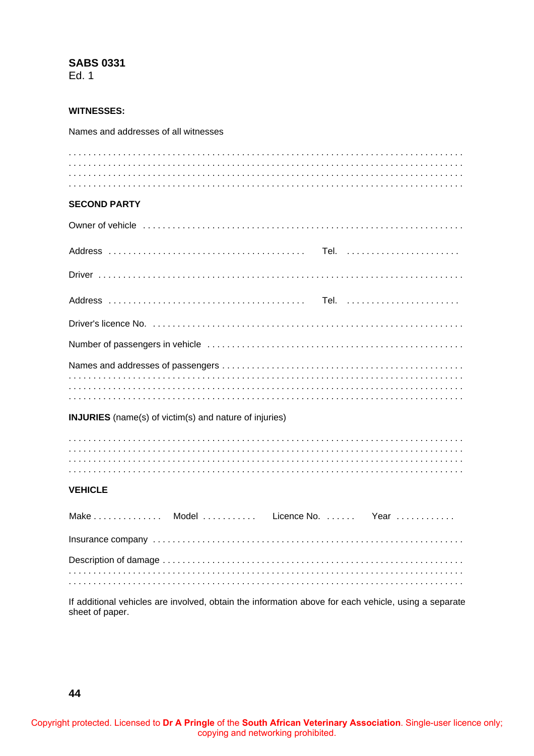**WITNESSES:**

Names and addresses of all witnesses

. . . . . . . . . . . . . . . . . . . . . . . . . . . . . . . . . . . . . . . . . . . . . . . . . . . . . . . . . . . . . . . . . . . . . . . . . . . .
. . . . . . . . . . . . . . . . . . . . . . . . . . . . . . . . . . . . . . . . . . . . . . . . . . . . . . . . . . . . . . . . . . . . . . . . . . . .
. . . . . . . . . . . . . . . . . . . . . . . . . . . . . . . . . . . . . . . . . . . . . . . . . . . . . . . . . . . . . . . . . . . . . . . . . . . .
. . . . . . . . . . . . . . . . . . . . . . . . . . . . . . . . . . . . . . . . . . . . . . . . . . . . . . . . . . . . . . . . . . . . . . . . . . . .

**SECOND PARTY**

Owner of vehicle . . . . . . . . . . . . . . . . . . . . . . . . . . . . . . . . . . . . . . . . . . . . . . . . . . . . . . . . . . . . . . .

Address . . . . . . . . . . . . . . . . . . . . . . . . . . . . . . . . . . . . . . Tel. . . . . . . . . . . . . . . . . . . . . . .

Driver . . . . . . . . . . . . . . . . . . . . . . . . . . . . . . . . . . . . . . . . . . . . . . . . . . . . . . . . . . . . . . . . . . . . . .

Address . . . . . . . . . . . . . . . . . . . . . . . . . . . . . . . . . . . . . . Tel. . . . . . . . . . . . . . . . . . . . . . .

Driver's licence No. . . . . . . . . . . . . . . . . . . . . . . . . . . . . . . . . . . . . . . . . . . . . . . . . . . . . . . . . . . . . . .

Number of passengers in vehicle . . . . . . . . . . . . . . . . . . . . . . . . . . . . . . . . . . . . . . . . . . . . . . . . . .

Names and addresses of passengers . . . . . . . . . . . . . . . . . . . . . . . . . . . . . . . . . . . . . . . . . . . . . . . .
. . . . . . . . . . . . . . . . . . . . . . . . . . . . . . . . . . . . . . . . . . . . . . . . . . . . . . . . . . . . . . . . . . . . . . . . . . . .
. . . . . . . . . . . . . . . . . . . . . . . . . . . . . . . . . . . . . . . . . . . . . . . . . . . . . . . . . . . . . . . . . . . . . . . . . . . .
. . . . . . . . . . . . . . . . . . . . . . . . . . . . . . . . . . . . . . . . . . . . . . . . . . . . . . . . . . . . . . . . . . . . . . . . . . . .

**INJURIES** (name(s) of victim(s) and nature of injuries)

. . . . . . . . . . . . . . . . . . . . . . . . . . . . . . . . . . . . . . . . . . . . . . . . . . . . . . . . . . . . . . . . . . . . . . . . . . . .
. . . . . . . . . . . . . . . . . . . . . . . . . . . . . . . . . . . . . . . . . . . . . . . . . . . . . . . . . . . . . . . . . . . . . . . . . . . .
. . . . . . . . . . . . . . . . . . . . . . . . . . . . . . . . . . . . . . . . . . . . . . . . . . . . . . . . . . . . . . . . . . . . . . . . . . . .
. . . . . . . . . . . . . . . . . . . . . . . . . . . . . . . . . . . . . . . . . . . . . . . . . . . . . . . . . . . . . . . . . . . . . . . . . . . .

**VEHICLE**

Make . . . . . . . . . . . . . . Model . . . . . . . . . . . Licence No. . . . . . . Year . . . . . . . . . . . .

Insurance company . . . . . . . . . . . . . . . . . . . . . . . . . . . . . . . . . . . . . . . . . . . . . . . . . . . . . . . . . . . . .

Description of damage . . . . . . . . . . . . . . . . . . . . . . . . . . . . . . . . . . . . . . . . . . . . . . . . . . . . . . . . . .
. . . . . . . . . . . . . . . . . . . . . . . . . . . . . . . . . . . . . . . . . . . . . . . . . . . . . . . . . . . . . . . . . . . . . . . . . . . .
. . . . . . . . . . . . . . . . . . . . . . . . . . . . . . . . . . . . . . . . . . . . . . . . . . . . . . . . . . . . . . . . . . . . . . . . . . . .

If additional vehicles are involved, obtain the information above for each vehicle, using a separate sheet of paper.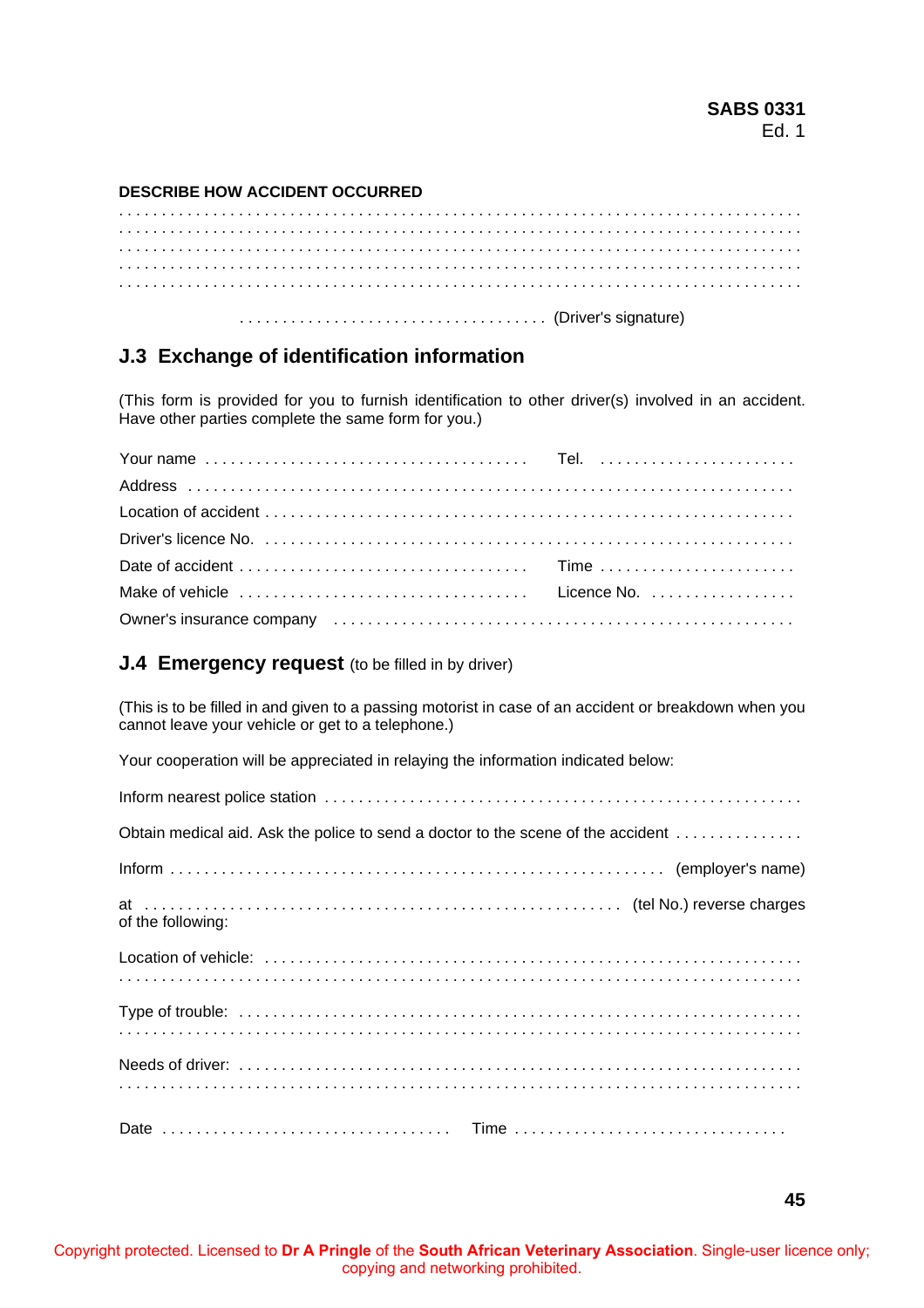**DESCRIBE HOW ACCIDENT OCCURRED**

. . . . . . . . . . . . . . . . . . . . . . . . . . . . . . . . . . . . . . . . . . . . . . . . . . . . . . . . . . . . . . . . . . . . . . . . . . . . . . .

. . . . . . . . . . . . . . . . . . . . . . . . . . . . . . . . . . . . . . . . . . . . . . . . . . . . . . . . . . . . . . . . . . . . . . . . . . . . . . .

. . . . . . . . . . . . . . . . . . . . . . . . . . . . . . . . . . . . . . . . . . . . . . . . . . . . . . . . . . . . . . . . . . . . . . . . . . . . . . .

. . . . . . . . . . . . . . . . . . . . . . . . . . . . . . . . . . . . . . . . . . . . . . . . . . . . . . . . . . . . . . . . . . . . . . . . . . . . . . .

. . . . . . . . . . . . . . . . . . . . . . . . . . . . . . . . . . . . . . . . . . . . . . . . . . . . . . . . . . . . . . . . . . . . . . . . . . . . . . .

. . . . . . . . . . . . . . . . . . . . . . . . . . . . . . . . . . . . (Driver's signature)

## J.3 Exchange of identification information

(This form is provided for you to furnish identification to other driver(s) involved in an accident. Have other parties complete the same form for you.)

Your name . . . . . . . . . . . . . . . . . . . . . . . . . . . . . . . . . . . . Tel. . . . . . . . . . . . . . . . . . . . . . . .

Address . . . . . . . . . . . . . . . . . . . . . . . . . . . . . . . . . . . . . . . . . . . . . . . . . . . . . . . . . . . . . . . . . .

Location of accident . . . . . . . . . . . . . . . . . . . . . . . . . . . . . . . . . . . . . . . . . . . . . . . . . . . . . . . . . . .

Driver's licence No. . . . . . . . . . . . . . . . . . . . . . . . . . . . . . . . . . . . . . . . . . . . . . . . . . . . . . . . . . . .

Date of accident . . . . . . . . . . . . . . . . . . . . . . . . . . . . . . . . . Time . . . . . . . . . . . . . . . . . . . . . . .

Make of vehicle . . . . . . . . . . . . . . . . . . . . . . . . . . . . . . . . . Licence No. . . . . . . . . . . . . . . . . .

Owner's insurance company . . . . . . . . . . . . . . . . . . . . . . . . . . . . . . . . . . . . . . . . . . . . . . . . . .

## J.4 Emergency request (to be filled in by driver)

(This is to be filled in and given to a passing motorist in case of an accident or breakdown when you cannot leave your vehicle or get to a telephone.)

Your cooperation will be appreciated in relaying the information indicated below:

Inform nearest police station . . . . . . . . . . . . . . . . . . . . . . . . . . . . . . . . . . . . . . . . . . . . . . . . . . . . . .

Obtain medical aid. Ask the police to send a doctor to the scene of the accident . . . . . . . . . . . . . . .

Inform . . . . . . . . . . . . . . . . . . . . . . . . . . . . . . . . . . . . . . . . . . . . . . . . . . . . . . . . (employer's name)

at . . . . . . . . . . . . . . . . . . . . . . . . . . . . . . . . . . . . . . . . . . . . . . . . . . . . . . . (tel No.) reverse charges of the following:

Location of vehicle: . . . . . . . . . . . . . . . . . . . . . . . . . . . . . . . . . . . . . . . . . . . . . . . . . . . . . . . . . . . . .

. . . . . . . . . . . . . . . . . . . . . . . . . . . . . . . . . . . . . . . . . . . . . . . . . . . . . . . . . . . . . . . . . . . . . . . . . . . . . . .

Type of trouble: . . . . . . . . . . . . . . . . . . . . . . . . . . . . . . . . . . . . . . . . . . . . . . . . . . . . . . . . . . . . . . . .

. . . . . . . . . . . . . . . . . . . . . . . . . . . . . . . . . . . . . . . . . . . . . . . . . . . . . . . . . . . . . . . . . . . . . . . . . . . . . . .

Needs of driver: . . . . . . . . . . . . . . . . . . . . . . . . . . . . . . . . . . . . . . . . . . . . . . . . . . . . . . . . . . . . . . . .

. . . . . . . . . . . . . . . . . . . . . . . . . . . . . . . . . . . . . . . . . . . . . . . . . . . . . . . . . . . . . . . . . . . . . . . . . . . . . . .

Date . . . . . . . . . . . . . . . . . . . . . . . . . . . . . . . . . Time . . . . . . . . . . . . . . . . . . . . . . . . . . . . . . .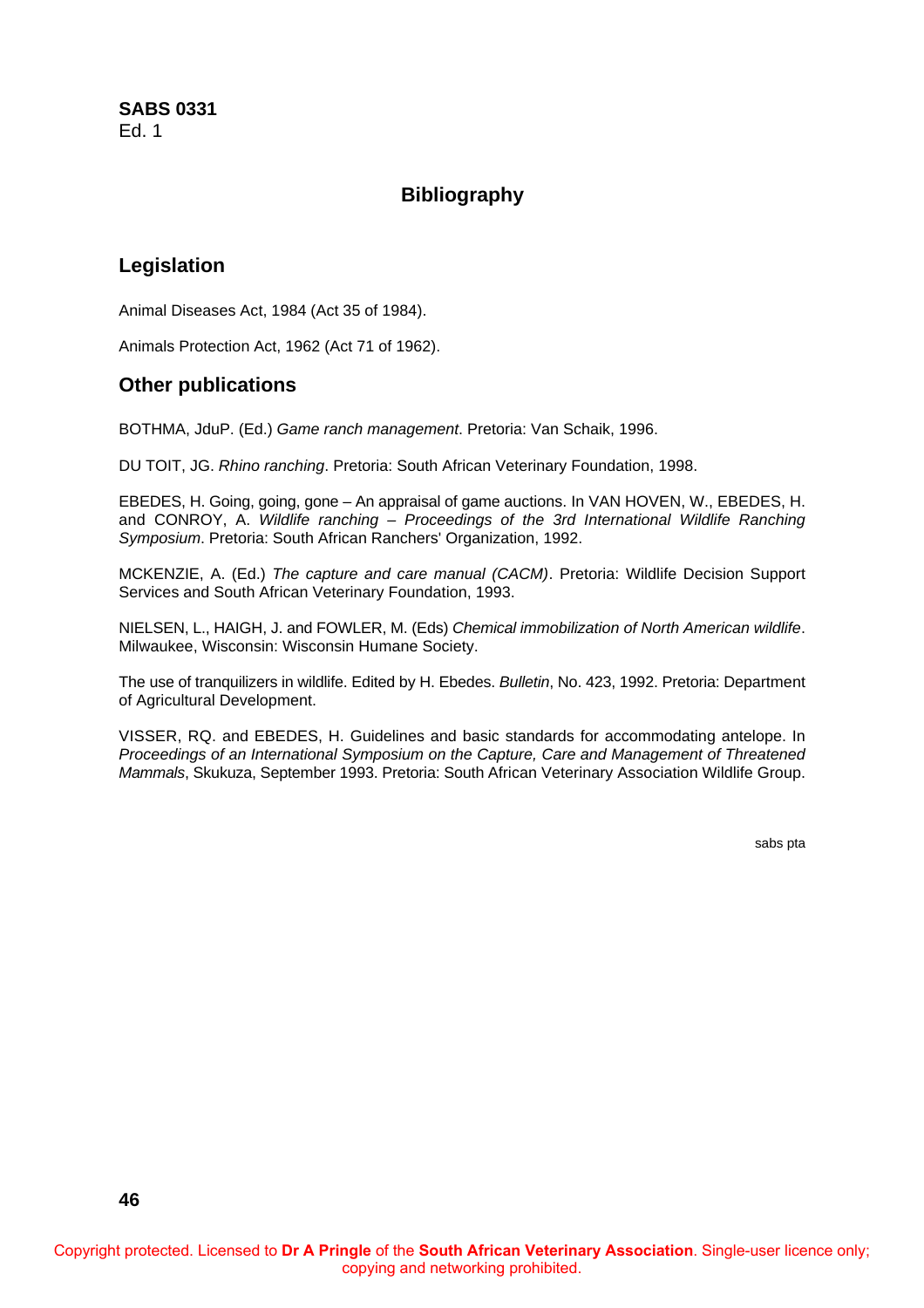# Bibliography

## Legislation

Animal Diseases Act, 1984 (Act 35 of 1984).

Animals Protection Act, 1962 (Act 71 of 1962).

## Other publications

BOTHMA, JduP. (Ed.) *Game ranch management*. Pretoria: Van Schaik, 1996.

DU TOIT, JG. *Rhino ranching*. Pretoria: South African Veterinary Foundation, 1998.

EBEDES, H. Going, going, gone – An appraisal of game auctions. In VAN HOVEN, W., EBEDES, H. and CONROY, A. *Wildlife ranching – Proceedings of the 3rd International Wildlife Ranching Symposium*. Pretoria: South African Ranchers' Organization, 1992.

MCKENZIE, A. (Ed.) *The capture and care manual (CACM)*. Pretoria: Wildlife Decision Support Services and South African Veterinary Foundation, 1993.

NIELSEN, L., HAIGH, J. and FOWLER, M. (Eds) *Chemical immobilization of North American wildlife*. Milwaukee, Wisconsin: Wisconsin Humane Society.

The use of tranquilizers in wildlife. Edited by H. Ebedes. *Bulletin*, No. 423, 1992. Pretoria: Department of Agricultural Development.

VISSER, RQ. and EBEDES, H. Guidelines and basic standards for accommodating antelope. In *Proceedings of an International Symposium on the Capture, Care and Management of Threatened Mammals*, Skukuza, September 1993. Pretoria: South African Veterinary Association Wildlife Group.

sabs pta